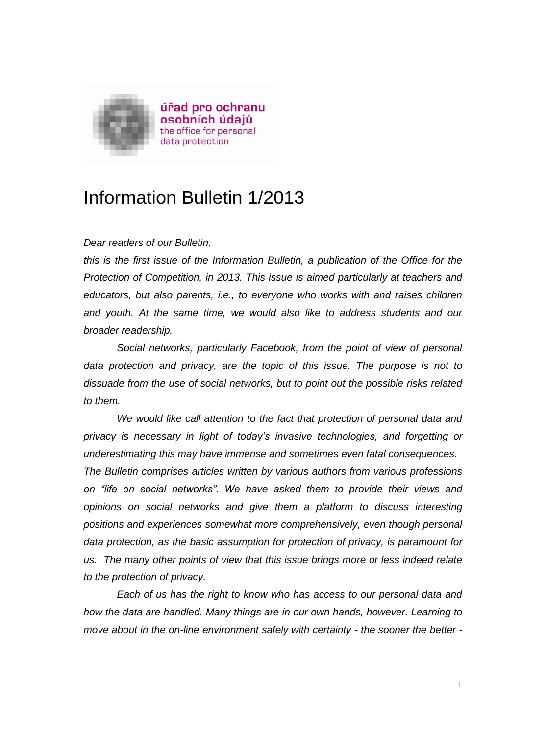úřad pro ochranu osobních údajů
the office for personal data protection

# Information Bulletin 1/2013

*Dear readers of our Bulletin,*

*this is the first issue of the Information Bulletin, a publication of the Office for the Protection of Competition, in 2013. This issue is aimed particularly at teachers and educators, but also parents, i.e., to everyone who works with and raises children and youth. At the same time, we would also like to address students and our broader readership.*

*Social networks, particularly Facebook, from the point of view of personal data protection and privacy, are the topic of this issue. The purpose is not to dissuade from the use of social networks, but to point out the possible risks related to them.*

*We would like call attention to the fact that protection of personal data and privacy is necessary in light of today's invasive technologies, and forgetting or underestimating this may have immense and sometimes even fatal consequences. The Bulletin comprises articles written by various authors from various professions on "life on social networks". We have asked them to provide their views and opinions on social networks and give them a platform to discuss interesting positions and experiences somewhat more comprehensively, even though personal data protection, as the basic assumption for protection of privacy, is paramount for us. The many other points of view that this issue brings more or less indeed relate to the protection of privacy.*

*Each of us has the right to know who has access to our personal data and how the data are handled. Many things are in our own hands, however. Learning to move about in the on-line environment safely with certainty - the sooner the better -*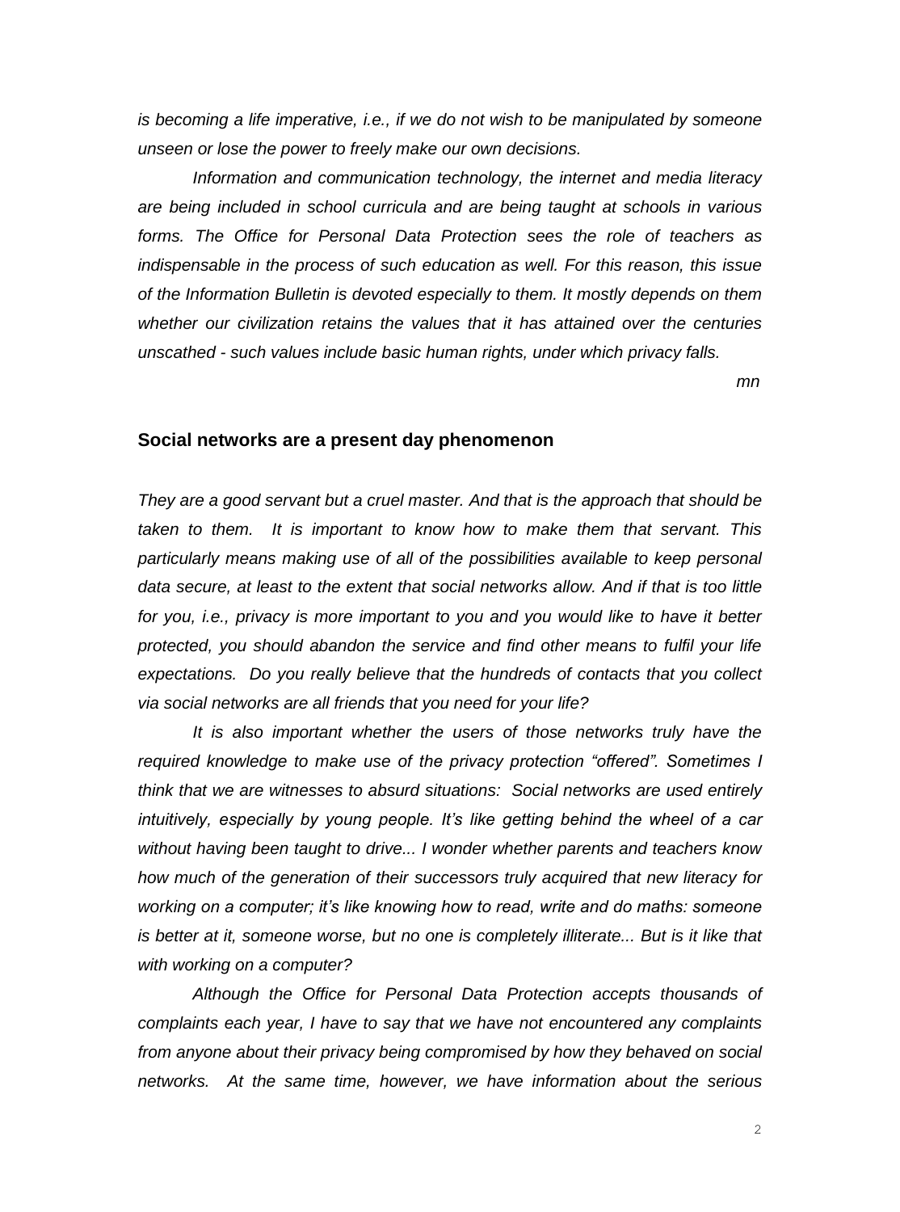*is becoming a life imperative, i.e., if we do not wish to be manipulated by someone unseen or lose the power to freely make our own decisions.*

*Information and communication technology, the internet and media literacy are being included in school curricula and are being taught at schools in various forms. The Office for Personal Data Protection sees the role of teachers as indispensable in the process of such education as well. For this reason, this issue of the Information Bulletin is devoted especially to them. It mostly depends on them whether our civilization retains the values that it has attained over the centuries unscathed - such values include basic human rights, under which privacy falls.*

*mn*

## Social networks are a present day phenomenon

*They are a good servant but a cruel master. And that is the approach that should be taken to them. It is important to know how to make them that servant. This particularly means making use of all of the possibilities available to keep personal data secure, at least to the extent that social networks allow. And if that is too little for you, i.e., privacy is more important to you and you would like to have it better protected, you should abandon the service and find other means to fulfil your life expectations. Do you really believe that the hundreds of contacts that you collect via social networks are all friends that you need for your life?*

*It is also important whether the users of those networks truly have the required knowledge to make use of the privacy protection "offered". Sometimes I think that we are witnesses to absurd situations: Social networks are used entirely intuitively, especially by young people. It's like getting behind the wheel of a car without having been taught to drive... I wonder whether parents and teachers know how much of the generation of their successors truly acquired that new literacy for working on a computer; it's like knowing how to read, write and do maths: someone is better at it, someone worse, but no one is completely illiterate... But is it like that with working on a computer?*

*Although the Office for Personal Data Protection accepts thousands of complaints each year, I have to say that we have not encountered any complaints from anyone about their privacy being compromised by how they behaved on social networks. At the same time, however, we have information about the serious*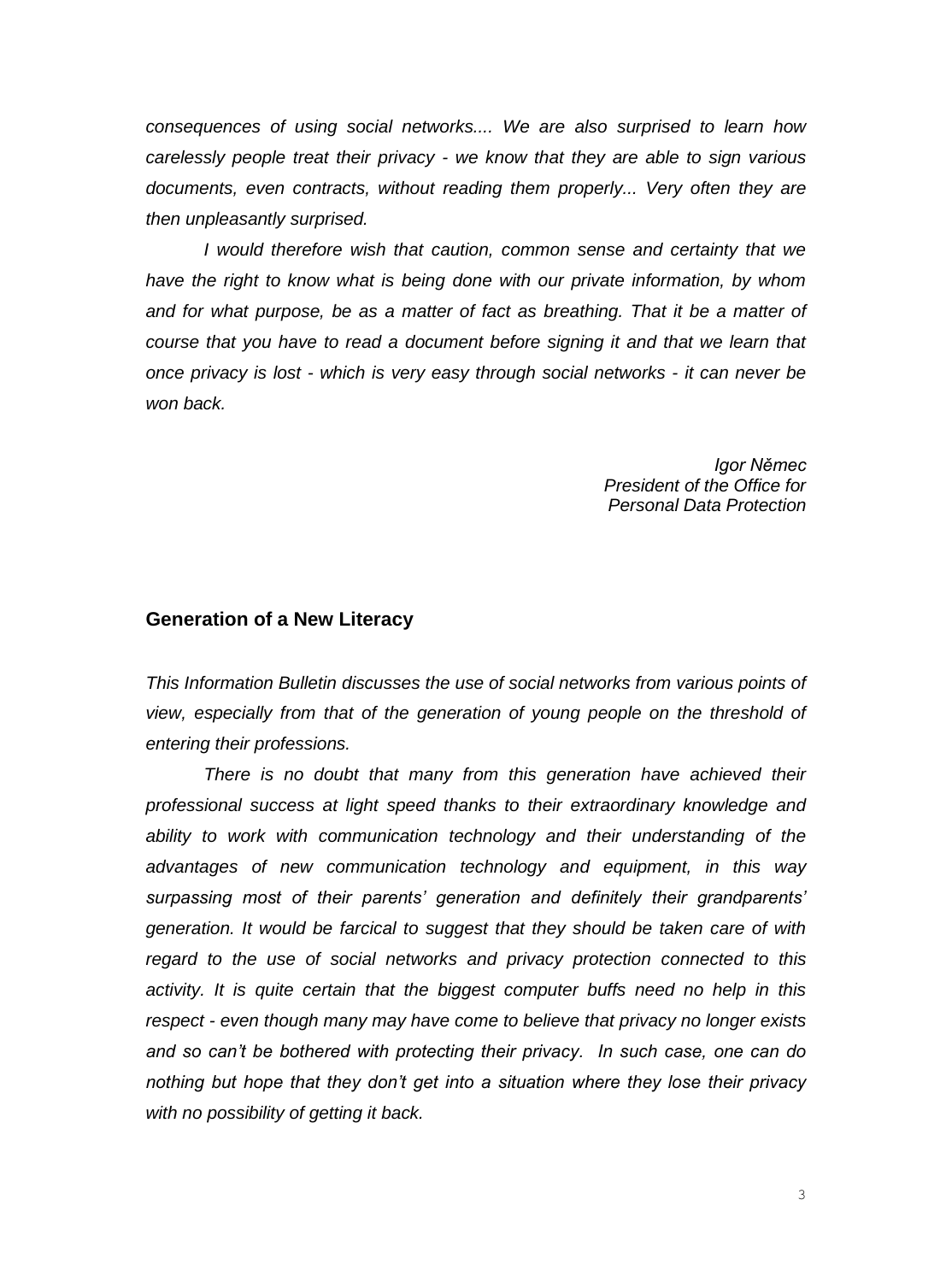*consequences of using social networks.... We are also surprised to learn how carelessly people treat their privacy - we know that they are able to sign various documents, even contracts, without reading them properly... Very often they are then unpleasantly surprised.*

*I would therefore wish that caution, common sense and certainty that we have the right to know what is being done with our private information, by whom and for what purpose, be as a matter of fact as breathing. That it be a matter of course that you have to read a document before signing it and that we learn that once privacy is lost - which is very easy through social networks - it can never be won back.*

*Igor Němec*
*President of the Office for*
*Personal Data Protection*

## Generation of a New Literacy

*This Information Bulletin discusses the use of social networks from various points of view, especially from that of the generation of young people on the threshold of entering their professions.*

*There is no doubt that many from this generation have achieved their professional success at light speed thanks to their extraordinary knowledge and ability to work with communication technology and their understanding of the advantages of new communication technology and equipment, in this way surpassing most of their parents' generation and definitely their grandparents' generation. It would be farcical to suggest that they should be taken care of with regard to the use of social networks and privacy protection connected to this activity. It is quite certain that the biggest computer buffs need no help in this respect - even though many may have come to believe that privacy no longer exists and so can't be bothered with protecting their privacy. In such case, one can do nothing but hope that they don't get into a situation where they lose their privacy with no possibility of getting it back.*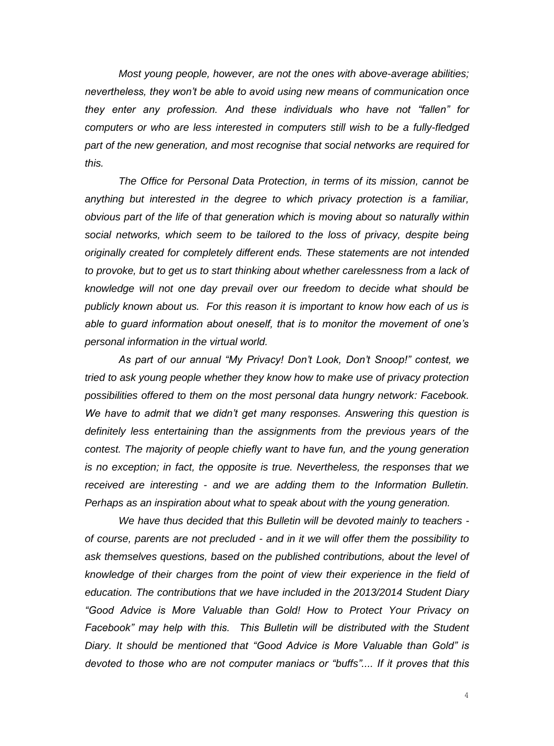*Most young people, however, are not the ones with above-average abilities; nevertheless, they won't be able to avoid using new means of communication once they enter any profession. And these individuals who have not "fallen" for computers or who are less interested in computers still wish to be a fully-fledged part of the new generation, and most recognise that social networks are required for this.*

*The Office for Personal Data Protection, in terms of its mission, cannot be anything but interested in the degree to which privacy protection is a familiar, obvious part of the life of that generation which is moving about so naturally within social networks, which seem to be tailored to the loss of privacy, despite being originally created for completely different ends. These statements are not intended to provoke, but to get us to start thinking about whether carelessness from a lack of knowledge will not one day prevail over our freedom to decide what should be publicly known about us. For this reason it is important to know how each of us is able to guard information about oneself, that is to monitor the movement of one's personal information in the virtual world.*

*As part of our annual "My Privacy! Don't Look, Don't Snoop!" contest, we tried to ask young people whether they know how to make use of privacy protection possibilities offered to them on the most personal data hungry network: Facebook. We have to admit that we didn't get many responses. Answering this question is definitely less entertaining than the assignments from the previous years of the contest. The majority of people chiefly want to have fun, and the young generation is no exception; in fact, the opposite is true. Nevertheless, the responses that we received are interesting - and we are adding them to the Information Bulletin. Perhaps as an inspiration about what to speak about with the young generation.*

*We have thus decided that this Bulletin will be devoted mainly to teachers - of course, parents are not precluded - and in it we will offer them the possibility to ask themselves questions, based on the published contributions, about the level of knowledge of their charges from the point of view their experience in the field of education. The contributions that we have included in the 2013/2014 Student Diary "Good Advice is More Valuable than Gold! How to Protect Your Privacy on Facebook" may help with this. This Bulletin will be distributed with the Student Diary. It should be mentioned that "Good Advice is More Valuable than Gold" is devoted to those who are not computer maniacs or "buffs".... If it proves that this*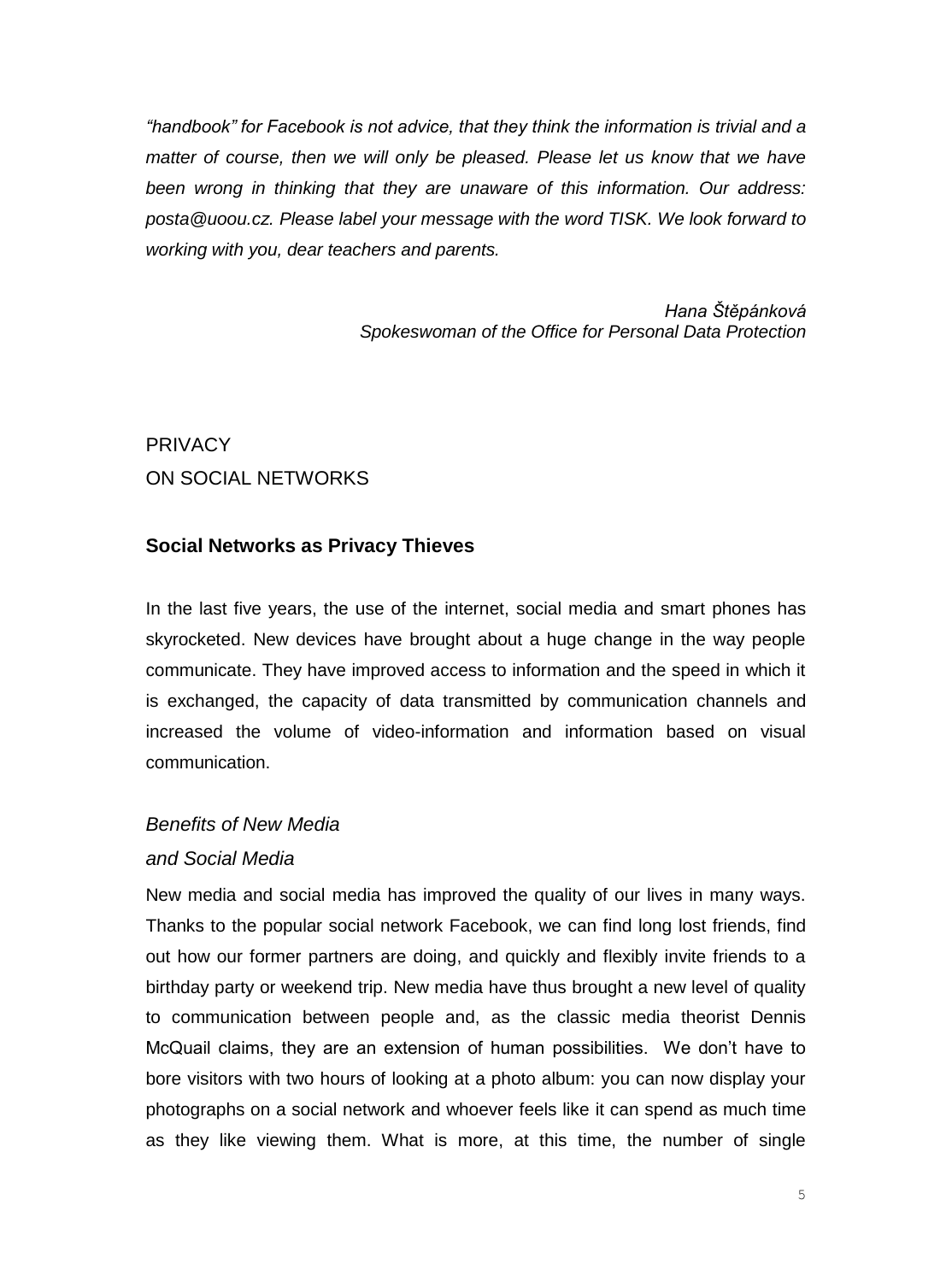*"handbook" for Facebook is not advice, that they think the information is trivial and a matter of course, then we will only be pleased. Please let us know that we have been wrong in thinking that they are unaware of this information. Our address: posta@uoou.cz. Please label your message with the word TISK. We look forward to working with you, dear teachers and parents.*

*Hana Štěpánková*
*Spokeswoman of the Office for Personal Data Protection*

# PRIVACY ON SOCIAL NETWORKS

## Social Networks as Privacy Thieves

In the last five years, the use of the internet, social media and smart phones has skyrocketed. New devices have brought about a huge change in the way people communicate. They have improved access to information and the speed in which it is exchanged, the capacity of data transmitted by communication channels and increased the volume of video-information and information based on visual communication.

### *Benefits of New Media and Social Media*

New media and social media has improved the quality of our lives in many ways. Thanks to the popular social network Facebook, we can find long lost friends, find out how our former partners are doing, and quickly and flexibly invite friends to a birthday party or weekend trip. New media have thus brought a new level of quality to communication between people and, as the classic media theorist Dennis McQuail claims, they are an extension of human possibilities. We don't have to bore visitors with two hours of looking at a photo album: you can now display your photographs on a social network and whoever feels like it can spend as much time as they like viewing them. What is more, at this time, the number of single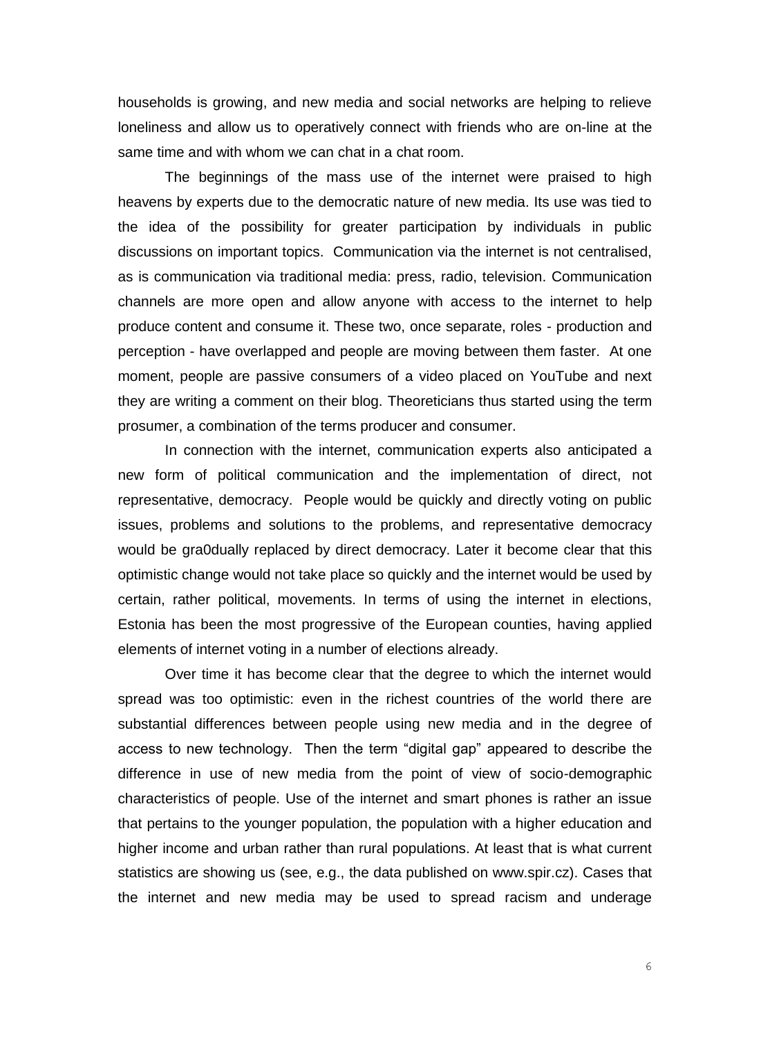households is growing, and new media and social networks are helping to relieve loneliness and allow us to operatively connect with friends who are on-line at the same time and with whom we can chat in a chat room.

The beginnings of the mass use of the internet were praised to high heavens by experts due to the democratic nature of new media. Its use was tied to the idea of the possibility for greater participation by individuals in public discussions on important topics. Communication via the internet is not centralised, as is communication via traditional media: press, radio, television. Communication channels are more open and allow anyone with access to the internet to help produce content and consume it. These two, once separate, roles - production and perception - have overlapped and people are moving between them faster. At one moment, people are passive consumers of a video placed on YouTube and next they are writing a comment on their blog. Theoreticians thus started using the term prosumer, a combination of the terms producer and consumer.

In connection with the internet, communication experts also anticipated a new form of political communication and the implementation of direct, not representative, democracy. People would be quickly and directly voting on public issues, problems and solutions to the problems, and representative democracy would be gra0dually replaced by direct democracy. Later it become clear that this optimistic change would not take place so quickly and the internet would be used by certain, rather political, movements. In terms of using the internet in elections, Estonia has been the most progressive of the European counties, having applied elements of internet voting in a number of elections already.

Over time it has become clear that the degree to which the internet would spread was too optimistic: even in the richest countries of the world there are substantial differences between people using new media and in the degree of access to new technology. Then the term "digital gap" appeared to describe the difference in use of new media from the point of view of socio-demographic characteristics of people. Use of the internet and smart phones is rather an issue that pertains to the younger population, the population with a higher education and higher income and urban rather than rural populations. At least that is what current statistics are showing us (see, e.g., the data published on www.spir.cz). Cases that the internet and new media may be used to spread racism and underage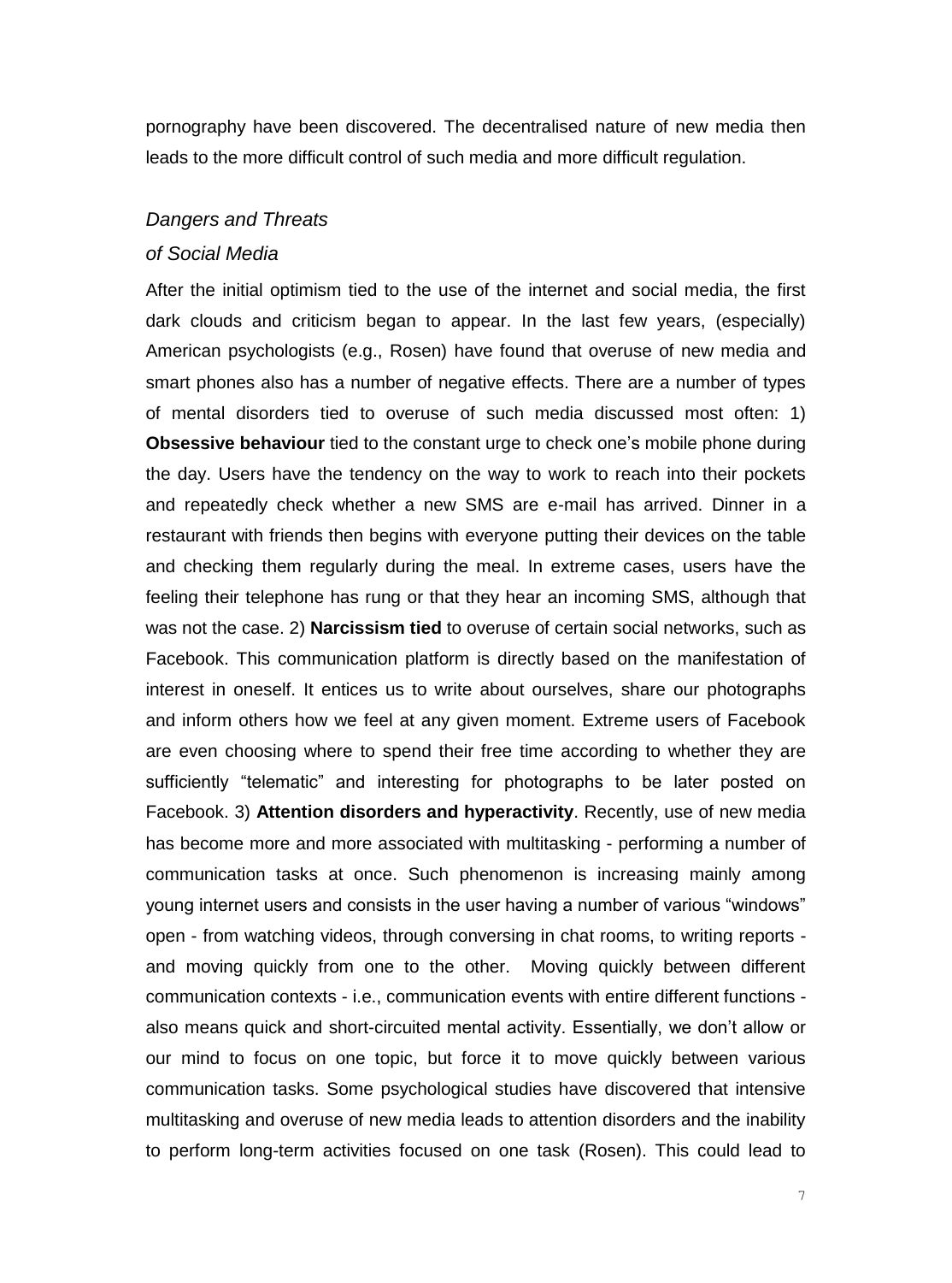pornography have been discovered. The decentralised nature of new media then leads to the more difficult control of such media and more difficult regulation.

### *Dangers and Threats of Social Media*

After the initial optimism tied to the use of the internet and social media, the first dark clouds and criticism began to appear. In the last few years, (especially) American psychologists (e.g., Rosen) have found that overuse of new media and smart phones also has a number of negative effects. There are a number of types of mental disorders tied to overuse of such media discussed most often: 1) **Obsessive behaviour** tied to the constant urge to check one's mobile phone during the day. Users have the tendency on the way to work to reach into their pockets and repeatedly check whether a new SMS are e-mail has arrived. Dinner in a restaurant with friends then begins with everyone putting their devices on the table and checking them regularly during the meal. In extreme cases, users have the feeling their telephone has rung or that they hear an incoming SMS, although that was not the case. 2) **Narcissism tied** to overuse of certain social networks, such as Facebook. This communication platform is directly based on the manifestation of interest in oneself. It entices us to write about ourselves, share our photographs and inform others how we feel at any given moment. Extreme users of Facebook are even choosing where to spend their free time according to whether they are sufficiently "telematic" and interesting for photographs to be later posted on Facebook. 3) **Attention disorders and hyperactivity**. Recently, use of new media has become more and more associated with multitasking - performing a number of communication tasks at once. Such phenomenon is increasing mainly among young internet users and consists in the user having a number of various "windows" open - from watching videos, through conversing in chat rooms, to writing reports - and moving quickly from one to the other. Moving quickly between different communication contexts - i.e., communication events with entire different functions - also means quick and short-circuited mental activity. Essentially, we don't allow or our mind to focus on one topic, but force it to move quickly between various communication tasks. Some psychological studies have discovered that intensive multitasking and overuse of new media leads to attention disorders and the inability to perform long-term activities focused on one task (Rosen). This could lead to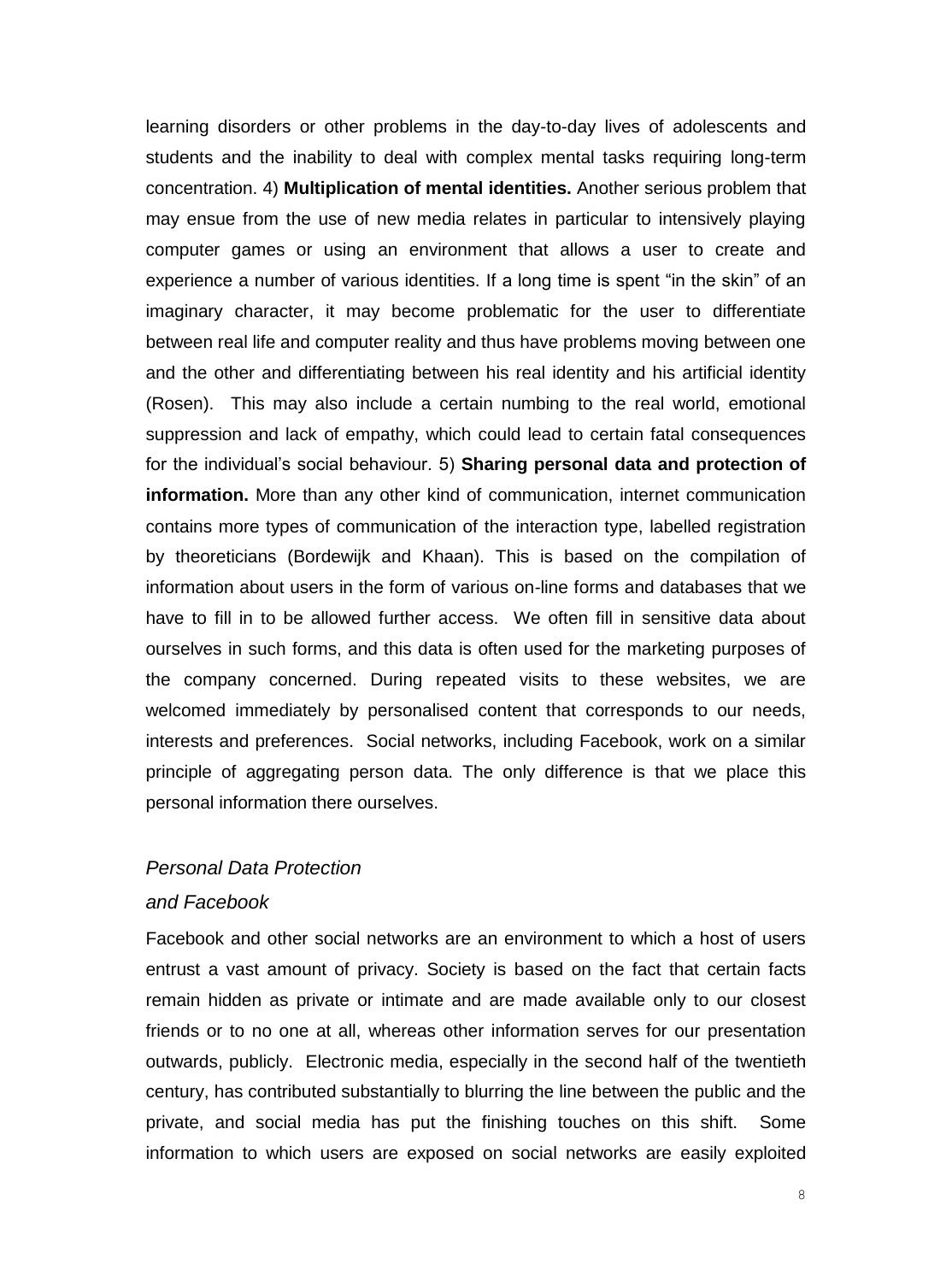learning disorders or other problems in the day-to-day lives of adolescents and students and the inability to deal with complex mental tasks requiring long-term concentration. 4) **Multiplication of mental identities.** Another serious problem that may ensue from the use of new media relates in particular to intensively playing computer games or using an environment that allows a user to create and experience a number of various identities. If a long time is spent "in the skin" of an imaginary character, it may become problematic for the user to differentiate between real life and computer reality and thus have problems moving between one and the other and differentiating between his real identity and his artificial identity (Rosen). This may also include a certain numbing to the real world, emotional suppression and lack of empathy, which could lead to certain fatal consequences for the individual's social behaviour. 5) **Sharing personal data and protection of information.** More than any other kind of communication, internet communication contains more types of communication of the interaction type, labelled registration by theoreticians (Bordewijk and Khaan). This is based on the compilation of information about users in the form of various on-line forms and databases that we have to fill in to be allowed further access. We often fill in sensitive data about ourselves in such forms, and this data is often used for the marketing purposes of the company concerned. During repeated visits to these websites, we are welcomed immediately by personalised content that corresponds to our needs, interests and preferences. Social networks, including Facebook, work on a similar principle of aggregating person data. The only difference is that we place this personal information there ourselves.

### *Personal Data Protection and Facebook*

Facebook and other social networks are an environment to which a host of users entrust a vast amount of privacy. Society is based on the fact that certain facts remain hidden as private or intimate and are made available only to our closest friends or to no one at all, whereas other information serves for our presentation outwards, publicly. Electronic media, especially in the second half of the twentieth century, has contributed substantially to blurring the line between the public and the private, and social media has put the finishing touches on this shift. Some information to which users are exposed on social networks are easily exploited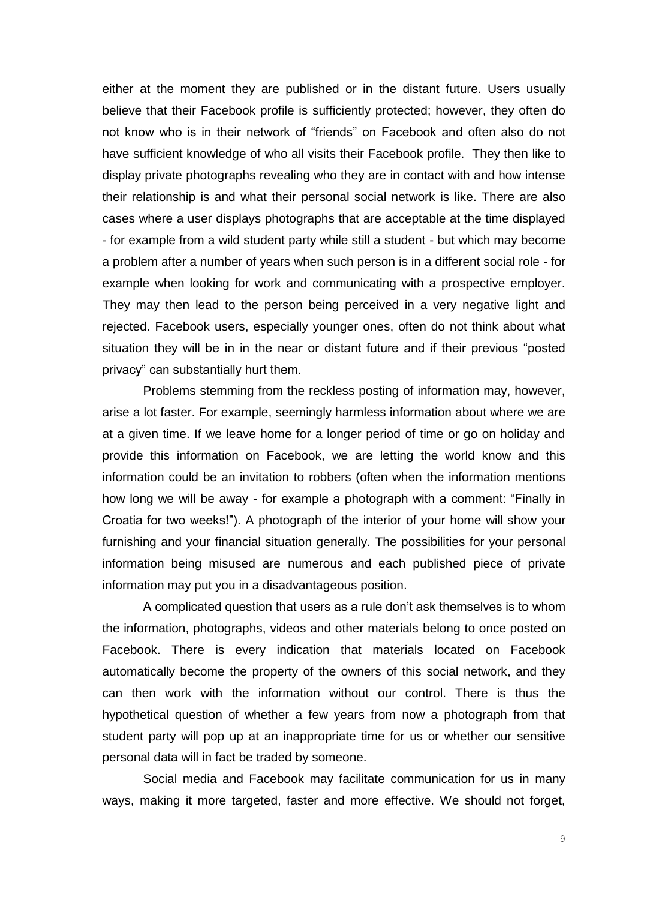either at the moment they are published or in the distant future. Users usually believe that their Facebook profile is sufficiently protected; however, they often do not know who is in their network of "friends" on Facebook and often also do not have sufficient knowledge of who all visits their Facebook profile. They then like to display private photographs revealing who they are in contact with and how intense their relationship is and what their personal social network is like. There are also cases where a user displays photographs that are acceptable at the time displayed - for example from a wild student party while still a student - but which may become a problem after a number of years when such person is in a different social role - for example when looking for work and communicating with a prospective employer. They may then lead to the person being perceived in a very negative light and rejected. Facebook users, especially younger ones, often do not think about what situation they will be in in the near or distant future and if their previous "posted privacy" can substantially hurt them.

Problems stemming from the reckless posting of information may, however, arise a lot faster. For example, seemingly harmless information about where we are at a given time. If we leave home for a longer period of time or go on holiday and provide this information on Facebook, we are letting the world know and this information could be an invitation to robbers (often when the information mentions how long we will be away - for example a photograph with a comment: "Finally in Croatia for two weeks!"). A photograph of the interior of your home will show your furnishing and your financial situation generally. The possibilities for your personal information being misused are numerous and each published piece of private information may put you in a disadvantageous position.

A complicated question that users as a rule don't ask themselves is to whom the information, photographs, videos and other materials belong to once posted on Facebook. There is every indication that materials located on Facebook automatically become the property of the owners of this social network, and they can then work with the information without our control. There is thus the hypothetical question of whether a few years from now a photograph from that student party will pop up at an inappropriate time for us or whether our sensitive personal data will in fact be traded by someone.

Social media and Facebook may facilitate communication for us in many ways, making it more targeted, faster and more effective. We should not forget,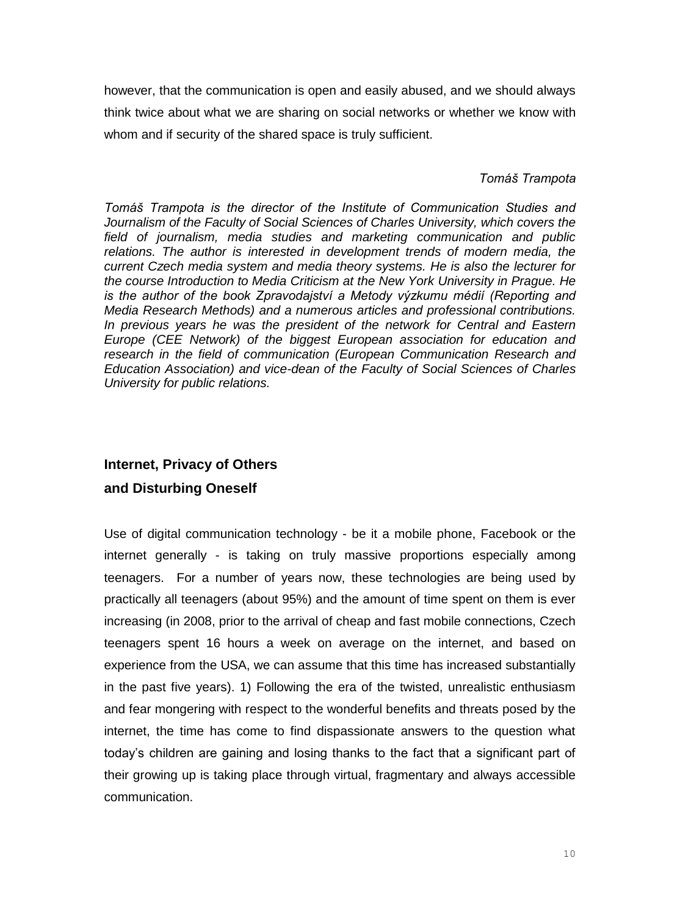however, that the communication is open and easily abused, and we should always think twice about what we are sharing on social networks or whether we know with whom and if security of the shared space is truly sufficient.

*Tomáš Trampota*

*Tomáš Trampota is the director of the Institute of Communication Studies and Journalism of the Faculty of Social Sciences of Charles University, which covers the field of journalism, media studies and marketing communication and public relations. The author is interested in development trends of modern media, the current Czech media system and media theory systems. He is also the lecturer for the course Introduction to Media Criticism at the New York University in Prague. He is the author of the book Zpravodajství a Metody výzkumu médií (Reporting and Media Research Methods) and a numerous articles and professional contributions. In previous years he was the president of the network for Central and Eastern Europe (CEE Network) of the biggest European association for education and research in the field of communication (European Communication Research and Education Association) and vice-dean of the Faculty of Social Sciences of Charles University for public relations.*

## Internet, Privacy of Others and Disturbing Oneself

Use of digital communication technology - be it a mobile phone, Facebook or the internet generally - is taking on truly massive proportions especially among teenagers. For a number of years now, these technologies are being used by practically all teenagers (about 95%) and the amount of time spent on them is ever increasing (in 2008, prior to the arrival of cheap and fast mobile connections, Czech teenagers spent 16 hours a week on average on the internet, and based on experience from the USA, we can assume that this time has increased substantially in the past five years). 1) Following the era of the twisted, unrealistic enthusiasm and fear mongering with respect to the wonderful benefits and threats posed by the internet, the time has come to find dispassionate answers to the question what today's children are gaining and losing thanks to the fact that a significant part of their growing up is taking place through virtual, fragmentary and always accessible communication.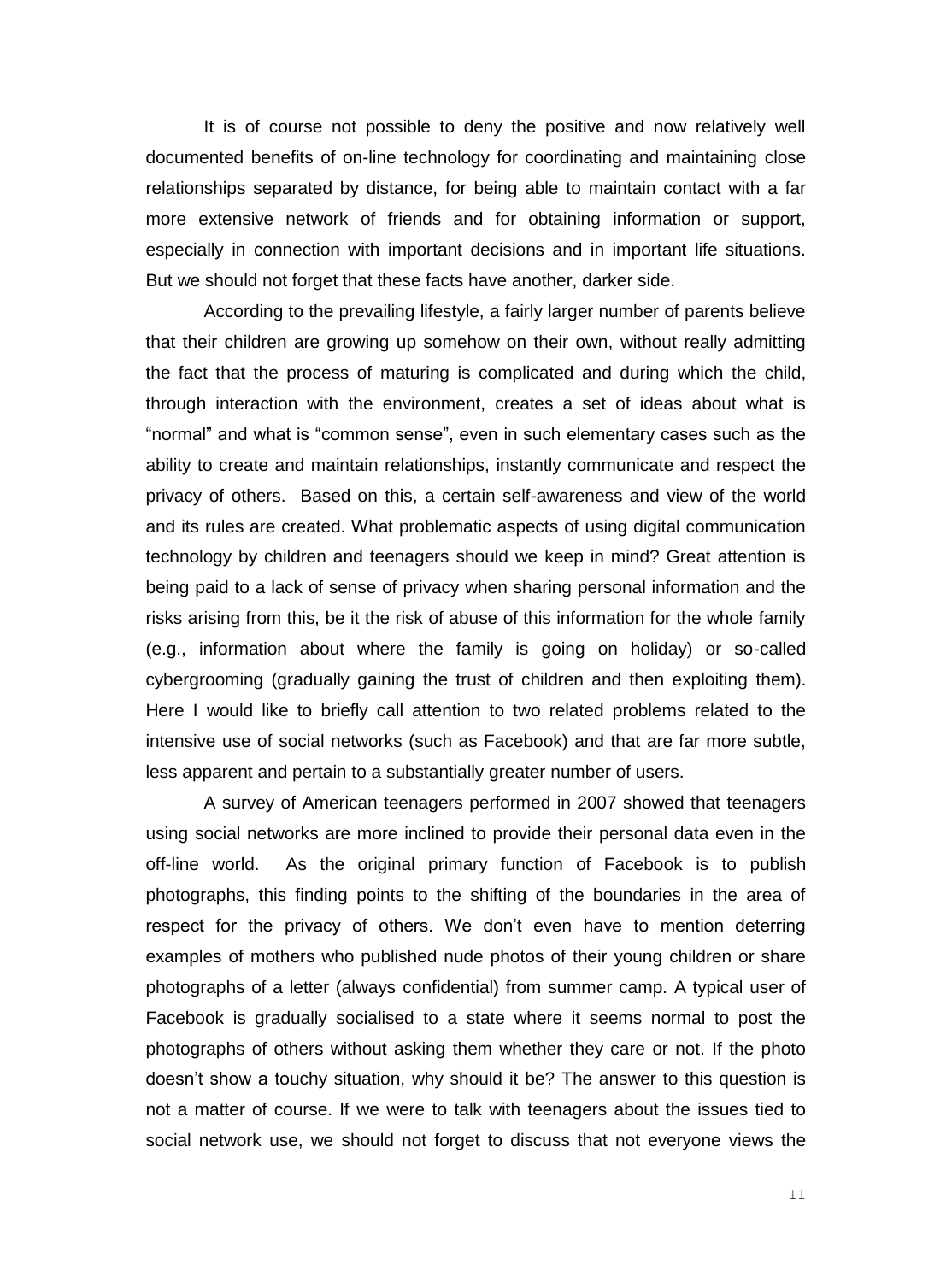It is of course not possible to deny the positive and now relatively well documented benefits of on-line technology for coordinating and maintaining close relationships separated by distance, for being able to maintain contact with a far more extensive network of friends and for obtaining information or support, especially in connection with important decisions and in important life situations. But we should not forget that these facts have another, darker side.

According to the prevailing lifestyle, a fairly larger number of parents believe that their children are growing up somehow on their own, without really admitting the fact that the process of maturing is complicated and during which the child, through interaction with the environment, creates a set of ideas about what is "normal" and what is "common sense", even in such elementary cases such as the ability to create and maintain relationships, instantly communicate and respect the privacy of others. Based on this, a certain self-awareness and view of the world and its rules are created. What problematic aspects of using digital communication technology by children and teenagers should we keep in mind? Great attention is being paid to a lack of sense of privacy when sharing personal information and the risks arising from this, be it the risk of abuse of this information for the whole family (e.g., information about where the family is going on holiday) or so-called cybergrooming (gradually gaining the trust of children and then exploiting them). Here I would like to briefly call attention to two related problems related to the intensive use of social networks (such as Facebook) and that are far more subtle, less apparent and pertain to a substantially greater number of users.

A survey of American teenagers performed in 2007 showed that teenagers using social networks are more inclined to provide their personal data even in the off-line world. As the original primary function of Facebook is to publish photographs, this finding points to the shifting of the boundaries in the area of respect for the privacy of others. We don't even have to mention deterring examples of mothers who published nude photos of their young children or share photographs of a letter (always confidential) from summer camp. A typical user of Facebook is gradually socialised to a state where it seems normal to post the photographs of others without asking them whether they care or not. If the photo doesn't show a touchy situation, why should it be? The answer to this question is not a matter of course. If we were to talk with teenagers about the issues tied to social network use, we should not forget to discuss that not everyone views the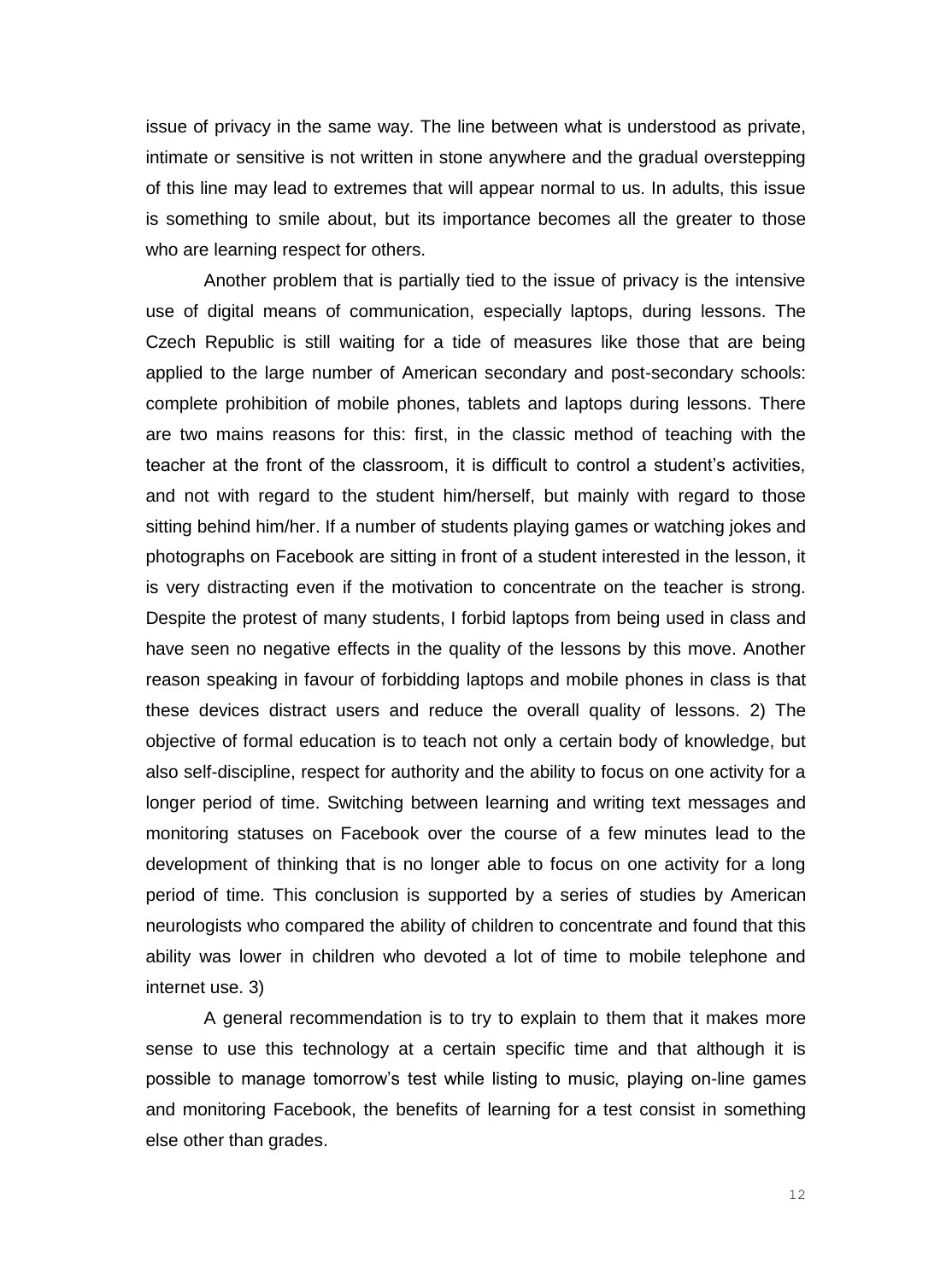issue of privacy in the same way. The line between what is understood as private, intimate or sensitive is not written in stone anywhere and the gradual overstepping of this line may lead to extremes that will appear normal to us. In adults, this issue is something to smile about, but its importance becomes all the greater to those who are learning respect for others.

Another problem that is partially tied to the issue of privacy is the intensive use of digital means of communication, especially laptops, during lessons. The Czech Republic is still waiting for a tide of measures like those that are being applied to the large number of American secondary and post-secondary schools: complete prohibition of mobile phones, tablets and laptops during lessons. There are two mains reasons for this: first, in the classic method of teaching with the teacher at the front of the classroom, it is difficult to control a student's activities, and not with regard to the student him/herself, but mainly with regard to those sitting behind him/her. If a number of students playing games or watching jokes and photographs on Facebook are sitting in front of a student interested in the lesson, it is very distracting even if the motivation to concentrate on the teacher is strong. Despite the protest of many students, I forbid laptops from being used in class and have seen no negative effects in the quality of the lessons by this move. Another reason speaking in favour of forbidding laptops and mobile phones in class is that these devices distract users and reduce the overall quality of lessons. 2) The objective of formal education is to teach not only a certain body of knowledge, but also self-discipline, respect for authority and the ability to focus on one activity for a longer period of time. Switching between learning and writing text messages and monitoring statuses on Facebook over the course of a few minutes lead to the development of thinking that is no longer able to focus on one activity for a long period of time. This conclusion is supported by a series of studies by American neurologists who compared the ability of children to concentrate and found that this ability was lower in children who devoted a lot of time to mobile telephone and internet use. 3)

A general recommendation is to try to explain to them that it makes more sense to use this technology at a certain specific time and that although it is possible to manage tomorrow's test while listing to music, playing on-line games and monitoring Facebook, the benefits of learning for a test consist in something else other than grades.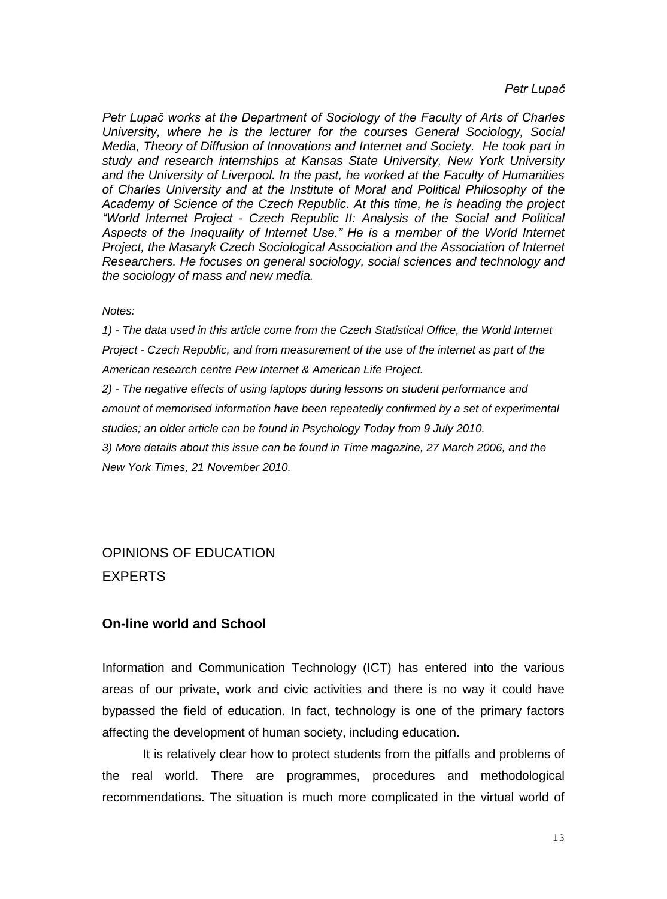*Petr Lupač*

*Petr Lupač works at the Department of Sociology of the Faculty of Arts of Charles University, where he is the lecturer for the courses General Sociology, Social Media, Theory of Diffusion of Innovations and Internet and Society. He took part in study and research internships at Kansas State University, New York University and the University of Liverpool. In the past, he worked at the Faculty of Humanities of Charles University and at the Institute of Moral and Political Philosophy of the Academy of Science of the Czech Republic. At this time, he is heading the project "World Internet Project - Czech Republic II: Analysis of the Social and Political Aspects of the Inequality of Internet Use." He is a member of the World Internet Project, the Masaryk Czech Sociological Association and the Association of Internet Researchers. He focuses on general sociology, social sciences and technology and the sociology of mass and new media.*

*Notes:*

*1) - The data used in this article come from the Czech Statistical Office, the World Internet Project - Czech Republic, and from measurement of the use of the internet as part of the American research centre Pew Internet & American Life Project.*

*2) - The negative effects of using laptops during lessons on student performance and amount of memorised information have been repeatedly confirmed by a set of experimental studies; an older article can be found in Psychology Today from 9 July 2010.*

*3) More details about this issue can be found in Time magazine, 27 March 2006, and the New York Times, 21 November 2010.*

# OPINIONS OF EDUCATION EXPERTS

## On-line world and School

Information and Communication Technology (ICT) has entered into the various areas of our private, work and civic activities and there is no way it could have bypassed the field of education. In fact, technology is one of the primary factors affecting the development of human society, including education.

It is relatively clear how to protect students from the pitfalls and problems of the real world. There are programmes, procedures and methodological recommendations. The situation is much more complicated in the virtual world of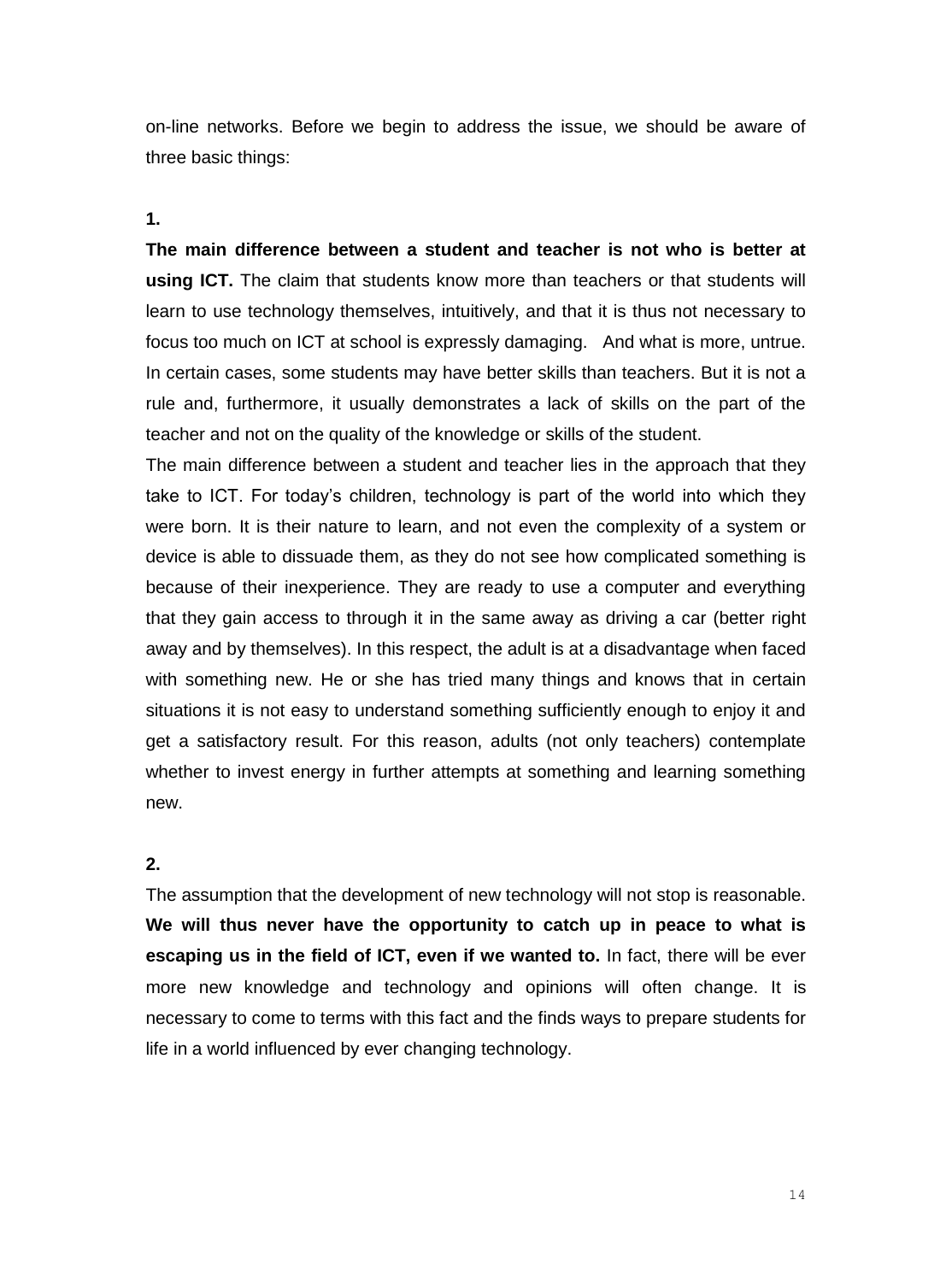on-line networks. Before we begin to address the issue, we should be aware of three basic things:

**1.**

**The main difference between a student and teacher is not who is better at using ICT.** The claim that students know more than teachers or that students will learn to use technology themselves, intuitively, and that it is thus not necessary to focus too much on ICT at school is expressly damaging. And what is more, untrue. In certain cases, some students may have better skills than teachers. But it is not a rule and, furthermore, it usually demonstrates a lack of skills on the part of the teacher and not on the quality of the knowledge or skills of the student.

The main difference between a student and teacher lies in the approach that they take to ICT. For today's children, technology is part of the world into which they were born. It is their nature to learn, and not even the complexity of a system or device is able to dissuade them, as they do not see how complicated something is because of their inexperience. They are ready to use a computer and everything that they gain access to through it in the same away as driving a car (better right away and by themselves). In this respect, the adult is at a disadvantage when faced with something new. He or she has tried many things and knows that in certain situations it is not easy to understand something sufficiently enough to enjoy it and get a satisfactory result. For this reason, adults (not only teachers) contemplate whether to invest energy in further attempts at something and learning something new.

**2.**

The assumption that the development of new technology will not stop is reasonable. **We will thus never have the opportunity to catch up in peace to what is escaping us in the field of ICT, even if we wanted to.** In fact, there will be ever more new knowledge and technology and opinions will often change. It is necessary to come to terms with this fact and the finds ways to prepare students for life in a world influenced by ever changing technology.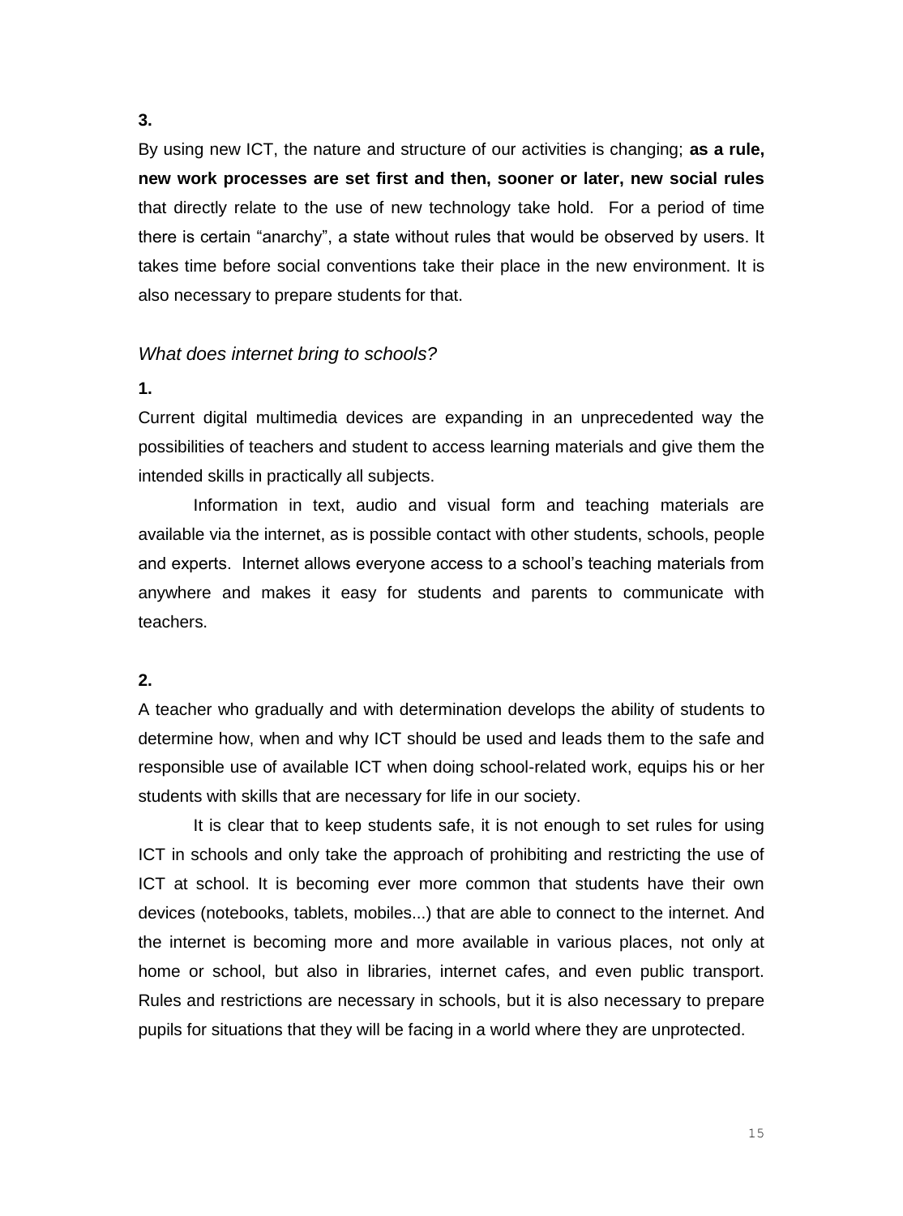**3.**

By using new ICT, the nature and structure of our activities is changing; **as a rule, new work processes are set first and then, sooner or later, new social rules** that directly relate to the use of new technology take hold. For a period of time there is certain "anarchy", a state without rules that would be observed by users. It takes time before social conventions take their place in the new environment. It is also necessary to prepare students for that.

*What does internet bring to schools?*

**1.**

Current digital multimedia devices are expanding in an unprecedented way the possibilities of teachers and student to access learning materials and give them the intended skills in practically all subjects.

Information in text, audio and visual form and teaching materials are available via the internet, as is possible contact with other students, schools, people and experts. Internet allows everyone access to a school's teaching materials from anywhere and makes it easy for students and parents to communicate with teachers.

**2.**

A teacher who gradually and with determination develops the ability of students to determine how, when and why ICT should be used and leads them to the safe and responsible use of available ICT when doing school-related work, equips his or her students with skills that are necessary for life in our society.

It is clear that to keep students safe, it is not enough to set rules for using ICT in schools and only take the approach of prohibiting and restricting the use of ICT at school. It is becoming ever more common that students have their own devices (notebooks, tablets, mobiles...) that are able to connect to the internet. And the internet is becoming more and more available in various places, not only at home or school, but also in libraries, internet cafes, and even public transport. Rules and restrictions are necessary in schools, but it is also necessary to prepare pupils for situations that they will be facing in a world where they are unprotected.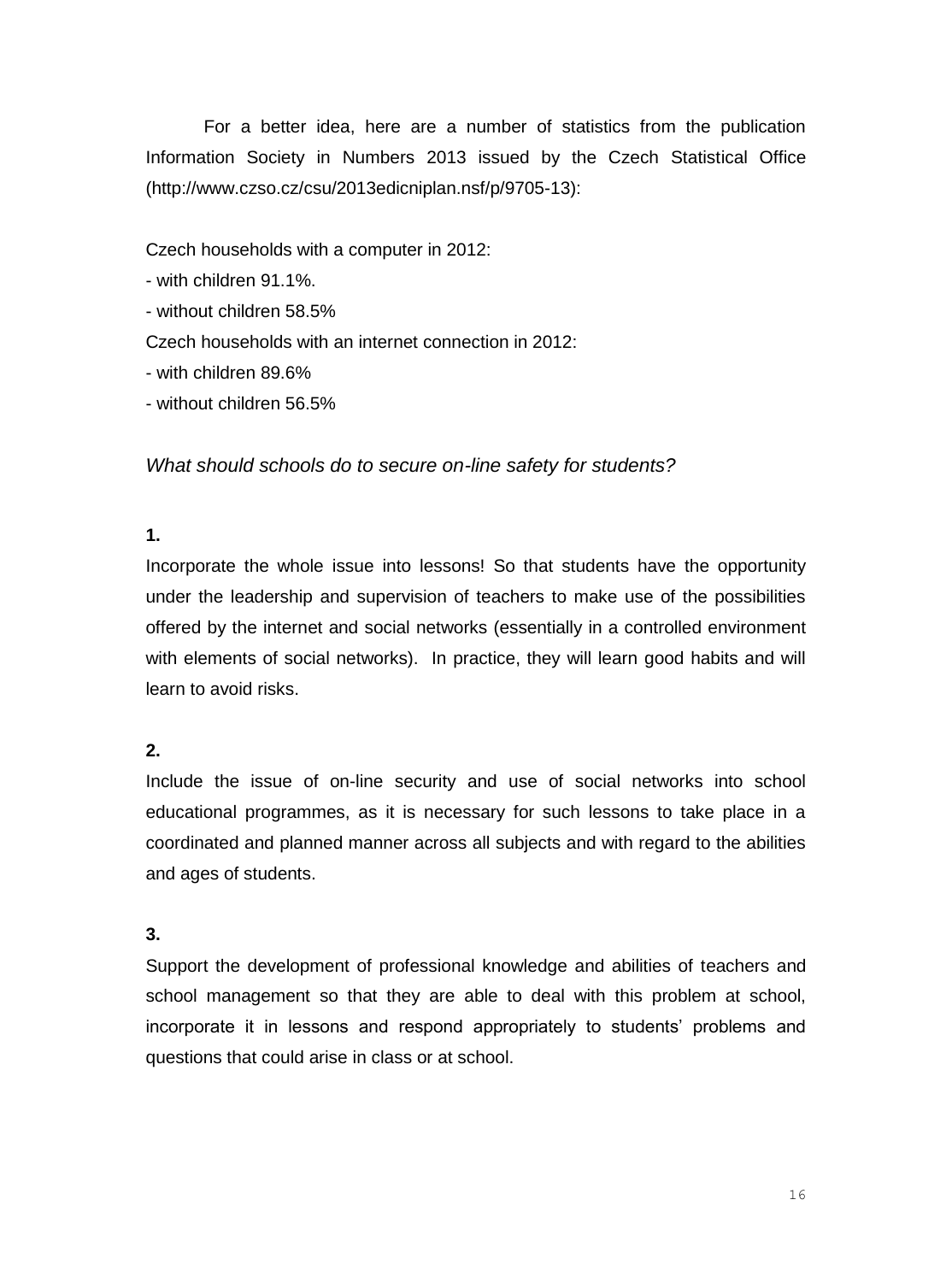For a better idea, here are a number of statistics from the publication Information Society in Numbers 2013 issued by the Czech Statistical Office (http://www.czso.cz/csu/2013edicniplan.nsf/p/9705-13):

Czech households with a computer in 2012:

- with children 91.1%.
- without children 58.5%

Czech households with an internet connection in 2012:

- with children 89.6%
- without children 56.5%

*What should schools do to secure on-line safety for students?*

**1.**

Incorporate the whole issue into lessons! So that students have the opportunity under the leadership and supervision of teachers to make use of the possibilities offered by the internet and social networks (essentially in a controlled environment with elements of social networks). In practice, they will learn good habits and will learn to avoid risks.

**2.**

Include the issue of on-line security and use of social networks into school educational programmes, as it is necessary for such lessons to take place in a coordinated and planned manner across all subjects and with regard to the abilities and ages of students.

**3.**

Support the development of professional knowledge and abilities of teachers and school management so that they are able to deal with this problem at school, incorporate it in lessons and respond appropriately to students' problems and questions that could arise in class or at school.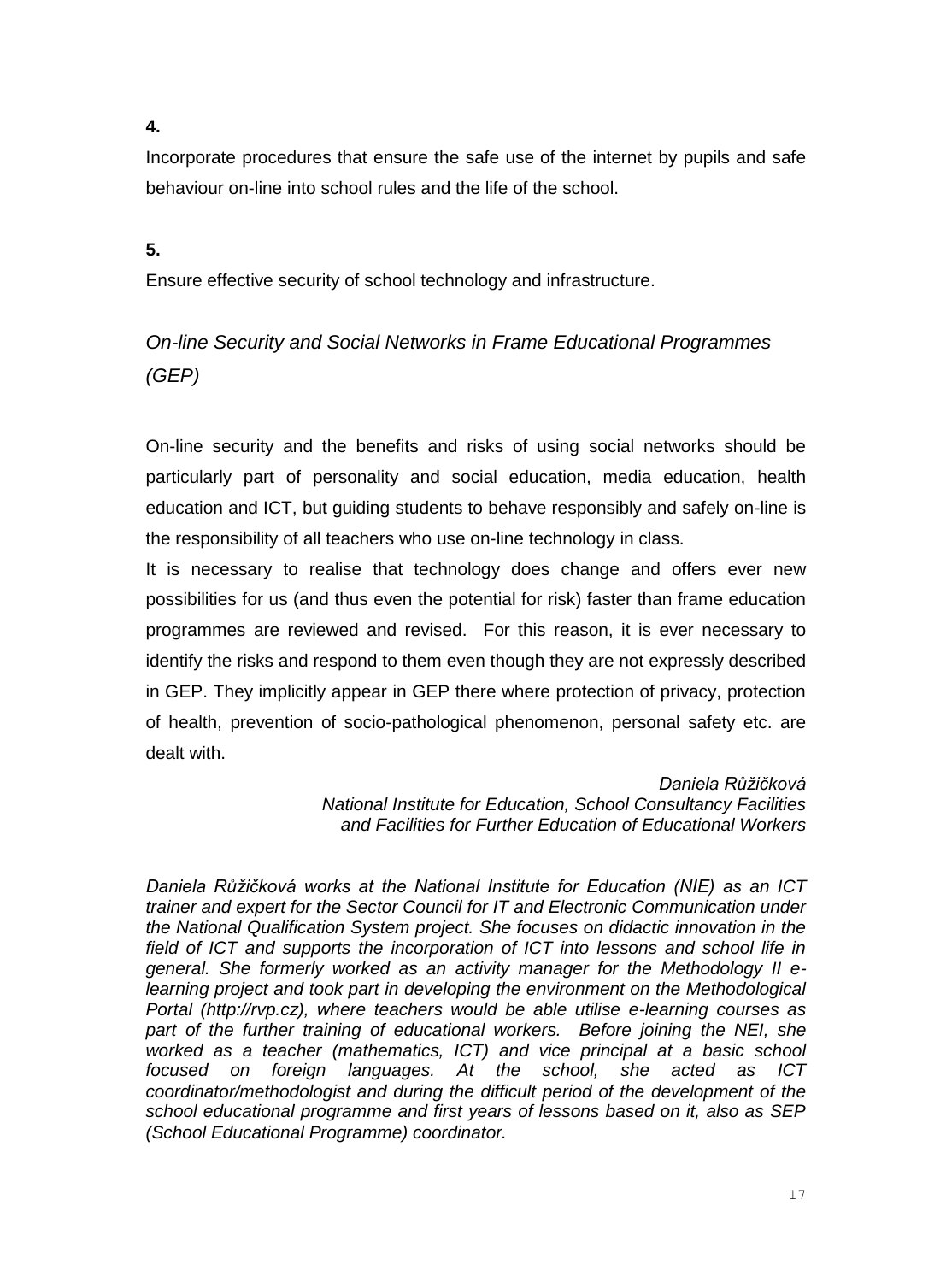**4.**

Incorporate procedures that ensure the safe use of the internet by pupils and safe behaviour on-line into school rules and the life of the school.

**5.**

Ensure effective security of school technology and infrastructure.

## *On-line Security and Social Networks in Frame Educational Programmes (GEP)*

On-line security and the benefits and risks of using social networks should be particularly part of personality and social education, media education, health education and ICT, but guiding students to behave responsibly and safely on-line is the responsibility of all teachers who use on-line technology in class.

It is necessary to realise that technology does change and offers ever new possibilities for us (and thus even the potential for risk) faster than frame education programmes are reviewed and revised. For this reason, it is ever necessary to identify the risks and respond to them even though they are not expressly described in GEP. They implicitly appear in GEP there where protection of privacy, protection of health, prevention of socio-pathological phenomenon, personal safety etc. are dealt with.

*Daniela Růžičková*
*National Institute for Education, School Consultancy Facilities and Facilities for Further Education of Educational Workers*

*Daniela Růžičková works at the National Institute for Education (NIE) as an ICT trainer and expert for the Sector Council for IT and Electronic Communication under the National Qualification System project. She focuses on didactic innovation in the field of ICT and supports the incorporation of ICT into lessons and school life in general. She formerly worked as an activity manager for the Methodology II e-learning project and took part in developing the environment on the Methodological Portal (http://rvp.cz), where teachers would be able utilise e-learning courses as part of the further training of educational workers. Before joining the NEI, she worked as a teacher (mathematics, ICT) and vice principal at a basic school focused on foreign languages. At the school, she acted as ICT coordinator/methodologist and during the difficult period of the development of the school educational programme and first years of lessons based on it, also as SEP (School Educational Programme) coordinator.*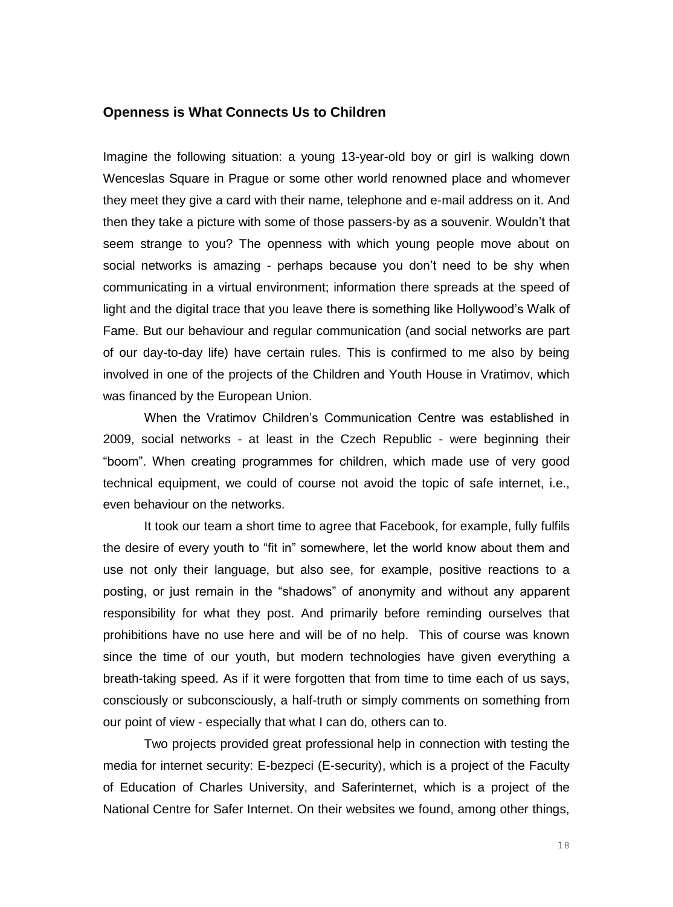### Openness is What Connects Us to Children

Imagine the following situation: a young 13-year-old boy or girl is walking down Wenceslas Square in Prague or some other world renowned place and whomever they meet they give a card with their name, telephone and e-mail address on it. And then they take a picture with some of those passers-by as a souvenir. Wouldn't that seem strange to you? The openness with which young people move about on social networks is amazing - perhaps because you don't need to be shy when communicating in a virtual environment; information there spreads at the speed of light and the digital trace that you leave there is something like Hollywood's Walk of Fame. But our behaviour and regular communication (and social networks are part of our day-to-day life) have certain rules. This is confirmed to me also by being involved in one of the projects of the Children and Youth House in Vratimov, which was financed by the European Union.

When the Vratimov Children's Communication Centre was established in 2009, social networks - at least in the Czech Republic - were beginning their "boom". When creating programmes for children, which made use of very good technical equipment, we could of course not avoid the topic of safe internet, i.e., even behaviour on the networks.

It took our team a short time to agree that Facebook, for example, fully fulfils the desire of every youth to "fit in" somewhere, let the world know about them and use not only their language, but also see, for example, positive reactions to a posting, or just remain in the "shadows" of anonymity and without any apparent responsibility for what they post. And primarily before reminding ourselves that prohibitions have no use here and will be of no help. This of course was known since the time of our youth, but modern technologies have given everything a breath-taking speed. As if it were forgotten that from time to time each of us says, consciously or subconsciously, a half-truth or simply comments on something from our point of view - especially that what I can do, others can to.

Two projects provided great professional help in connection with testing the media for internet security: E-bezpeci (E-security), which is a project of the Faculty of Education of Charles University, and Saferinternet, which is a project of the National Centre for Safer Internet. On their websites we found, among other things,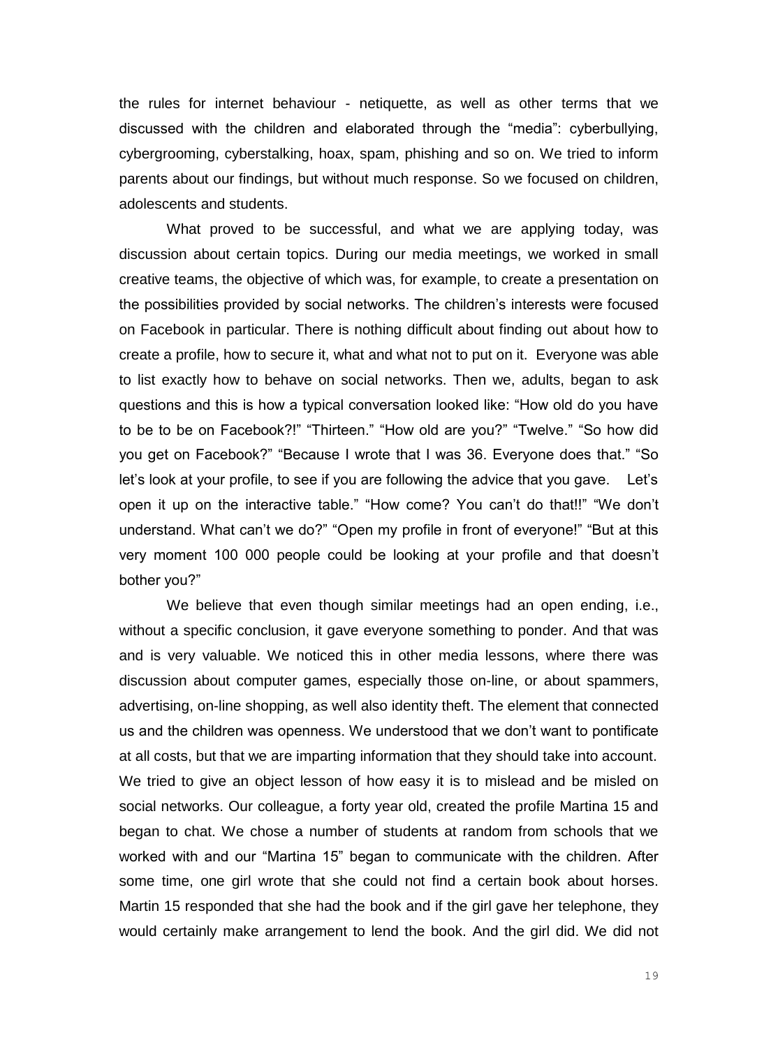the rules for internet behaviour - netiquette, as well as other terms that we discussed with the children and elaborated through the "media": cyberbullying, cybergrooming, cyberstalking, hoax, spam, phishing and so on. We tried to inform parents about our findings, but without much response. So we focused on children, adolescents and students.

What proved to be successful, and what we are applying today, was discussion about certain topics. During our media meetings, we worked in small creative teams, the objective of which was, for example, to create a presentation on the possibilities provided by social networks. The children's interests were focused on Facebook in particular. There is nothing difficult about finding out about how to create a profile, how to secure it, what and what not to put on it. Everyone was able to list exactly how to behave on social networks. Then we, adults, began to ask questions and this is how a typical conversation looked like: "How old do you have to be to be on Facebook?!" "Thirteen." "How old are you?" "Twelve." "So how did you get on Facebook?" "Because I wrote that I was 36. Everyone does that." "So let's look at your profile, to see if you are following the advice that you gave. Let's open it up on the interactive table." "How come? You can't do that!!" "We don't understand. What can't we do?" "Open my profile in front of everyone!" "But at this very moment 100 000 people could be looking at your profile and that doesn't bother you?"

We believe that even though similar meetings had an open ending, i.e., without a specific conclusion, it gave everyone something to ponder. And that was and is very valuable. We noticed this in other media lessons, where there was discussion about computer games, especially those on-line, or about spammers, advertising, on-line shopping, as well also identity theft. The element that connected us and the children was openness. We understood that we don't want to pontificate at all costs, but that we are imparting information that they should take into account. We tried to give an object lesson of how easy it is to mislead and be misled on social networks. Our colleague, a forty year old, created the profile Martina 15 and began to chat. We chose a number of students at random from schools that we worked with and our "Martina 15" began to communicate with the children. After some time, one girl wrote that she could not find a certain book about horses. Martin 15 responded that she had the book and if the girl gave her telephone, they would certainly make arrangement to lend the book. And the girl did. We did not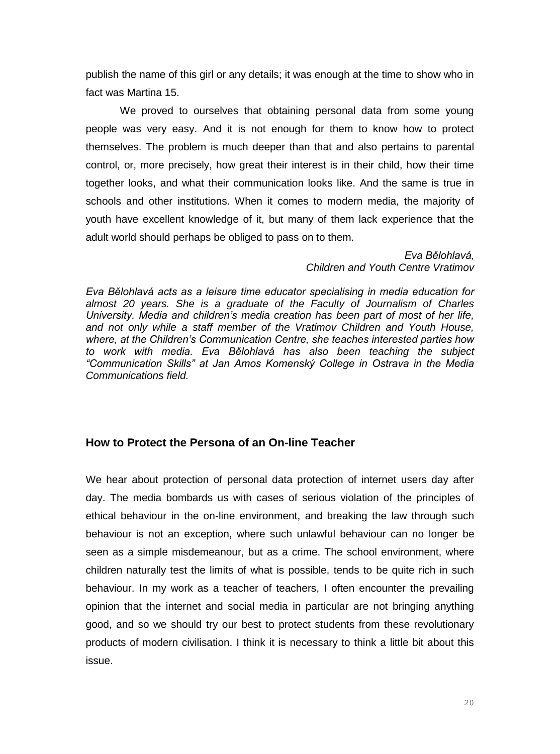publish the name of this girl or any details; it was enough at the time to show who in fact was Martina 15.

We proved to ourselves that obtaining personal data from some young people was very easy. And it is not enough for them to know how to protect themselves. The problem is much deeper than that and also pertains to parental control, or, more precisely, how great their interest is in their child, how their time together looks, and what their communication looks like. And the same is true in schools and other institutions. When it comes to modern media, the majority of youth have excellent knowledge of it, but many of them lack experience that the adult world should perhaps be obliged to pass on to them.

*Eva Bělohlavá,*
*Children and Youth Centre Vratimov*

*Eva Bělohlavá acts as a leisure time educator specialising in media education for almost 20 years. She is a graduate of the Faculty of Journalism of Charles University. Media and children's media creation has been part of most of her life, and not only while a staff member of the Vratimov Children and Youth House, where, at the Children's Communication Centre, she teaches interested parties how to work with media. Eva Bělohlavá has also been teaching the subject "Communication Skills" at Jan Amos Komenský College in Ostrava in the Media Communications field.*

## How to Protect the Persona of an On-line Teacher

We hear about protection of personal data protection of internet users day after day. The media bombards us with cases of serious violation of the principles of ethical behaviour in the on-line environment, and breaking the law through such behaviour is not an exception, where such unlawful behaviour can no longer be seen as a simple misdemeanour, but as a crime. The school environment, where children naturally test the limits of what is possible, tends to be quite rich in such behaviour. In my work as a teacher of teachers, I often encounter the prevailing opinion that the internet and social media in particular are not bringing anything good, and so we should try our best to protect students from these revolutionary products of modern civilisation. I think it is necessary to think a little bit about this issue.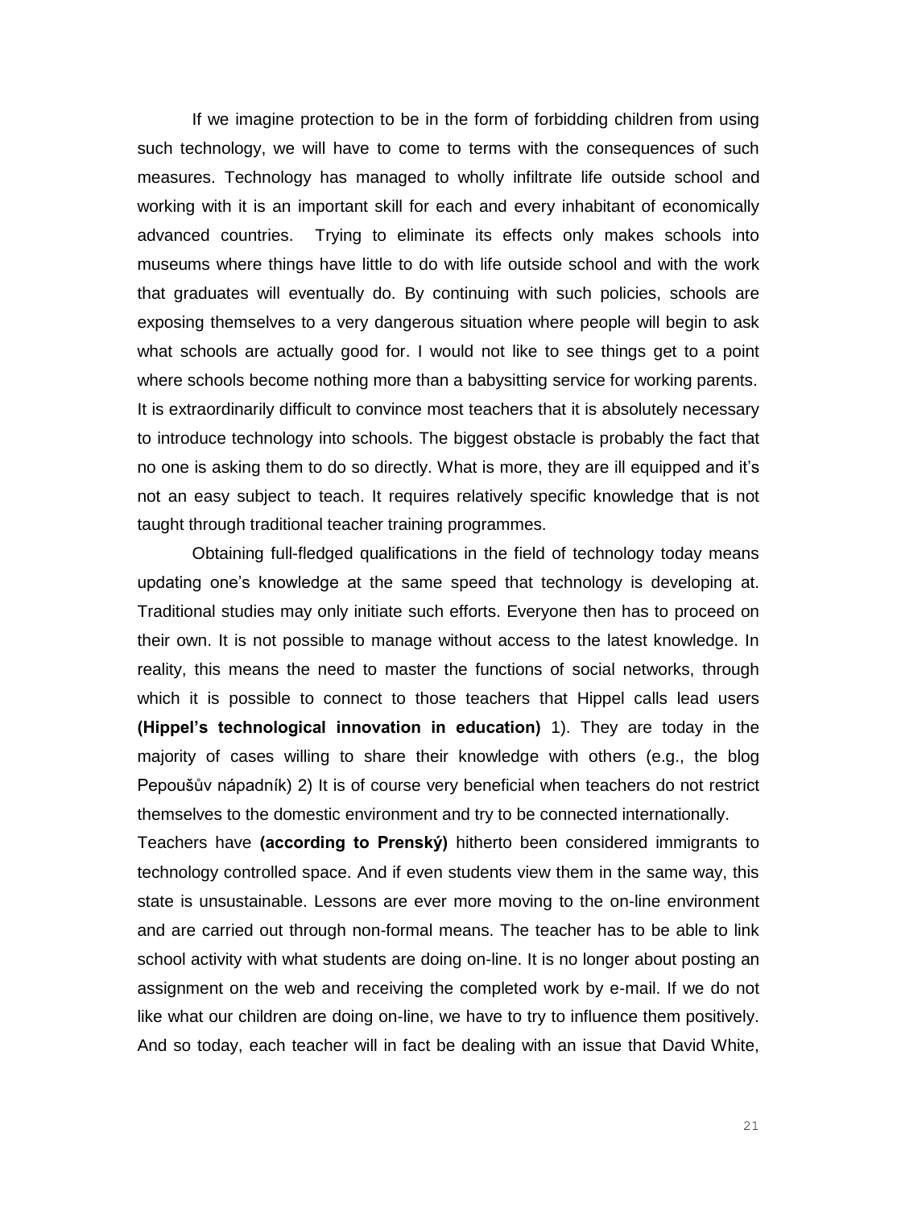If we imagine protection to be in the form of forbidding children from using such technology, we will have to come to terms with the consequences of such measures. Technology has managed to wholly infiltrate life outside school and working with it is an important skill for each and every inhabitant of economically advanced countries. Trying to eliminate its effects only makes schools into museums where things have little to do with life outside school and with the work that graduates will eventually do. By continuing with such policies, schools are exposing themselves to a very dangerous situation where people will begin to ask what schools are actually good for. I would not like to see things get to a point where schools become nothing more than a babysitting service for working parents. It is extraordinarily difficult to convince most teachers that it is absolutely necessary to introduce technology into schools. The biggest obstacle is probably the fact that no one is asking them to do so directly. What is more, they are ill equipped and it's not an easy subject to teach. It requires relatively specific knowledge that is not taught through traditional teacher training programmes.

Obtaining full-fledged qualifications in the field of technology today means updating one's knowledge at the same speed that technology is developing at. Traditional studies may only initiate such efforts. Everyone then has to proceed on their own. It is not possible to manage without access to the latest knowledge. In reality, this means the need to master the functions of social networks, through which it is possible to connect to those teachers that Hippel calls lead users **(Hippel's technological innovation in education)** 1). They are today in the majority of cases willing to share their knowledge with others (e.g., the blog Pepoušův nápadník) 2) It is of course very beneficial when teachers do not restrict themselves to the domestic environment and try to be connected internationally.

Teachers have **(according to Prenský)** hitherto been considered immigrants to technology controlled space. And if even students view them in the same way, this state is unsustainable. Lessons are ever more moving to the on-line environment and are carried out through non-formal means. The teacher has to be able to link school activity with what students are doing on-line. It is no longer about posting an assignment on the web and receiving the completed work by e-mail. If we do not like what our children are doing on-line, we have to try to influence them positively. And so today, each teacher will in fact be dealing with an issue that David White,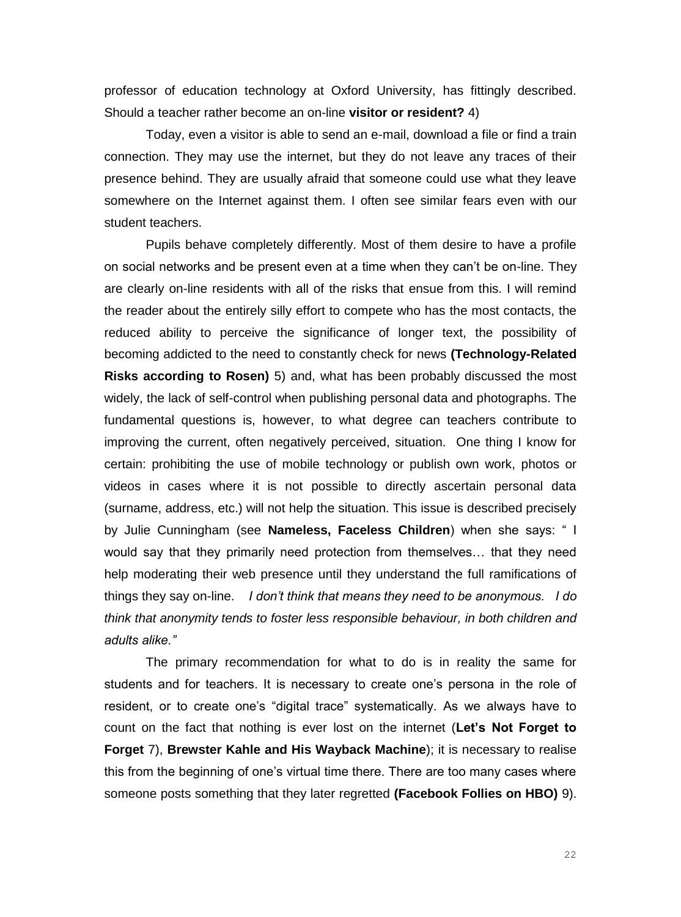professor of education technology at Oxford University, has fittingly described. Should a teacher rather become an on-line **visitor or resident?** 4)

Today, even a visitor is able to send an e-mail, download a file or find a train connection. They may use the internet, but they do not leave any traces of their presence behind. They are usually afraid that someone could use what they leave somewhere on the Internet against them. I often see similar fears even with our student teachers.

Pupils behave completely differently. Most of them desire to have a profile on social networks and be present even at a time when they can't be on-line. They are clearly on-line residents with all of the risks that ensue from this. I will remind the reader about the entirely silly effort to compete who has the most contacts, the reduced ability to perceive the significance of longer text, the possibility of becoming addicted to the need to constantly check for news **(Technology-Related Risks according to Rosen)** 5) and, what has been probably discussed the most widely, the lack of self-control when publishing personal data and photographs. The fundamental questions is, however, to what degree can teachers contribute to improving the current, often negatively perceived, situation. One thing I know for certain: prohibiting the use of mobile technology or publish own work, photos or videos in cases where it is not possible to directly ascertain personal data (surname, address, etc.) will not help the situation. This issue is described precisely by Julie Cunningham (see **Nameless, Faceless Children**) when she says: " I would say that they primarily need protection from themselves… that they need help moderating their web presence until they understand the full ramifications of things they say on-line. *I don't think that means they need to be anonymous. I do think that anonymity tends to foster less responsible behaviour, in both children and adults alike."*

The primary recommendation for what to do is in reality the same for students and for teachers. It is necessary to create one's persona in the role of resident, or to create one's "digital trace" systematically. As we always have to count on the fact that nothing is ever lost on the internet (**Let's Not Forget to Forget** 7), **Brewster Kahle and His Wayback Machine**); it is necessary to realise this from the beginning of one's virtual time there. There are too many cases where someone posts something that they later regretted **(Facebook Follies on HBO)** 9).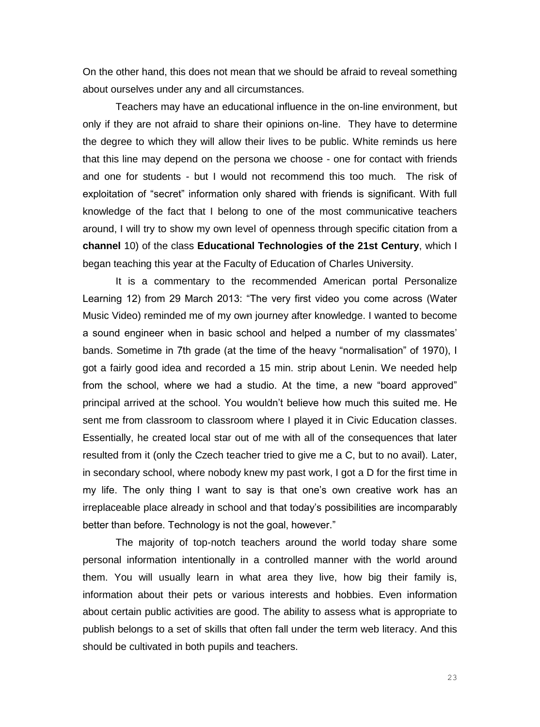On the other hand, this does not mean that we should be afraid to reveal something about ourselves under any and all circumstances.

Teachers may have an educational influence in the on-line environment, but only if they are not afraid to share their opinions on-line. They have to determine the degree to which they will allow their lives to be public. White reminds us here that this line may depend on the persona we choose - one for contact with friends and one for students - but I would not recommend this too much. The risk of exploitation of "secret" information only shared with friends is significant. With full knowledge of the fact that I belong to one of the most communicative teachers around, I will try to show my own level of openness through specific citation from a **channel** 10) of the class **Educational Technologies of the 21st Century**, which I began teaching this year at the Faculty of Education of Charles University.

It is a commentary to the recommended American portal Personalize Learning 12) from 29 March 2013: "The very first video you come across (Water Music Video) reminded me of my own journey after knowledge. I wanted to become a sound engineer when in basic school and helped a number of my classmates' bands. Sometime in 7th grade (at the time of the heavy "normalisation" of 1970), I got a fairly good idea and recorded a 15 min. strip about Lenin. We needed help from the school, where we had a studio. At the time, a new "board approved" principal arrived at the school. You wouldn't believe how much this suited me. He sent me from classroom to classroom where I played it in Civic Education classes. Essentially, he created local star out of me with all of the consequences that later resulted from it (only the Czech teacher tried to give me a C, but to no avail). Later, in secondary school, where nobody knew my past work, I got a D for the first time in my life. The only thing I want to say is that one's own creative work has an irreplaceable place already in school and that today's possibilities are incomparably better than before. Technology is not the goal, however."

The majority of top-notch teachers around the world today share some personal information intentionally in a controlled manner with the world around them. You will usually learn in what area they live, how big their family is, information about their pets or various interests and hobbies. Even information about certain public activities are good. The ability to assess what is appropriate to publish belongs to a set of skills that often fall under the term web literacy. And this should be cultivated in both pupils and teachers.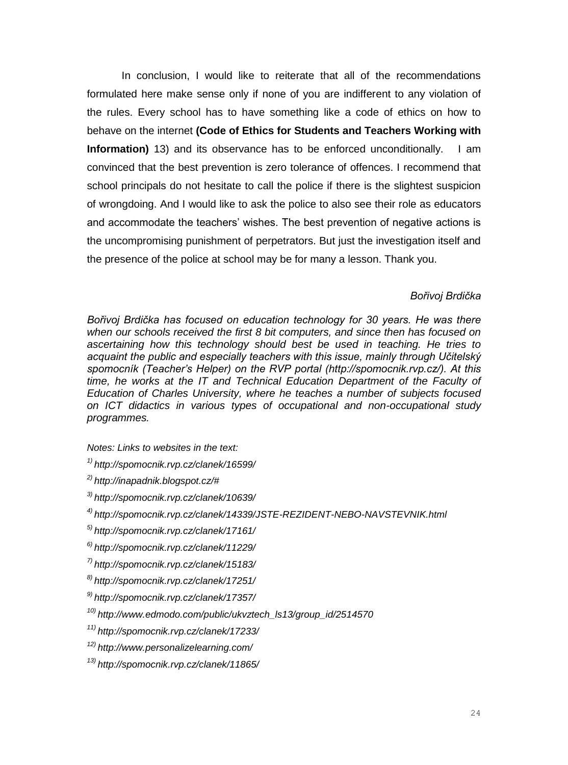In conclusion, I would like to reiterate that all of the recommendations formulated here make sense only if none of you are indifferent to any violation of the rules. Every school has to have something like a code of ethics on how to behave on the internet **(Code of Ethics for Students and Teachers Working with Information)** 13) and its observance has to be enforced unconditionally. I am convinced that the best prevention is zero tolerance of offences. I recommend that school principals do not hesitate to call the police if there is the slightest suspicion of wrongdoing. And I would like to ask the police to also see their role as educators and accommodate the teachers' wishes. The best prevention of negative actions is the uncompromising punishment of perpetrators. But just the investigation itself and the presence of the police at school may be for many a lesson. Thank you.

*Bořivoj Brdička*

***Bořivoj Brdička has focused on education technology for 30 years. He was there when our schools received the first 8 bit computers, and since then has focused on ascertaining how this technology should best be used in teaching. He tries to acquaint the public and especially teachers with this issue, mainly through Učitelský spomocník (Teacher's Helper) on the RVP portal (http://spomocnik.rvp.cz/). At this time, he works at the IT and Technical Education Department of the Faculty of Education of Charles University, where he teaches a number of subjects focused on ICT didactics in various types of occupational and non-occupational study programmes.***

*Notes: Links to websites in the text:*

*[1] http://spomocnik.rvp.cz/clanek/16599/*

*[2] http://inapadnik.blogspot.cz/#*

*[3] http://spomocnik.rvp.cz/clanek/10639/*

*[4] http://spomocnik.rvp.cz/clanek/14339/JSTE-REZIDENT-NEBO-NAVSTEVNIK.html*

*[5] http://spomocnik.rvp.cz/clanek/17161/*

*[6] http://spomocnik.rvp.cz/clanek/11229/*

*[7] http://spomocnik.rvp.cz/clanek/15183/*

*[8] http://spomocnik.rvp.cz/clanek/17251/*

*[9] http://spomocnik.rvp.cz/clanek/17357/*

*[10] http://www.edmodo.com/public/ukvztech_ls13/group_id/2514570*

*[11] http://spomocnik.rvp.cz/clanek/17233/*

*[12] http://www.personalizelearning.com/*

*[13] http://spomocnik.rvp.cz/clanek/11865/*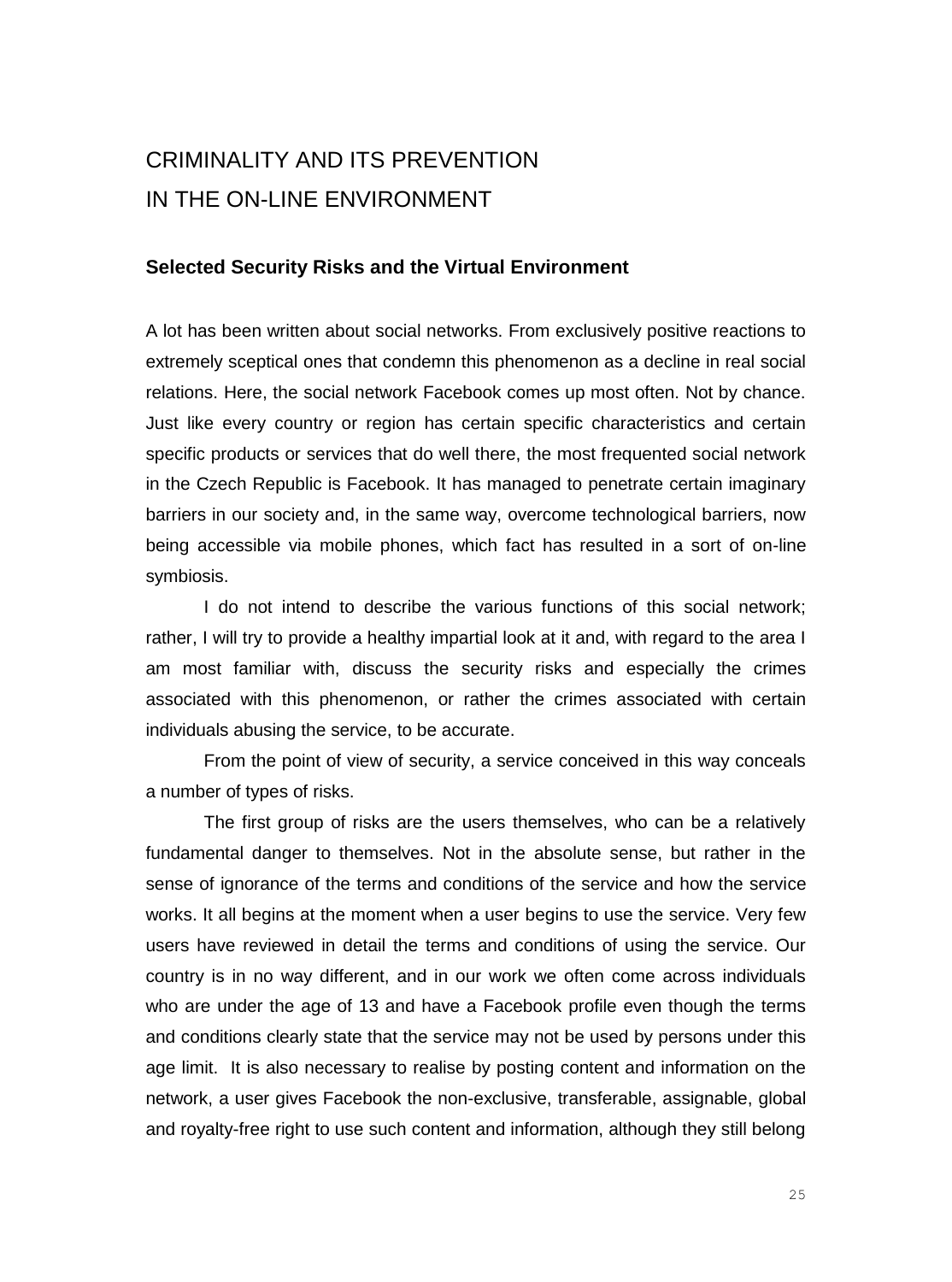# CRIMINALITY AND ITS PREVENTION IN THE ON-LINE ENVIRONMENT

## Selected Security Risks and the Virtual Environment

A lot has been written about social networks. From exclusively positive reactions to extremely sceptical ones that condemn this phenomenon as a decline in real social relations. Here, the social network Facebook comes up most often. Not by chance. Just like every country or region has certain specific characteristics and certain specific products or services that do well there, the most frequented social network in the Czech Republic is Facebook. It has managed to penetrate certain imaginary barriers in our society and, in the same way, overcome technological barriers, now being accessible via mobile phones, which fact has resulted in a sort of on-line symbiosis.

I do not intend to describe the various functions of this social network; rather, I will try to provide a healthy impartial look at it and, with regard to the area I am most familiar with, discuss the security risks and especially the crimes associated with this phenomenon, or rather the crimes associated with certain individuals abusing the service, to be accurate.

From the point of view of security, a service conceived in this way conceals a number of types of risks.

The first group of risks are the users themselves, who can be a relatively fundamental danger to themselves. Not in the absolute sense, but rather in the sense of ignorance of the terms and conditions of the service and how the service works. It all begins at the moment when a user begins to use the service. Very few users have reviewed in detail the terms and conditions of using the service. Our country is in no way different, and in our work we often come across individuals who are under the age of 13 and have a Facebook profile even though the terms and conditions clearly state that the service may not be used by persons under this age limit. It is also necessary to realise by posting content and information on the network, a user gives Facebook the non-exclusive, transferable, assignable, global and royalty-free right to use such content and information, although they still belong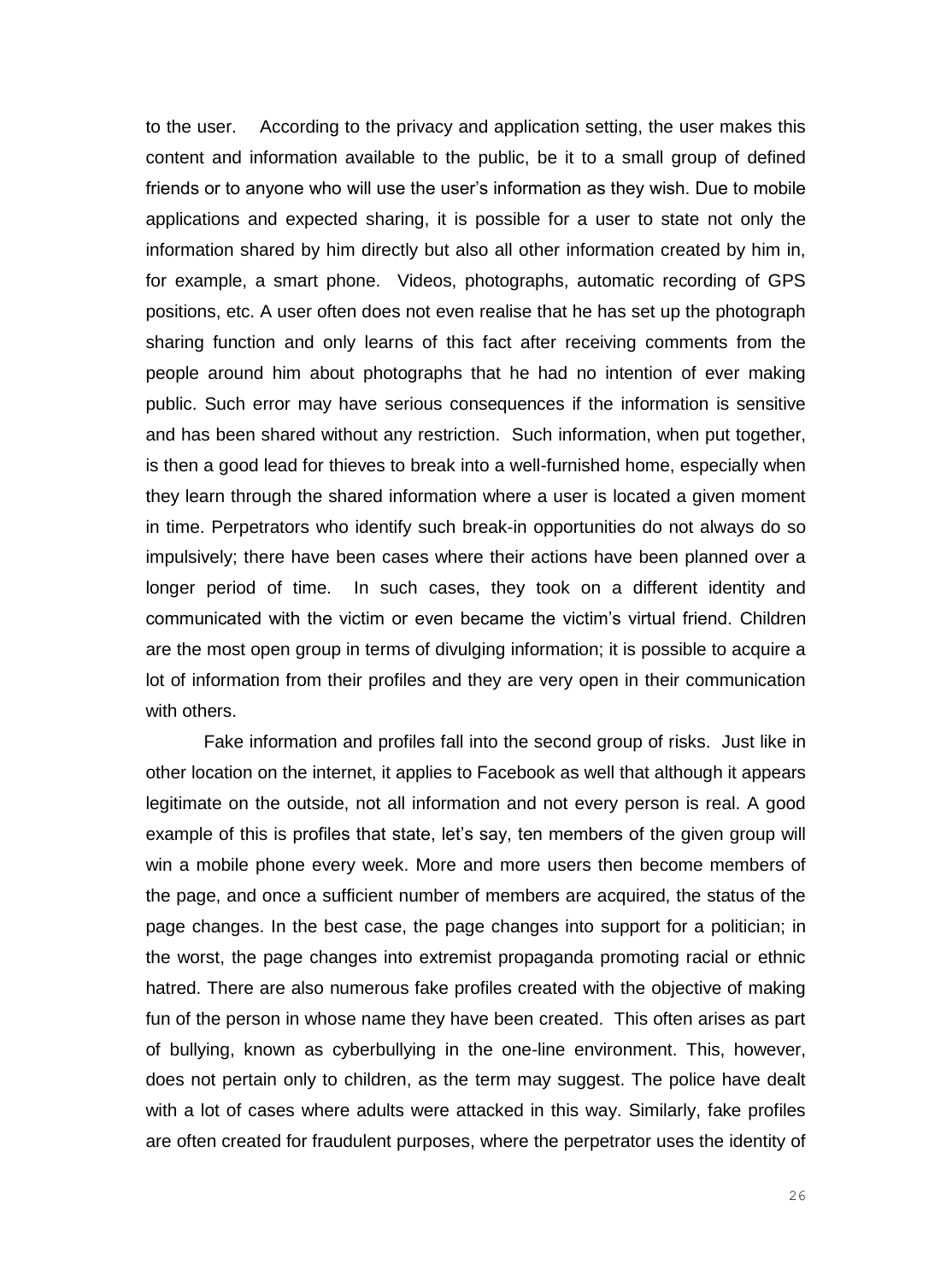to the user. According to the privacy and application setting, the user makes this content and information available to the public, be it to a small group of defined friends or to anyone who will use the user's information as they wish. Due to mobile applications and expected sharing, it is possible for a user to state not only the information shared by him directly but also all other information created by him in, for example, a smart phone. Videos, photographs, automatic recording of GPS positions, etc. A user often does not even realise that he has set up the photograph sharing function and only learns of this fact after receiving comments from the people around him about photographs that he had no intention of ever making public. Such error may have serious consequences if the information is sensitive and has been shared without any restriction. Such information, when put together, is then a good lead for thieves to break into a well-furnished home, especially when they learn through the shared information where a user is located a given moment in time. Perpetrators who identify such break-in opportunities do not always do so impulsively; there have been cases where their actions have been planned over a longer period of time. In such cases, they took on a different identity and communicated with the victim or even became the victim's virtual friend. Children are the most open group in terms of divulging information; it is possible to acquire a lot of information from their profiles and they are very open in their communication with others.

Fake information and profiles fall into the second group of risks. Just like in other location on the internet, it applies to Facebook as well that although it appears legitimate on the outside, not all information and not every person is real. A good example of this is profiles that state, let's say, ten members of the given group will win a mobile phone every week. More and more users then become members of the page, and once a sufficient number of members are acquired, the status of the page changes. In the best case, the page changes into support for a politician; in the worst, the page changes into extremist propaganda promoting racial or ethnic hatred. There are also numerous fake profiles created with the objective of making fun of the person in whose name they have been created. This often arises as part of bullying, known as cyberbullying in the one-line environment. This, however, does not pertain only to children, as the term may suggest. The police have dealt with a lot of cases where adults were attacked in this way. Similarly, fake profiles are often created for fraudulent purposes, where the perpetrator uses the identity of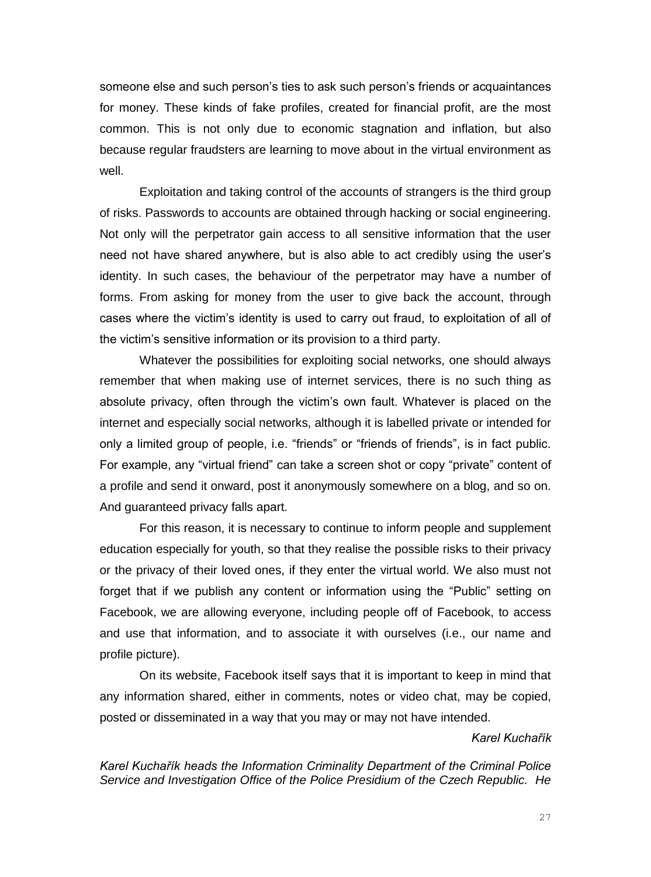someone else and such person's ties to ask such person's friends or acquaintances for money. These kinds of fake profiles, created for financial profit, are the most common. This is not only due to economic stagnation and inflation, but also because regular fraudsters are learning to move about in the virtual environment as well.

Exploitation and taking control of the accounts of strangers is the third group of risks. Passwords to accounts are obtained through hacking or social engineering. Not only will the perpetrator gain access to all sensitive information that the user need not have shared anywhere, but is also able to act credibly using the user's identity. In such cases, the behaviour of the perpetrator may have a number of forms. From asking for money from the user to give back the account, through cases where the victim's identity is used to carry out fraud, to exploitation of all of the victim's sensitive information or its provision to a third party.

Whatever the possibilities for exploiting social networks, one should always remember that when making use of internet services, there is no such thing as absolute privacy, often through the victim's own fault. Whatever is placed on the internet and especially social networks, although it is labelled private or intended for only a limited group of people, i.e. "friends" or "friends of friends", is in fact public. For example, any "virtual friend" can take a screen shot or copy "private" content of a profile and send it onward, post it anonymously somewhere on a blog, and so on. And guaranteed privacy falls apart.

For this reason, it is necessary to continue to inform people and supplement education especially for youth, so that they realise the possible risks to their privacy or the privacy of their loved ones, if they enter the virtual world. We also must not forget that if we publish any content or information using the "Public" setting on Facebook, we are allowing everyone, including people off of Facebook, to access and use that information, and to associate it with ourselves (i.e., our name and profile picture).

On its website, Facebook itself says that it is important to keep in mind that any information shared, either in comments, notes or video chat, may be copied, posted or disseminated in a way that you may or may not have intended.

*Karel Kuchařík*

*Karel Kuchařík heads the Information Criminality Department of the Criminal Police Service and Investigation Office of the Police Presidium of the Czech Republic. He*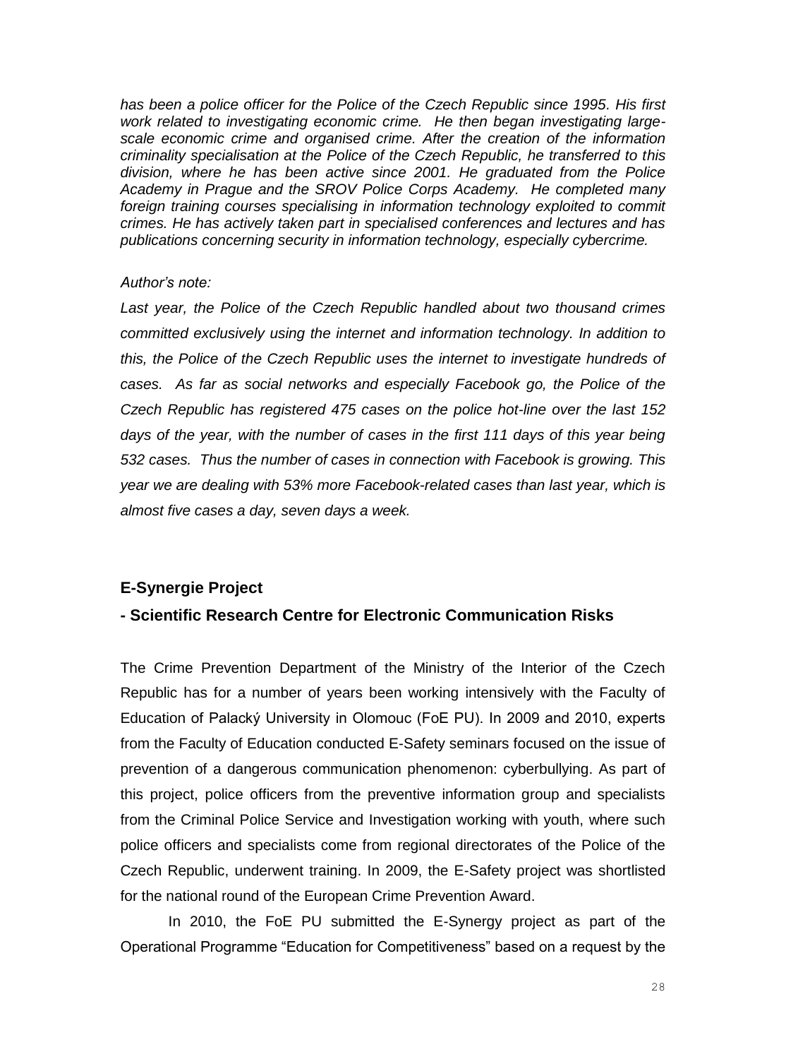*has been a police officer for the Police of the Czech Republic since 1995. His first work related to investigating economic crime. He then began investigating large-scale economic crime and organised crime. After the creation of the information criminality specialisation at the Police of the Czech Republic, he transferred to this division, where he has been active since 2001. He graduated from the Police Academy in Prague and the SROV Police Corps Academy. He completed many foreign training courses specialising in information technology exploited to commit crimes. He has actively taken part in specialised conferences and lectures and has publications concerning security in information technology, especially cybercrime.*

*Author's note:*

*Last year, the Police of the Czech Republic handled about two thousand crimes committed exclusively using the internet and information technology. In addition to this, the Police of the Czech Republic uses the internet to investigate hundreds of cases. As far as social networks and especially Facebook go, the Police of the Czech Republic has registered 475 cases on the police hot-line over the last 152 days of the year, with the number of cases in the first 111 days of this year being 532 cases. Thus the number of cases in connection with Facebook is growing. This year we are dealing with 53% more Facebook-related cases than last year, which is almost five cases a day, seven days a week.*

### E-Synergie Project

### - Scientific Research Centre for Electronic Communication Risks

The Crime Prevention Department of the Ministry of the Interior of the Czech Republic has for a number of years been working intensively with the Faculty of Education of Palacký University in Olomouc (FoE PU). In 2009 and 2010, experts from the Faculty of Education conducted E-Safety seminars focused on the issue of prevention of a dangerous communication phenomenon: cyberbullying. As part of this project, police officers from the preventive information group and specialists from the Criminal Police Service and Investigation working with youth, where such police officers and specialists come from regional directorates of the Police of the Czech Republic, underwent training. In 2009, the E-Safety project was shortlisted for the national round of the European Crime Prevention Award.

In 2010, the FoE PU submitted the E-Synergy project as part of the Operational Programme "Education for Competitiveness" based on a request by the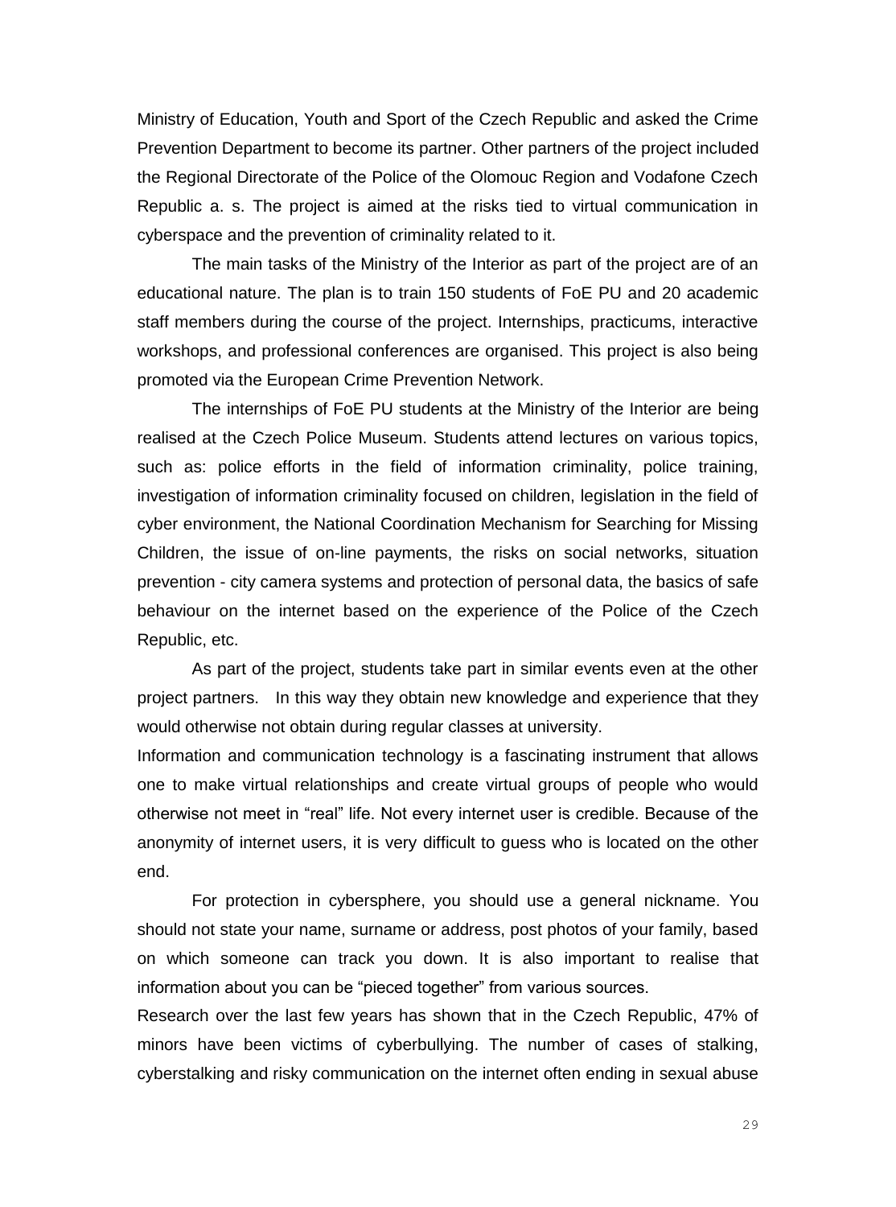Ministry of Education, Youth and Sport of the Czech Republic and asked the Crime Prevention Department to become its partner. Other partners of the project included the Regional Directorate of the Police of the Olomouc Region and Vodafone Czech Republic a. s. The project is aimed at the risks tied to virtual communication in cyberspace and the prevention of criminality related to it.

The main tasks of the Ministry of the Interior as part of the project are of an educational nature. The plan is to train 150 students of FoE PU and 20 academic staff members during the course of the project. Internships, practicums, interactive workshops, and professional conferences are organised. This project is also being promoted via the European Crime Prevention Network.

The internships of FoE PU students at the Ministry of the Interior are being realised at the Czech Police Museum. Students attend lectures on various topics, such as: police efforts in the field of information criminality, police training, investigation of information criminality focused on children, legislation in the field of cyber environment, the National Coordination Mechanism for Searching for Missing Children, the issue of on-line payments, the risks on social networks, situation prevention - city camera systems and protection of personal data, the basics of safe behaviour on the internet based on the experience of the Police of the Czech Republic, etc.

As part of the project, students take part in similar events even at the other project partners. In this way they obtain new knowledge and experience that they would otherwise not obtain during regular classes at university.

Information and communication technology is a fascinating instrument that allows one to make virtual relationships and create virtual groups of people who would otherwise not meet in "real" life. Not every internet user is credible. Because of the anonymity of internet users, it is very difficult to guess who is located on the other end.

For protection in cybersphere, you should use a general nickname. You should not state your name, surname or address, post photos of your family, based on which someone can track you down. It is also important to realise that information about you can be "pieced together" from various sources.

Research over the last few years has shown that in the Czech Republic, 47% of minors have been victims of cyberbullying. The number of cases of stalking, cyberstalking and risky communication on the internet often ending in sexual abuse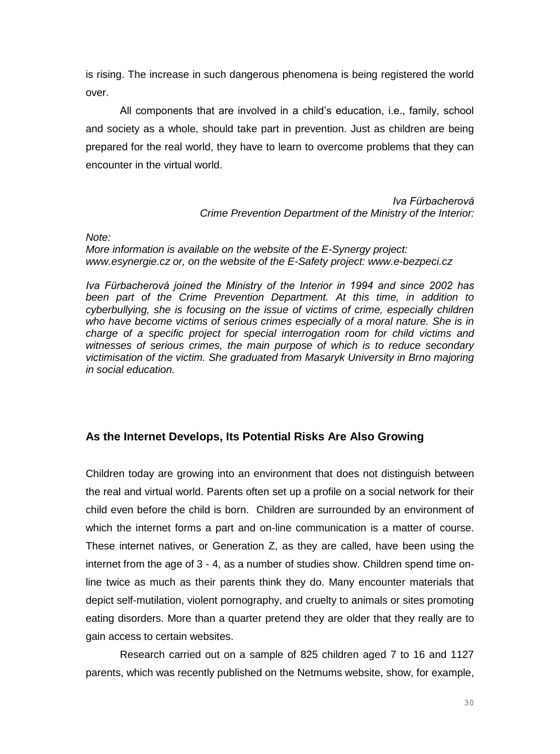is rising. The increase in such dangerous phenomena is being registered the world over.

All components that are involved in a child's education, i.e., family, school and society as a whole, should take part in prevention. Just as children are being prepared for the real world, they have to learn to overcome problems that they can encounter in the virtual world.

*Iva Fürbacherová*
*Crime Prevention Department of the Ministry of the Interior:*

*Note:*
*More information is available on the website of the E-Synergy project: www.esynergie.cz or, on the website of the E-Safety project: www.e-bezpeci.cz*

*Iva Fürbacherová joined the Ministry of the Interior in 1994 and since 2002 has been part of the Crime Prevention Department. At this time, in addition to cyberbullying, she is focusing on the issue of victims of crime, especially children who have become victims of serious crimes especially of a moral nature. She is in charge of a specific project for special interrogation room for child victims and witnesses of serious crimes, the main purpose of which is to reduce secondary victimisation of the victim. She graduated from Masaryk University in Brno majoring in social education.*

## As the Internet Develops, Its Potential Risks Are Also Growing

Children today are growing into an environment that does not distinguish between the real and virtual world. Parents often set up a profile on a social network for their child even before the child is born. Children are surrounded by an environment of which the internet forms a part and on-line communication is a matter of course. These internet natives, or Generation Z, as they are called, have been using the internet from the age of 3 - 4, as a number of studies show. Children spend time on-line twice as much as their parents think they do. Many encounter materials that depict self-mutilation, violent pornography, and cruelty to animals or sites promoting eating disorders. More than a quarter pretend they are older that they really are to gain access to certain websites.

Research carried out on a sample of 825 children aged 7 to 16 and 1127 parents, which was recently published on the Netmums website, show, for example,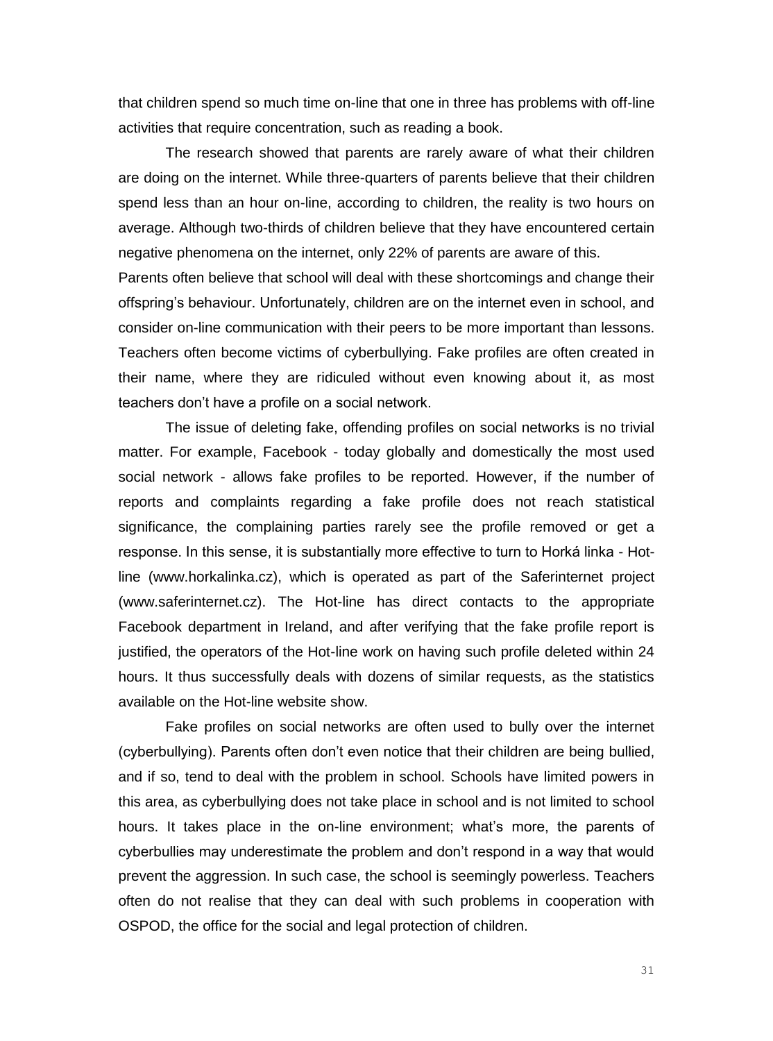that children spend so much time on-line that one in three has problems with off-line activities that require concentration, such as reading a book.

The research showed that parents are rarely aware of what their children are doing on the internet. While three-quarters of parents believe that their children spend less than an hour on-line, according to children, the reality is two hours on average. Although two-thirds of children believe that they have encountered certain negative phenomena on the internet, only 22% of parents are aware of this.

Parents often believe that school will deal with these shortcomings and change their offspring's behaviour. Unfortunately, children are on the internet even in school, and consider on-line communication with their peers to be more important than lessons. Teachers often become victims of cyberbullying. Fake profiles are often created in their name, where they are ridiculed without even knowing about it, as most teachers don't have a profile on a social network.

The issue of deleting fake, offending profiles on social networks is no trivial matter. For example, Facebook - today globally and domestically the most used social network - allows fake profiles to be reported. However, if the number of reports and complaints regarding a fake profile does not reach statistical significance, the complaining parties rarely see the profile removed or get a response. In this sense, it is substantially more effective to turn to Horká linka - Hot-line (www.horkalinka.cz), which is operated as part of the Saferinternet project (www.saferinternet.cz). The Hot-line has direct contacts to the appropriate Facebook department in Ireland, and after verifying that the fake profile report is justified, the operators of the Hot-line work on having such profile deleted within 24 hours. It thus successfully deals with dozens of similar requests, as the statistics available on the Hot-line website show.

Fake profiles on social networks are often used to bully over the internet (cyberbullying). Parents often don't even notice that their children are being bullied, and if so, tend to deal with the problem in school. Schools have limited powers in this area, as cyberbullying does not take place in school and is not limited to school hours. It takes place in the on-line environment; what's more, the parents of cyberbullies may underestimate the problem and don't respond in a way that would prevent the aggression. In such case, the school is seemingly powerless. Teachers often do not realise that they can deal with such problems in cooperation with OSPOD, the office for the social and legal protection of children.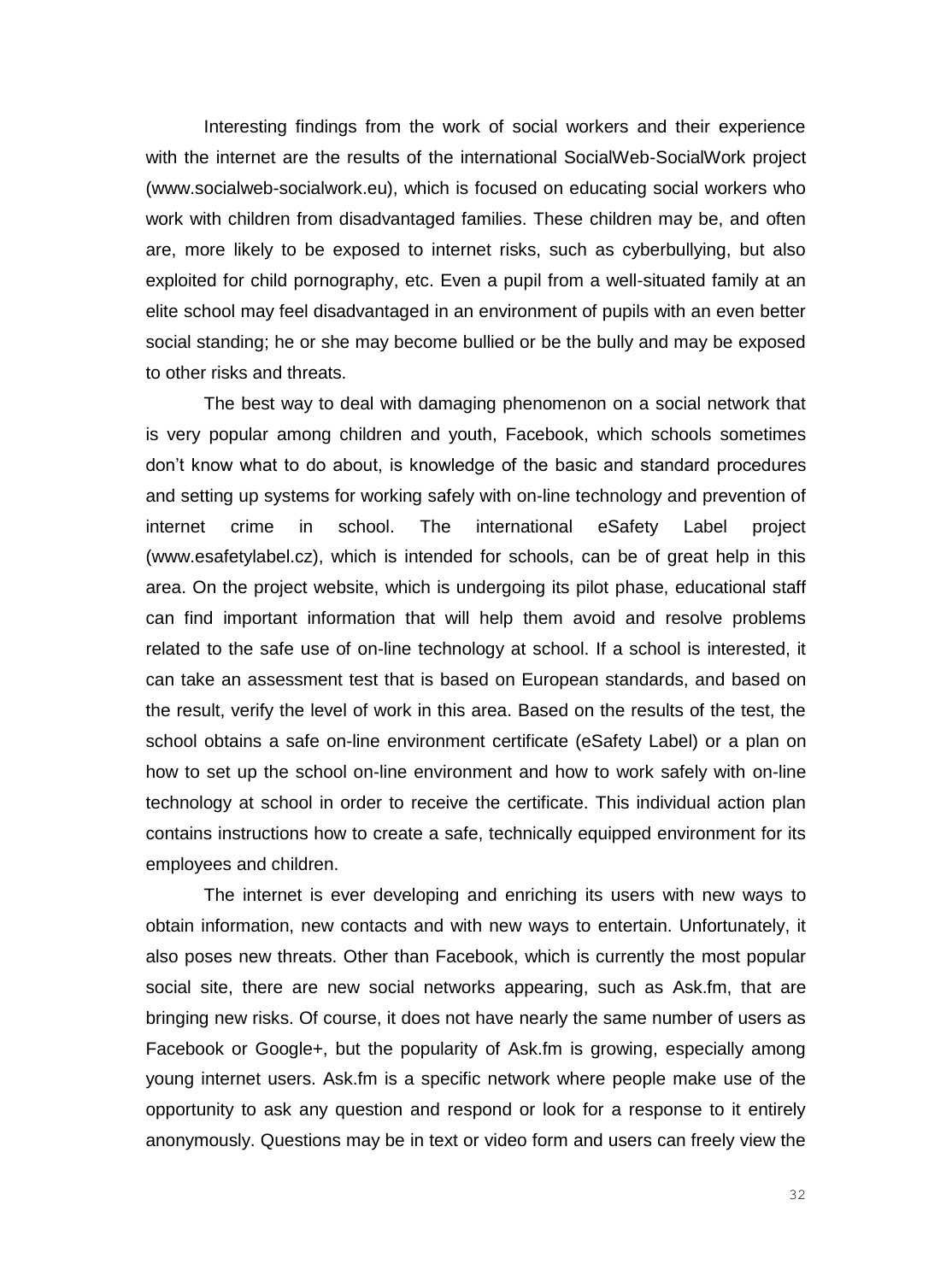Interesting findings from the work of social workers and their experience with the internet are the results of the international SocialWeb-SocialWork project (www.socialweb-socialwork.eu), which is focused on educating social workers who work with children from disadvantaged families. These children may be, and often are, more likely to be exposed to internet risks, such as cyberbullying, but also exploited for child pornography, etc. Even a pupil from a well-situated family at an elite school may feel disadvantaged in an environment of pupils with an even better social standing; he or she may become bullied or be the bully and may be exposed to other risks and threats.

The best way to deal with damaging phenomenon on a social network that is very popular among children and youth, Facebook, which schools sometimes don't know what to do about, is knowledge of the basic and standard procedures and setting up systems for working safely with on-line technology and prevention of internet crime in school. The international eSafety Label project (www.esafetylabel.cz), which is intended for schools, can be of great help in this area. On the project website, which is undergoing its pilot phase, educational staff can find important information that will help them avoid and resolve problems related to the safe use of on-line technology at school. If a school is interested, it can take an assessment test that is based on European standards, and based on the result, verify the level of work in this area. Based on the results of the test, the school obtains a safe on-line environment certificate (eSafety Label) or a plan on how to set up the school on-line environment and how to work safely with on-line technology at school in order to receive the certificate. This individual action plan contains instructions how to create a safe, technically equipped environment for its employees and children.

The internet is ever developing and enriching its users with new ways to obtain information, new contacts and with new ways to entertain. Unfortunately, it also poses new threats. Other than Facebook, which is currently the most popular social site, there are new social networks appearing, such as Ask.fm, that are bringing new risks. Of course, it does not have nearly the same number of users as Facebook or Google+, but the popularity of Ask.fm is growing, especially among young internet users. Ask.fm is a specific network where people make use of the opportunity to ask any question and respond or look for a response to it entirely anonymously. Questions may be in text or video form and users can freely view the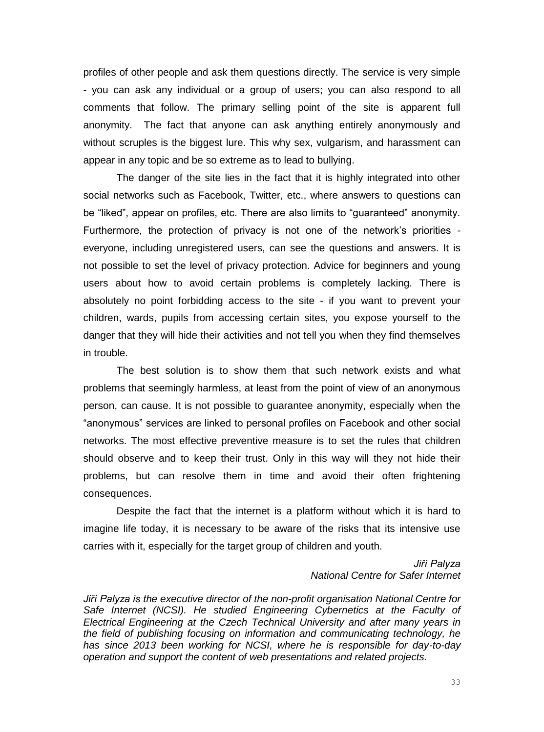profiles of other people and ask them questions directly. The service is very simple - you can ask any individual or a group of users; you can also respond to all comments that follow. The primary selling point of the site is apparent full anonymity. The fact that anyone can ask anything entirely anonymously and without scruples is the biggest lure. This why sex, vulgarism, and harassment can appear in any topic and be so extreme as to lead to bullying.

The danger of the site lies in the fact that it is highly integrated into other social networks such as Facebook, Twitter, etc., where answers to questions can be "liked", appear on profiles, etc. There are also limits to "guaranteed" anonymity. Furthermore, the protection of privacy is not one of the network's priorities - everyone, including unregistered users, can see the questions and answers. It is not possible to set the level of privacy protection. Advice for beginners and young users about how to avoid certain problems is completely lacking. There is absolutely no point forbidding access to the site - if you want to prevent your children, wards, pupils from accessing certain sites, you expose yourself to the danger that they will hide their activities and not tell you when they find themselves in trouble.

The best solution is to show them that such network exists and what problems that seemingly harmless, at least from the point of view of an anonymous person, can cause. It is not possible to guarantee anonymity, especially when the "anonymous" services are linked to personal profiles on Facebook and other social networks. The most effective preventive measure is to set the rules that children should observe and to keep their trust. Only in this way will they not hide their problems, but can resolve them in time and avoid their often frightening consequences.

Despite the fact that the internet is a platform without which it is hard to imagine life today, it is necessary to be aware of the risks that its intensive use carries with it, especially for the target group of children and youth.

*Jiří Palyza*
*National Centre for Safer Internet*

*Jiří Palyza is the executive director of the non-profit organisation National Centre for Safe Internet (NCSI). He studied Engineering Cybernetics at the Faculty of Electrical Engineering at the Czech Technical University and after many years in the field of publishing focusing on information and communicating technology, he has since 2013 been working for NCSI, where he is responsible for day-to-day operation and support the content of web presentations and related projects.*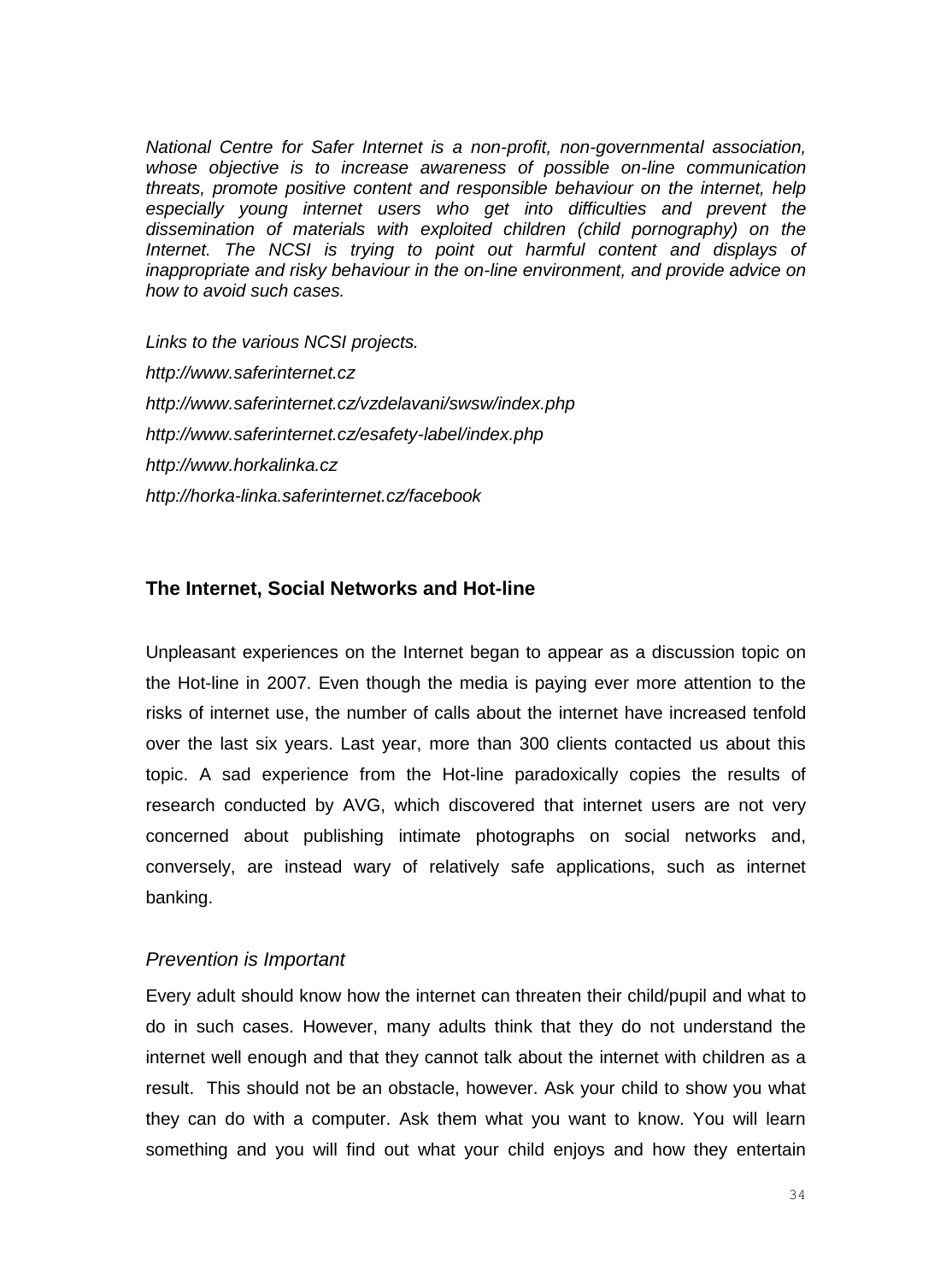*National Centre for Safer Internet is a non-profit, non-governmental association, whose objective is to increase awareness of possible on-line communication threats, promote positive content and responsible behaviour on the internet, help especially young internet users who get into difficulties and prevent the dissemination of materials with exploited children (child pornography) on the Internet. The NCSI is trying to point out harmful content and displays of inappropriate and risky behaviour in the on-line environment, and provide advice on how to avoid such cases.*

*Links to the various NCSI projects.*

*http://www.saferinternet.cz*

*http://www.saferinternet.cz/vzdelavani/swsw/index.php*

*http://www.saferinternet.cz/esafety-label/index.php*

*http://www.horkalinka.cz*

*http://horka-linka.saferinternet.cz/facebook*

### The Internet, Social Networks and Hot-line

Unpleasant experiences on the Internet began to appear as a discussion topic on the Hot-line in 2007. Even though the media is paying ever more attention to the risks of internet use, the number of calls about the internet have increased tenfold over the last six years. Last year, more than 300 clients contacted us about this topic. A sad experience from the Hot-line paradoxically copies the results of research conducted by AVG, which discovered that internet users are not very concerned about publishing intimate photographs on social networks and, conversely, are instead wary of relatively safe applications, such as internet banking.

#### *Prevention is Important*

Every adult should know how the internet can threaten their child/pupil and what to do in such cases. However, many adults think that they do not understand the internet well enough and that they cannot talk about the internet with children as a result. This should not be an obstacle, however. Ask your child to show you what they can do with a computer. Ask them what you want to know. You will learn something and you will find out what your child enjoys and how they entertain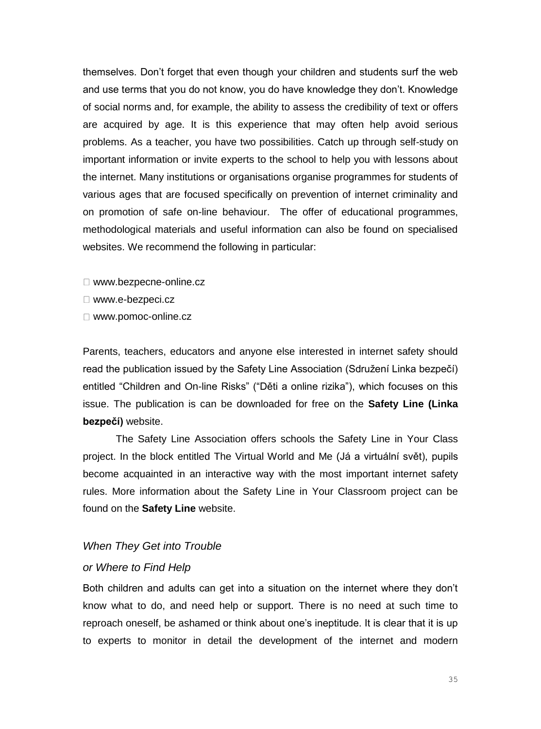themselves. Don't forget that even though your children and students surf the web and use terms that you do not know, you do have knowledge they don't. Knowledge of social norms and, for example, the ability to assess the credibility of text or offers are acquired by age. It is this experience that may often help avoid serious problems. As a teacher, you have two possibilities. Catch up through self-study on important information or invite experts to the school to help you with lessons about the internet. Many institutions or organisations organise programmes for students of various ages that are focused specifically on prevention of internet criminality and on promotion of safe on-line behaviour. The offer of educational programmes, methodological materials and useful information can also be found on specialised websites. We recommend the following in particular:

- www.bezpecne-online.cz
- www.e-bezpeci.cz
- www.pomoc-online.cz

Parents, teachers, educators and anyone else interested in internet safety should read the publication issued by the Safety Line Association (Sdružení Linka bezpečí) entitled "Children and On-line Risks" ("Děti a online rizika"), which focuses on this issue. The publication is can be downloaded for free on the **Safety Line (Linka bezpečí)** website.

The Safety Line Association offers schools the Safety Line in Your Class project. In the block entitled The Virtual World and Me (Já a virtuální svět), pupils become acquainted in an interactive way with the most important internet safety rules. More information about the Safety Line in Your Classroom project can be found on the **Safety Line** website.

### *When They Get into Trouble or Where to Find Help*

Both children and adults can get into a situation on the internet where they don't know what to do, and need help or support. There is no need at such time to reproach oneself, be ashamed or think about one's ineptitude. It is clear that it is up to experts to monitor in detail the development of the internet and modern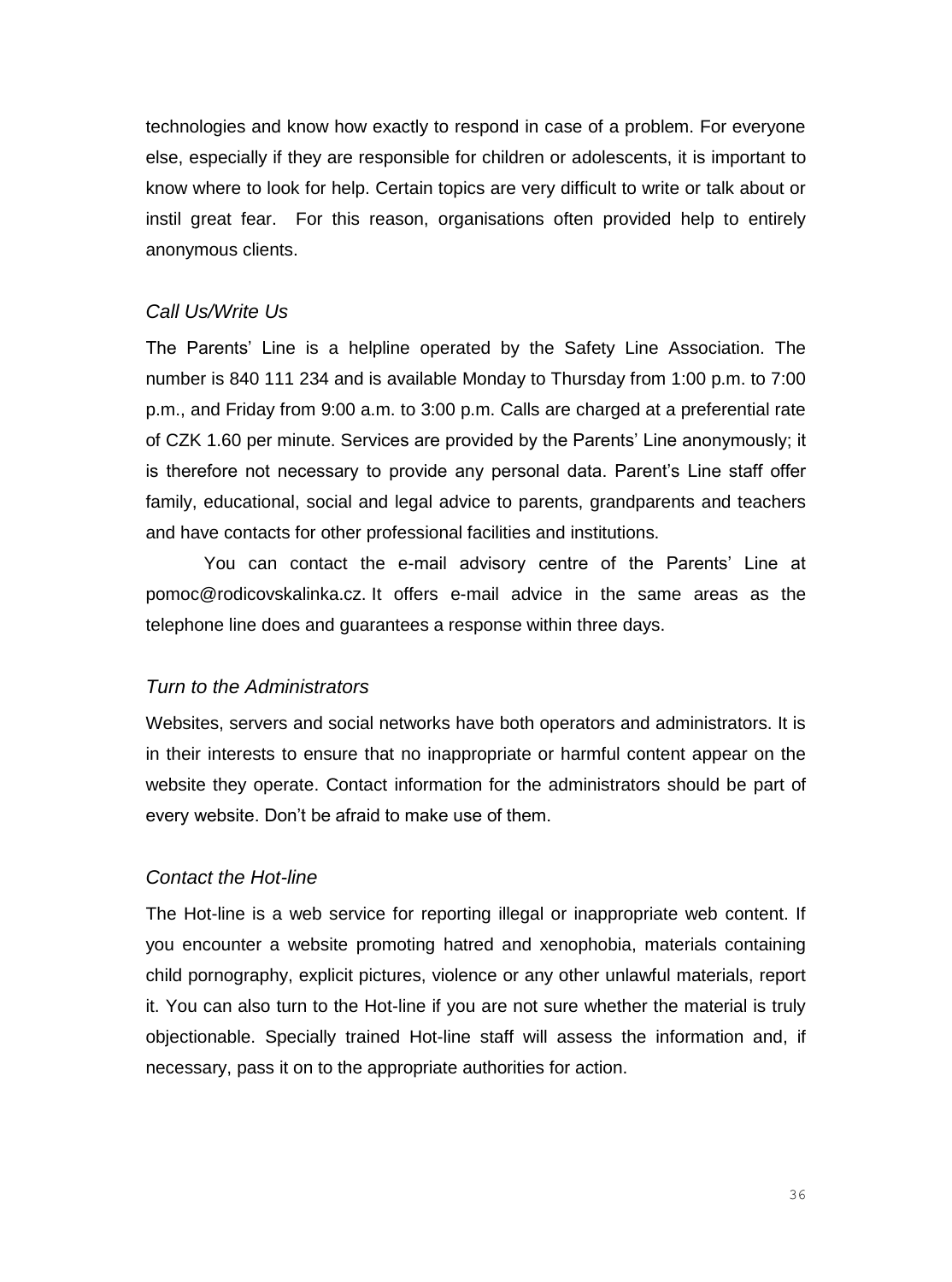technologies and know how exactly to respond in case of a problem. For everyone else, especially if they are responsible for children or adolescents, it is important to know where to look for help. Certain topics are very difficult to write or talk about or instil great fear. For this reason, organisations often provided help to entirely anonymous clients.

### *Call Us/Write Us*

The Parents' Line is a helpline operated by the Safety Line Association. The number is 840 111 234 and is available Monday to Thursday from 1:00 p.m. to 7:00 p.m., and Friday from 9:00 a.m. to 3:00 p.m. Calls are charged at a preferential rate of CZK 1.60 per minute. Services are provided by the Parents' Line anonymously; it is therefore not necessary to provide any personal data. Parent's Line staff offer family, educational, social and legal advice to parents, grandparents and teachers and have contacts for other professional facilities and institutions.

You can contact the e-mail advisory centre of the Parents' Line at pomoc@rodicovskalinka.cz. It offers e-mail advice in the same areas as the telephone line does and guarantees a response within three days.

### *Turn to the Administrators*

Websites, servers and social networks have both operators and administrators. It is in their interests to ensure that no inappropriate or harmful content appear on the website they operate. Contact information for the administrators should be part of every website. Don't be afraid to make use of them.

### *Contact the Hot-line*

The Hot-line is a web service for reporting illegal or inappropriate web content. If you encounter a website promoting hatred and xenophobia, materials containing child pornography, explicit pictures, violence or any other unlawful materials, report it. You can also turn to the Hot-line if you are not sure whether the material is truly objectionable. Specially trained Hot-line staff will assess the information and, if necessary, pass it on to the appropriate authorities for action.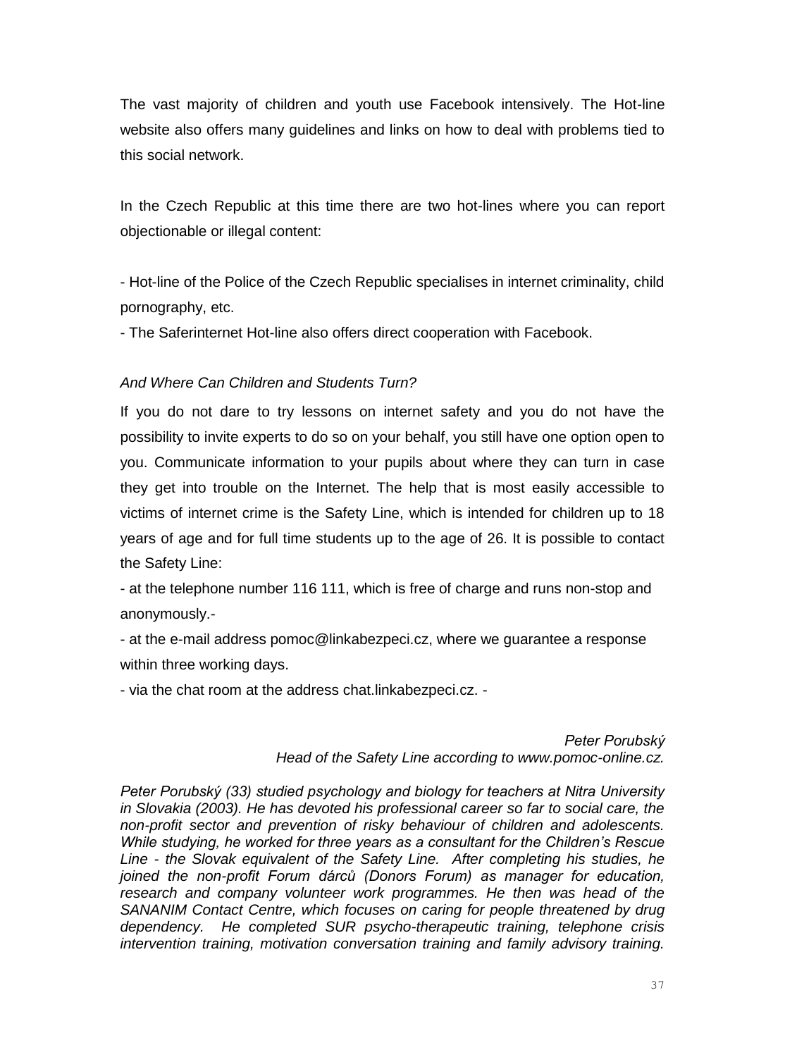The vast majority of children and youth use Facebook intensively. The Hot-line website also offers many guidelines and links on how to deal with problems tied to this social network.

In the Czech Republic at this time there are two hot-lines where you can report objectionable or illegal content:

- Hot-line of the Police of the Czech Republic specialises in internet criminality, child pornography, etc.
- The Saferinternet Hot-line also offers direct cooperation with Facebook.

*And Where Can Children and Students Turn?*

If you do not dare to try lessons on internet safety and you do not have the possibility to invite experts to do so on your behalf, you still have one option open to you. Communicate information to your pupils about where they can turn in case they get into trouble on the Internet. The help that is most easily accessible to victims of internet crime is the Safety Line, which is intended for children up to 18 years of age and for full time students up to the age of 26. It is possible to contact the Safety Line:

- at the telephone number 116 111, which is free of charge and runs non-stop and anonymously.-
- at the e-mail address pomoc@linkabezpeci.cz, where we guarantee a response within three working days.
- via the chat room at the address chat.linkabezpeci.cz. -

*Peter Porubský*
*Head of the Safety Line according to www.pomoc-online.cz.*

*Peter Porubský (33) studied psychology and biology for teachers at Nitra University in Slovakia (2003). He has devoted his professional career so far to social care, the non-profit sector and prevention of risky behaviour of children and adolescents. While studying, he worked for three years as a consultant for the Children's Rescue Line - the Slovak equivalent of the Safety Line. After completing his studies, he joined the non-profit Forum dárců (Donors Forum) as manager for education, research and company volunteer work programmes. He then was head of the SANANIM Contact Centre, which focuses on caring for people threatened by drug dependency. He completed SUR psycho-therapeutic training, telephone crisis intervention training, motivation conversation training and family advisory training.*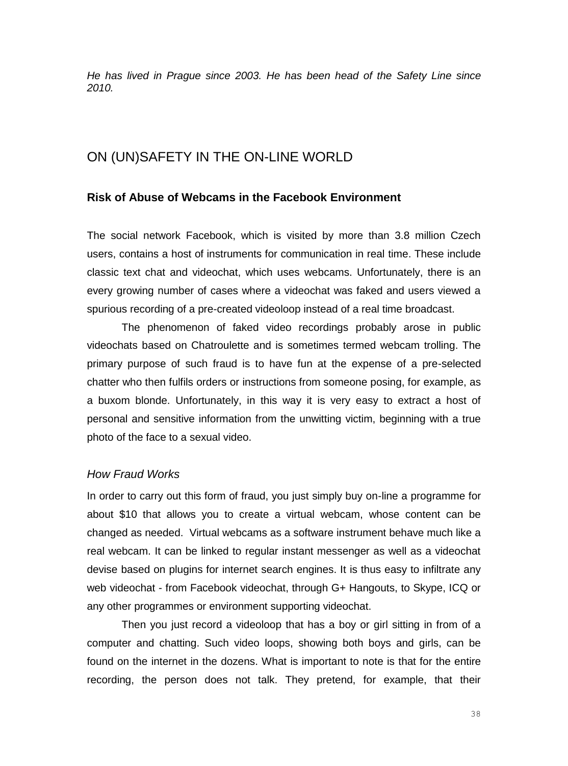*He has lived in Prague since 2003. He has been head of the Safety Line since 2010.*

## ON (UN)SAFETY IN THE ON-LINE WORLD

### Risk of Abuse of Webcams in the Facebook Environment

The social network Facebook, which is visited by more than 3.8 million Czech users, contains a host of instruments for communication in real time. These include classic text chat and videochat, which uses webcams. Unfortunately, there is an every growing number of cases where a videochat was faked and users viewed a spurious recording of a pre-created videoloop instead of a real time broadcast.

The phenomenon of faked video recordings probably arose in public videochats based on Chatroulette and is sometimes termed webcam trolling. The primary purpose of such fraud is to have fun at the expense of a pre-selected chatter who then fulfils orders or instructions from someone posing, for example, as a buxom blonde. Unfortunately, in this way it is very easy to extract a host of personal and sensitive information from the unwitting victim, beginning with a true photo of the face to a sexual video.

#### *How Fraud Works*

In order to carry out this form of fraud, you just simply buy on-line a programme for about $10 that allows you to create a virtual webcam, whose content can be changed as needed. Virtual webcams as a software instrument behave much like a real webcam. It can be linked to regular instant messenger as well as a videochat devise based on plugins for internet search engines. It is thus easy to infiltrate any web videochat - from Facebook videochat, through G+ Hangouts, to Skype, ICQ or any other programmes or environment supporting videochat.

Then you just record a videoloop that has a boy or girl sitting in from of a computer and chatting. Such video loops, showing both boys and girls, can be found on the internet in the dozens. What is important to note is that for the entire recording, the person does not talk. They pretend, for example, that their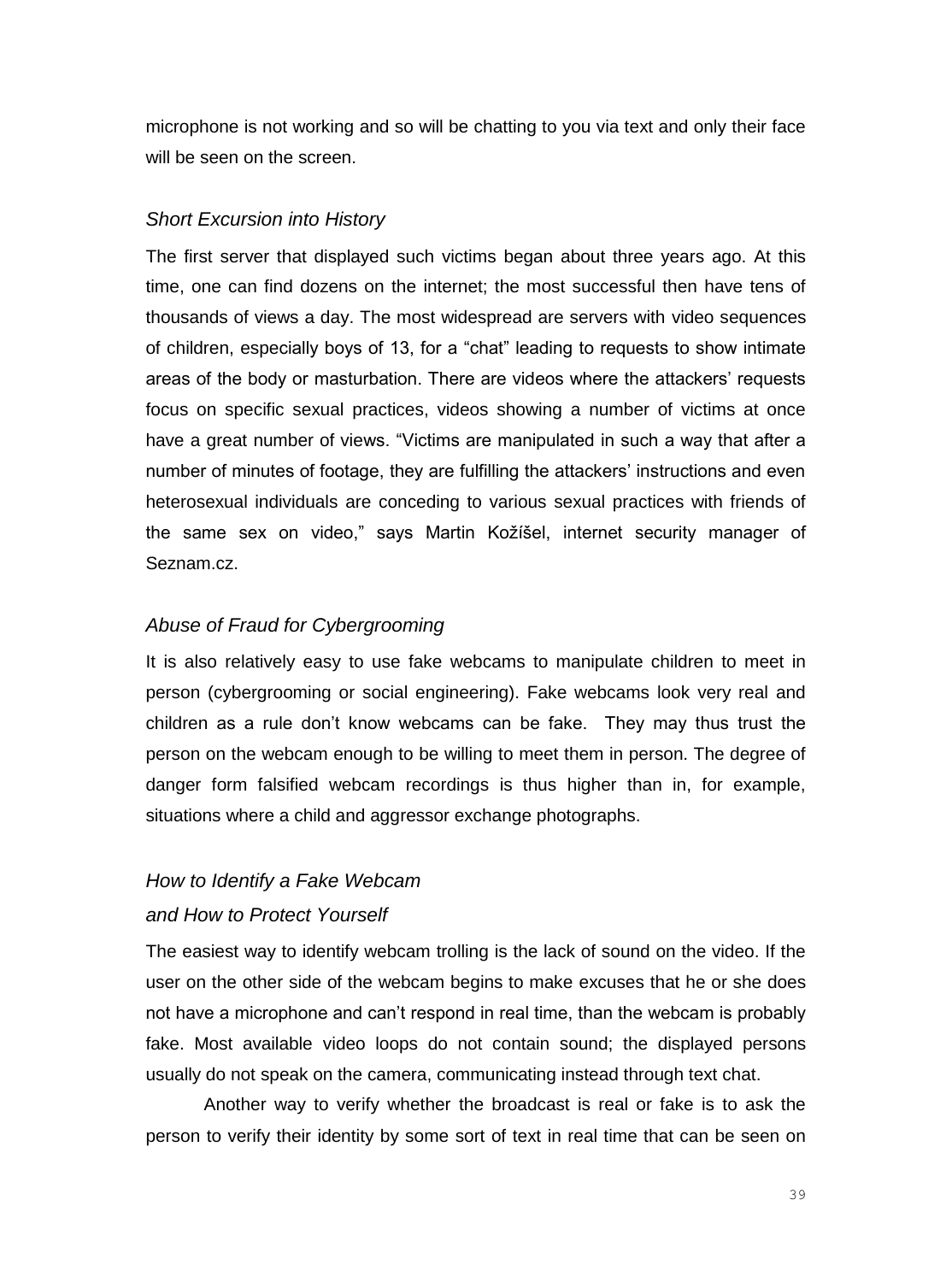microphone is not working and so will be chatting to you via text and only their face will be seen on the screen.

### *Short Excursion into History*

The first server that displayed such victims began about three years ago. At this time, one can find dozens on the internet; the most successful then have tens of thousands of views a day. The most widespread are servers with video sequences of children, especially boys of 13, for a "chat" leading to requests to show intimate areas of the body or masturbation. There are videos where the attackers' requests focus on specific sexual practices, videos showing a number of victims at once have a great number of views. "Victims are manipulated in such a way that after a number of minutes of footage, they are fulfilling the attackers' instructions and even heterosexual individuals are conceding to various sexual practices with friends of the same sex on video," says Martin Kožíšel, internet security manager of Seznam.cz.

### *Abuse of Fraud for Cybergrooming*

It is also relatively easy to use fake webcams to manipulate children to meet in person (cybergrooming or social engineering). Fake webcams look very real and children as a rule don't know webcams can be fake. They may thus trust the person on the webcam enough to be willing to meet them in person. The degree of danger form falsified webcam recordings is thus higher than in, for example, situations where a child and aggressor exchange photographs.

### *How to Identify a Fake Webcam and How to Protect Yourself*

The easiest way to identify webcam trolling is the lack of sound on the video. If the user on the other side of the webcam begins to make excuses that he or she does not have a microphone and can't respond in real time, than the webcam is probably fake. Most available video loops do not contain sound; the displayed persons usually do not speak on the camera, communicating instead through text chat.

Another way to verify whether the broadcast is real or fake is to ask the person to verify their identity by some sort of text in real time that can be seen on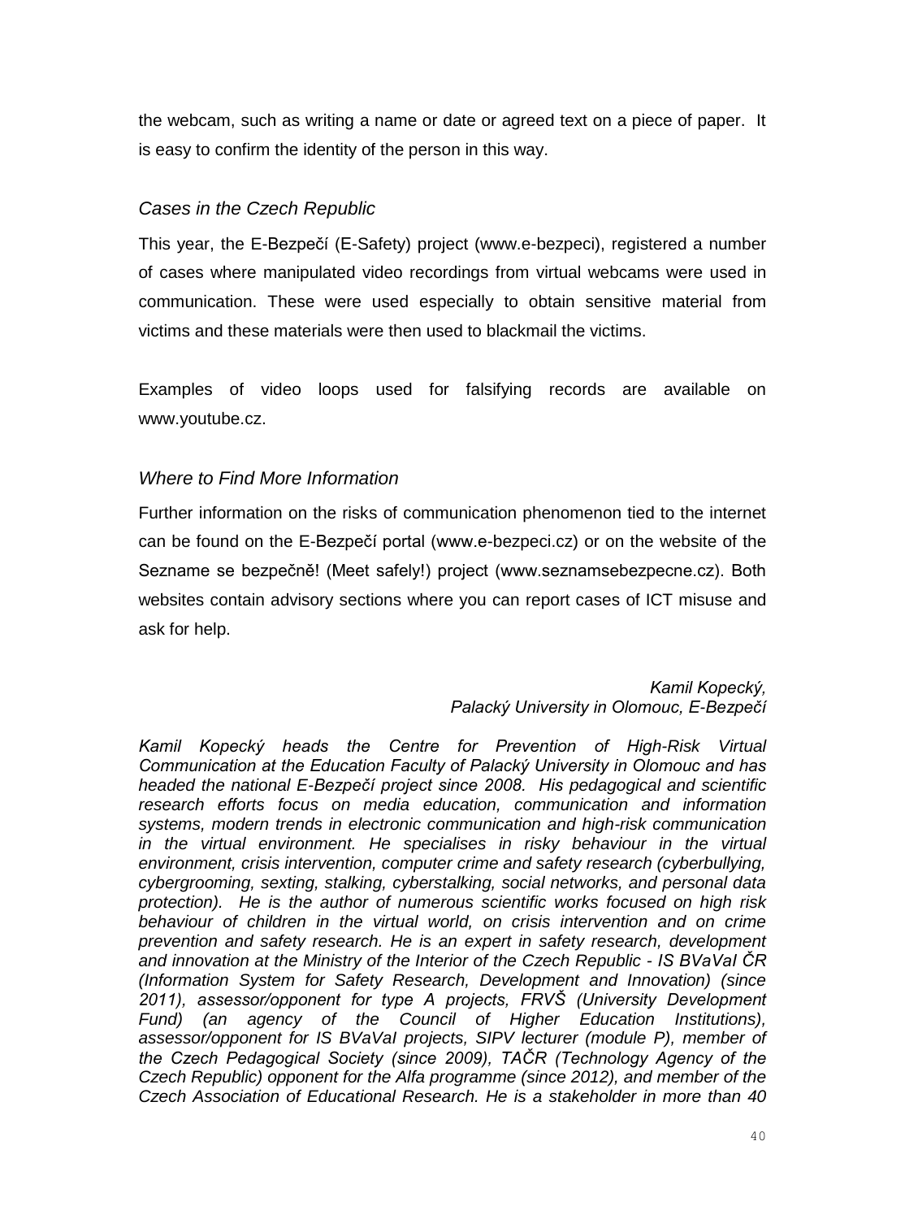the webcam, such as writing a name or date or agreed text on a piece of paper. It is easy to confirm the identity of the person in this way.

### *Cases in the Czech Republic*

This year, the E-Bezpečí (E-Safety) project (www.e-bezpeci), registered a number of cases where manipulated video recordings from virtual webcams were used in communication. These were used especially to obtain sensitive material from victims and these materials were then used to blackmail the victims.

Examples of video loops used for falsifying records are available on www.youtube.cz.

### *Where to Find More Information*

Further information on the risks of communication phenomenon tied to the internet can be found on the E-Bezpečí portal (www.e-bezpeci.cz) or on the website of the Seznamе se bezpečně! (Meet safely!) project (www.seznamsebezpecne.cz). Both websites contain advisory sections where you can report cases of ICT misuse and ask for help.

*Kamil Kopecký,*
*Palacký University in Olomouc, E-Bezpečí*

*Kamil Kopecký heads the Centre for Prevention of High-Risk Virtual Communication at the Education Faculty of Palacký University in Olomouc and has headed the national E-Bezpečí project since 2008. His pedagogical and scientific research efforts focus on media education, communication and information systems, modern trends in electronic communication and high-risk communication in the virtual environment. He specialises in risky behaviour in the virtual environment, crisis intervention, computer crime and safety research (cyberbullying, cybergrooming, sexting, stalking, cyberstalking, social networks, and personal data protection). He is the author of numerous scientific works focused on high risk behaviour of children in the virtual world, on crisis intervention and on crime prevention and safety research. He is an expert in safety research, development and innovation at the Ministry of the Interior of the Czech Republic - IS BVaVaI ČR (Information System for Safety Research, Development and Innovation) (since 2011), assessor/opponent for type A projects, FRVŠ (University Development Fund) (an agency of the Council of Higher Education Institutions), assessor/opponent for IS BVaVaI projects, SIPV lecturer (module P), member of the Czech Pedagogical Society (since 2009), TAČR (Technology Agency of the Czech Republic) opponent for the Alfa programme (since 2012), and member of the Czech Association of Educational Research. He is a stakeholder in more than 40*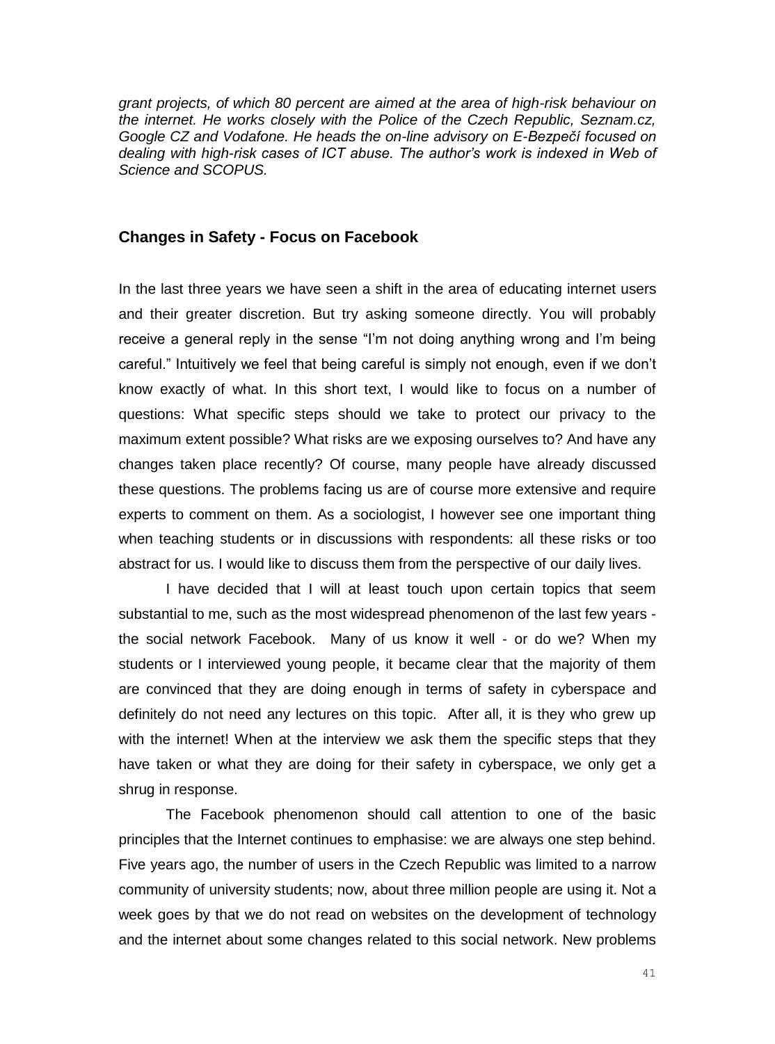*grant projects, of which 80 percent are aimed at the area of high-risk behaviour on the internet. He works closely with the Police of the Czech Republic, Seznam.cz, Google CZ and Vodafone. He heads the on-line advisory on E-Bezpečí focused on dealing with high-risk cases of ICT abuse. The author's work is indexed in Web of Science and SCOPUS.*

## Changes in Safety - Focus on Facebook

In the last three years we have seen a shift in the area of educating internet users and their greater discretion. But try asking someone directly. You will probably receive a general reply in the sense "I'm not doing anything wrong and I'm being careful." Intuitively we feel that being careful is simply not enough, even if we don't know exactly of what. In this short text, I would like to focus on a number of questions: What specific steps should we take to protect our privacy to the maximum extent possible? What risks are we exposing ourselves to? And have any changes taken place recently? Of course, many people have already discussed these questions. The problems facing us are of course more extensive and require experts to comment on them. As a sociologist, I however see one important thing when teaching students or in discussions with respondents: all these risks or too abstract for us. I would like to discuss them from the perspective of our daily lives.

I have decided that I will at least touch upon certain topics that seem substantial to me, such as the most widespread phenomenon of the last few years - the social network Facebook. Many of us know it well - or do we? When my students or I interviewed young people, it became clear that the majority of them are convinced that they are doing enough in terms of safety in cyberspace and definitely do not need any lectures on this topic. After all, it is they who grew up with the internet! When at the interview we ask them the specific steps that they have taken or what they are doing for their safety in cyberspace, we only get a shrug in response.

The Facebook phenomenon should call attention to one of the basic principles that the Internet continues to emphasise: we are always one step behind. Five years ago, the number of users in the Czech Republic was limited to a narrow community of university students; now, about three million people are using it. Not a week goes by that we do not read on websites on the development of technology and the internet about some changes related to this social network. New problems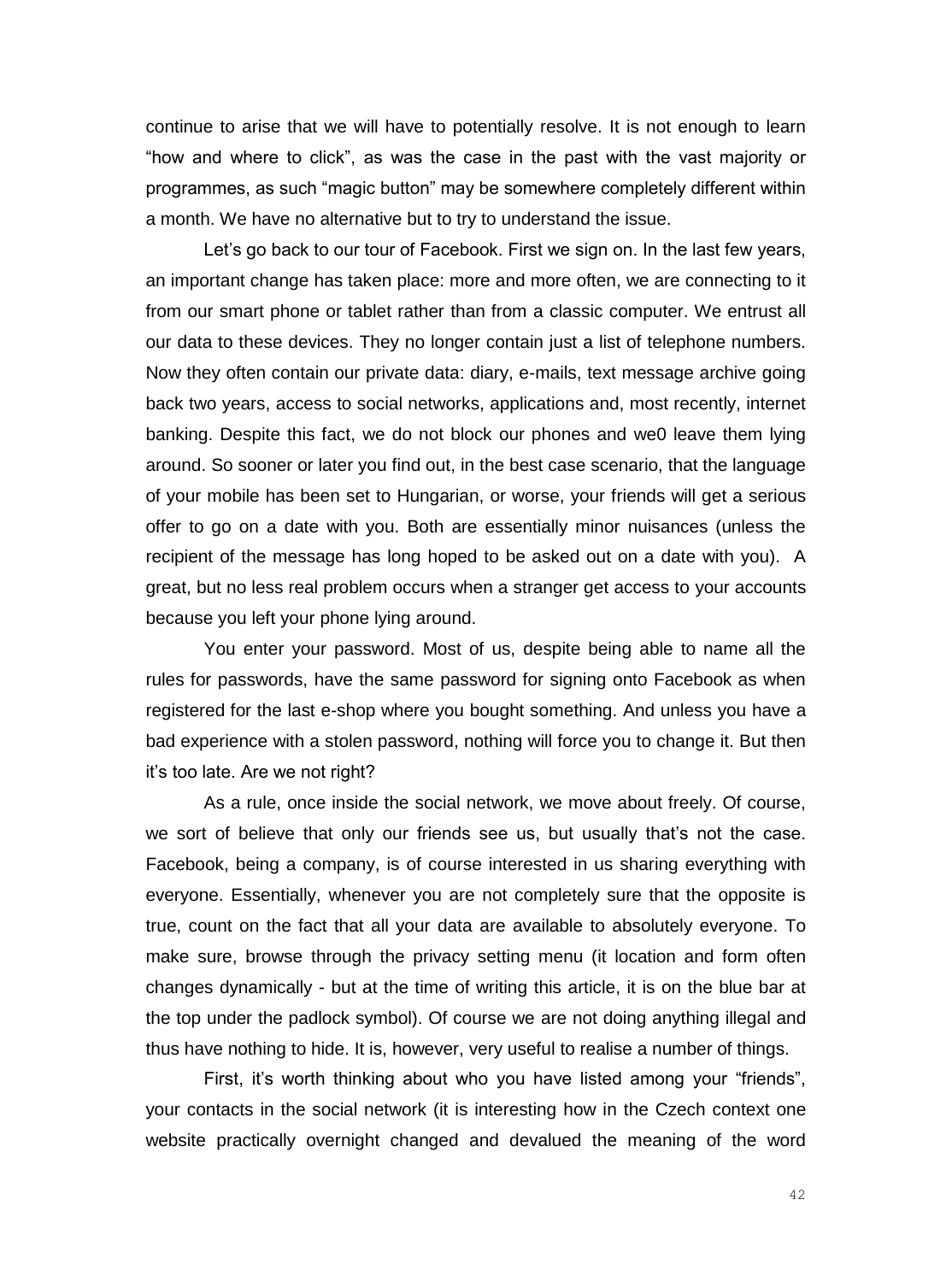continue to arise that we will have to potentially resolve. It is not enough to learn "how and where to click", as was the case in the past with the vast majority or programmes, as such "magic button" may be somewhere completely different within a month. We have no alternative but to try to understand the issue.

Let's go back to our tour of Facebook. First we sign on. In the last few years, an important change has taken place: more and more often, we are connecting to it from our smart phone or tablet rather than from a classic computer. We entrust all our data to these devices. They no longer contain just a list of telephone numbers. Now they often contain our private data: diary, e-mails, text message archive going back two years, access to social networks, applications and, most recently, internet banking. Despite this fact, we do not block our phones and we0 leave them lying around. So sooner or later you find out, in the best case scenario, that the language of your mobile has been set to Hungarian, or worse, your friends will get a serious offer to go on a date with you. Both are essentially minor nuisances (unless the recipient of the message has long hoped to be asked out on a date with you). A great, but no less real problem occurs when a stranger get access to your accounts because you left your phone lying around.

You enter your password. Most of us, despite being able to name all the rules for passwords, have the same password for signing onto Facebook as when registered for the last e-shop where you bought something. And unless you have a bad experience with a stolen password, nothing will force you to change it. But then it's too late. Are we not right?

As a rule, once inside the social network, we move about freely. Of course, we sort of believe that only our friends see us, but usually that's not the case. Facebook, being a company, is of course interested in us sharing everything with everyone. Essentially, whenever you are not completely sure that the opposite is true, count on the fact that all your data are available to absolutely everyone. To make sure, browse through the privacy setting menu (it location and form often changes dynamically - but at the time of writing this article, it is on the blue bar at the top under the padlock symbol). Of course we are not doing anything illegal and thus have nothing to hide. It is, however, very useful to realise a number of things.

First, it's worth thinking about who you have listed among your "friends", your contacts in the social network (it is interesting how in the Czech context one website practically overnight changed and devalued the meaning of the word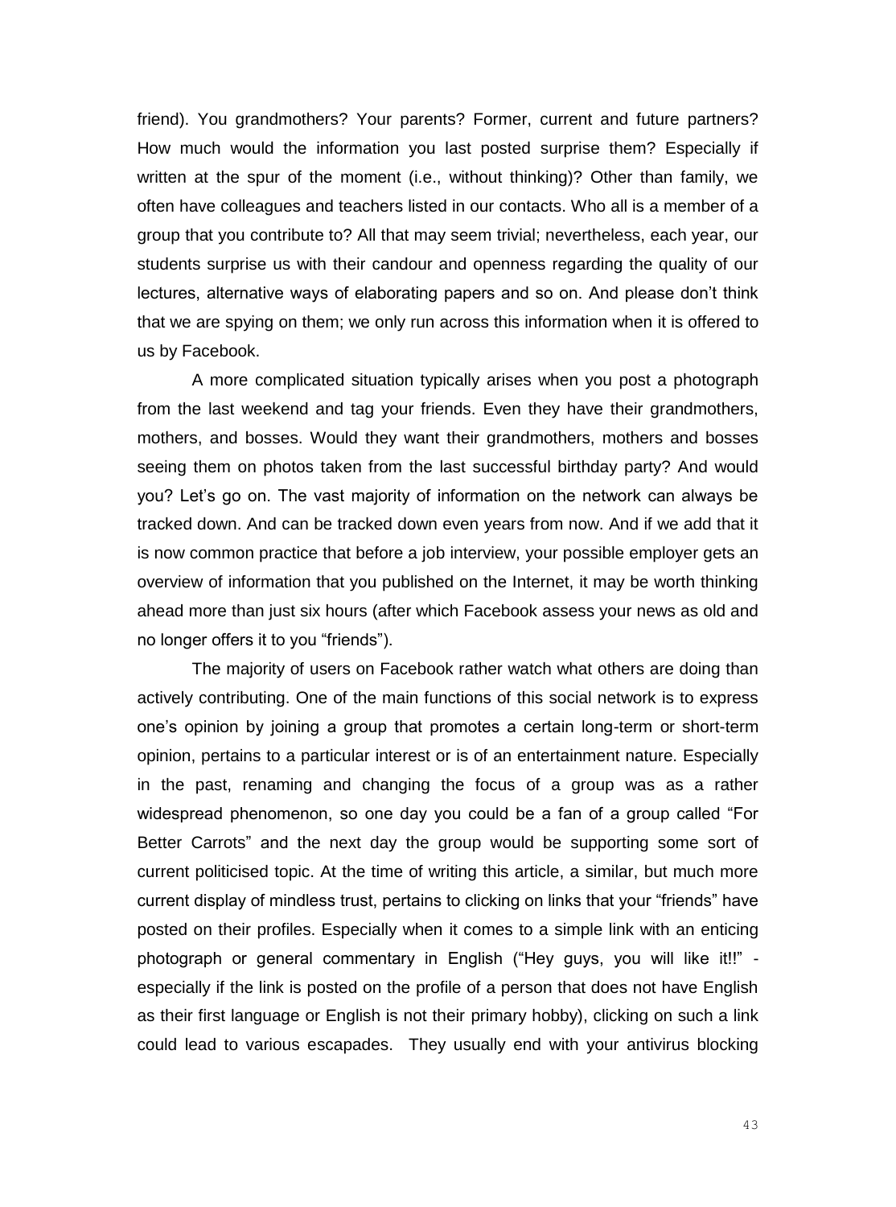friend). You grandmothers? Your parents? Former, current and future partners? How much would the information you last posted surprise them? Especially if written at the spur of the moment (i.e., without thinking)? Other than family, we often have colleagues and teachers listed in our contacts. Who all is a member of a group that you contribute to? All that may seem trivial; nevertheless, each year, our students surprise us with their candour and openness regarding the quality of our lectures, alternative ways of elaborating papers and so on. And please don't think that we are spying on them; we only run across this information when it is offered to us by Facebook.

A more complicated situation typically arises when you post a photograph from the last weekend and tag your friends. Even they have their grandmothers, mothers, and bosses. Would they want their grandmothers, mothers and bosses seeing them on photos taken from the last successful birthday party? And would you? Let's go on. The vast majority of information on the network can always be tracked down. And can be tracked down even years from now. And if we add that it is now common practice that before a job interview, your possible employer gets an overview of information that you published on the Internet, it may be worth thinking ahead more than just six hours (after which Facebook assess your news as old and no longer offers it to you "friends").

The majority of users on Facebook rather watch what others are doing than actively contributing. One of the main functions of this social network is to express one's opinion by joining a group that promotes a certain long-term or short-term opinion, pertains to a particular interest or is of an entertainment nature. Especially in the past, renaming and changing the focus of a group was as a rather widespread phenomenon, so one day you could be a fan of a group called "For Better Carrots" and the next day the group would be supporting some sort of current politicised topic. At the time of writing this article, a similar, but much more current display of mindless trust, pertains to clicking on links that your "friends" have posted on their profiles. Especially when it comes to a simple link with an enticing photograph or general commentary in English ("Hey guys, you will like it!!" - especially if the link is posted on the profile of a person that does not have English as their first language or English is not their primary hobby), clicking on such a link could lead to various escapades. They usually end with your antivirus blocking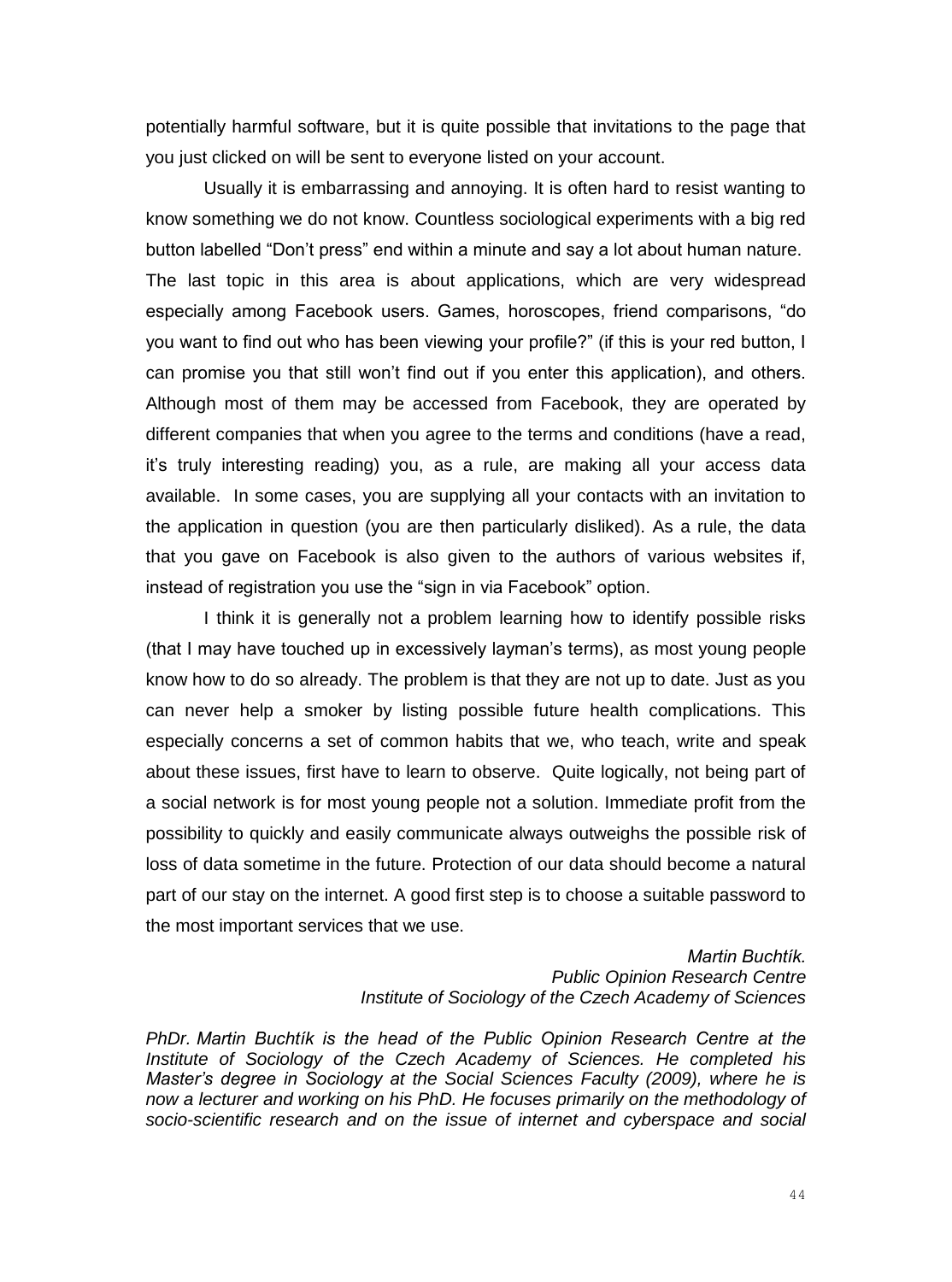potentially harmful software, but it is quite possible that invitations to the page that you just clicked on will be sent to everyone listed on your account.

Usually it is embarrassing and annoying. It is often hard to resist wanting to know something we do not know. Countless sociological experiments with a big red button labelled "Don't press" end within a minute and say a lot about human nature. The last topic in this area is about applications, which are very widespread especially among Facebook users. Games, horoscopes, friend comparisons, "do you want to find out who has been viewing your profile?" (if this is your red button, I can promise you that still won't find out if you enter this application), and others. Although most of them may be accessed from Facebook, they are operated by different companies that when you agree to the terms and conditions (have a read, it's truly interesting reading) you, as a rule, are making all your access data available. In some cases, you are supplying all your contacts with an invitation to the application in question (you are then particularly disliked). As a rule, the data that you gave on Facebook is also given to the authors of various websites if, instead of registration you use the "sign in via Facebook" option.

I think it is generally not a problem learning how to identify possible risks (that I may have touched up in excessively layman's terms), as most young people know how to do so already. The problem is that they are not up to date. Just as you can never help a smoker by listing possible future health complications. This especially concerns a set of common habits that we, who teach, write and speak about these issues, first have to learn to observe. Quite logically, not being part of a social network is for most young people not a solution. Immediate profit from the possibility to quickly and easily communicate always outweighs the possible risk of loss of data sometime in the future. Protection of our data should become a natural part of our stay on the internet. A good first step is to choose a suitable password to the most important services that we use.

*Martin Buchtík.*
*Public Opinion Research Centre*
*Institute of Sociology of the Czech Academy of Sciences*

*PhDr. Martin Buchtík is the head of the Public Opinion Research Centre at the Institute of Sociology of the Czech Academy of Sciences. He completed his Master's degree in Sociology at the Social Sciences Faculty (2009), where he is now a lecturer and working on his PhD. He focuses primarily on the methodology of socio-scientific research and on the issue of internet and cyberspace and social*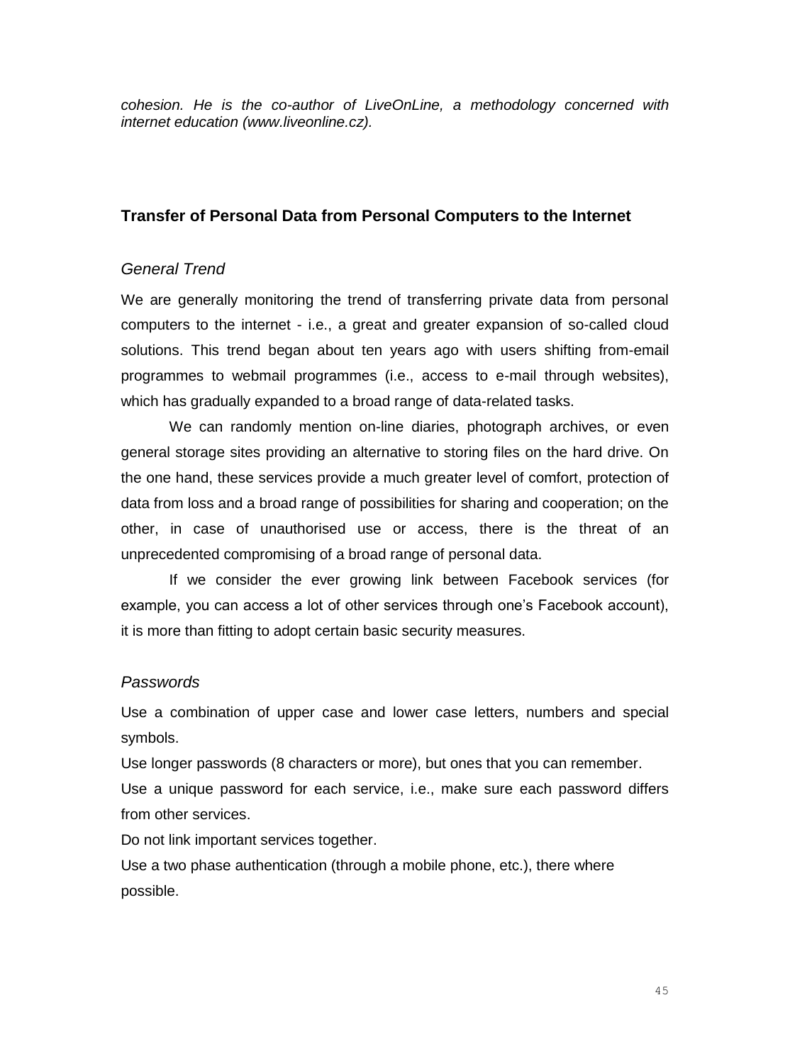*cohesion. He is the co-author of LiveOnLine, a methodology concerned with internet education (www.liveonline.cz).*

## Transfer of Personal Data from Personal Computers to the Internet

### *General Trend*

We are generally monitoring the trend of transferring private data from personal computers to the internet - i.e., a great and greater expansion of so-called cloud solutions. This trend began about ten years ago with users shifting from-email programmes to webmail programmes (i.e., access to e-mail through websites), which has gradually expanded to a broad range of data-related tasks.

We can randomly mention on-line diaries, photograph archives, or even general storage sites providing an alternative to storing files on the hard drive. On the one hand, these services provide a much greater level of comfort, protection of data from loss and a broad range of possibilities for sharing and cooperation; on the other, in case of unauthorised use or access, there is the threat of an unprecedented compromising of a broad range of personal data.

If we consider the ever growing link between Facebook services (for example, you can access a lot of other services through one's Facebook account), it is more than fitting to adopt certain basic security measures.

### *Passwords*

Use a combination of upper case and lower case letters, numbers and special symbols.

Use longer passwords (8 characters or more), but ones that you can remember.

Use a unique password for each service, i.e., make sure each password differs from other services.

Do not link important services together.

Use a two phase authentication (through a mobile phone, etc.), there where possible.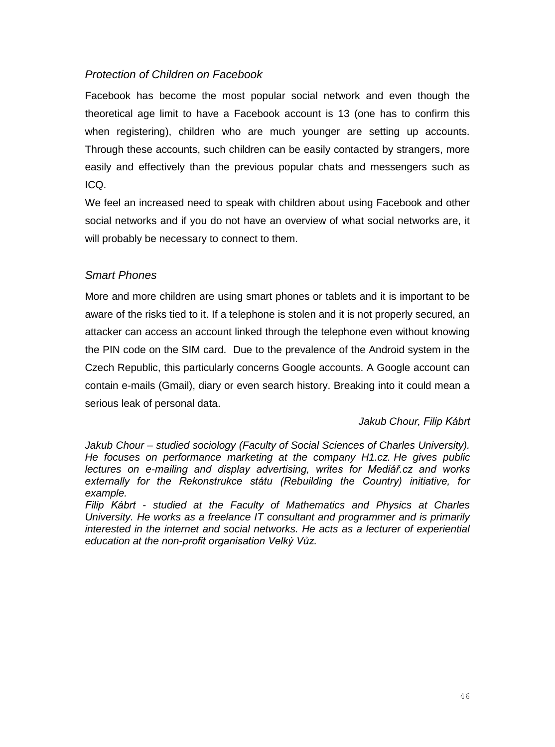### *Protection of Children on Facebook*

Facebook has become the most popular social network and even though the theoretical age limit to have a Facebook account is 13 (one has to confirm this when registering), children who are much younger are setting up accounts. Through these accounts, such children can be easily contacted by strangers, more easily and effectively than the previous popular chats and messengers such as ICQ.

We feel an increased need to speak with children about using Facebook and other social networks and if you do not have an overview of what social networks are, it will probably be necessary to connect to them.

### *Smart Phones*

More and more children are using smart phones or tablets and it is important to be aware of the risks tied to it. If a telephone is stolen and it is not properly secured, an attacker can access an account linked through the telephone even without knowing the PIN code on the SIM card. Due to the prevalence of the Android system in the Czech Republic, this particularly concerns Google accounts. A Google account can contain e-mails (Gmail), diary or even search history. Breaking into it could mean a serious leak of personal data.

*Jakub Chour, Filip Kábrt*

*Jakub Chour – studied sociology (Faculty of Social Sciences of Charles University). He focuses on performance marketing at the company H1.cz. He gives public lectures on e-mailing and display advertising, writes for Mediář.cz and works externally for the Rekonstrukce státu (Rebuilding the Country) initiative, for example.*

*Filip Kábrt - studied at the Faculty of Mathematics and Physics at Charles University. He works as a freelance IT consultant and programmer and is primarily interested in the internet and social networks. He acts as a lecturer of experiential education at the non-profit organisation Velký Vůz.*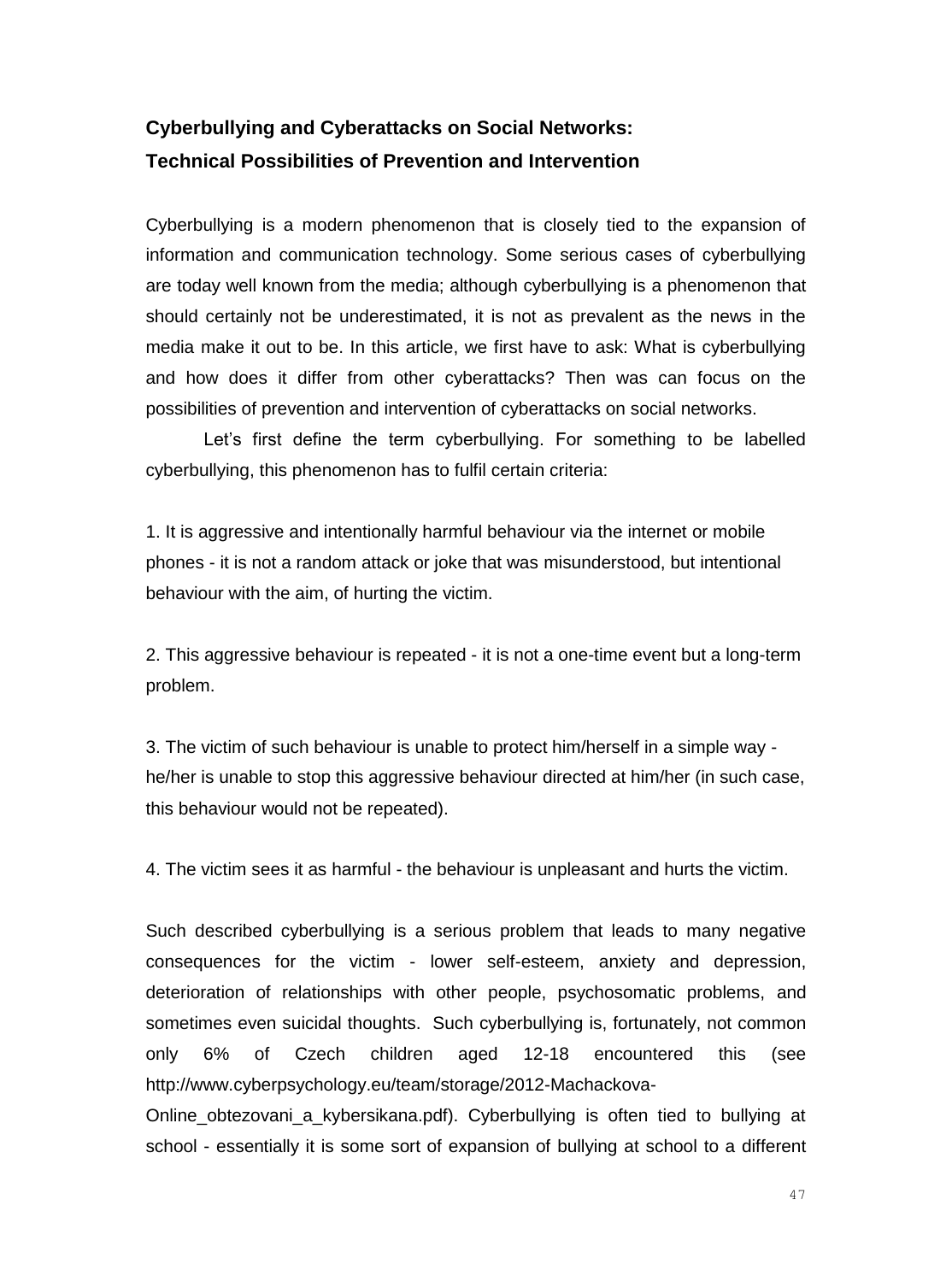## Cyberbullying and Cyberattacks on Social Networks: Technical Possibilities of Prevention and Intervention

Cyberbullying is a modern phenomenon that is closely tied to the expansion of information and communication technology. Some serious cases of cyberbullying are today well known from the media; although cyberbullying is a phenomenon that should certainly not be underestimated, it is not as prevalent as the news in the media make it out to be. In this article, we first have to ask: What is cyberbullying and how does it differ from other cyberattacks? Then was can focus on the possibilities of prevention and intervention of cyberattacks on social networks.

Let's first define the term cyberbullying. For something to be labelled cyberbullying, this phenomenon has to fulfil certain criteria:

1. It is aggressive and intentionally harmful behaviour via the internet or mobile phones - it is not a random attack or joke that was misunderstood, but intentional behaviour with the aim, of hurting the victim.

2. This aggressive behaviour is repeated - it is not a one-time event but a long-term problem.

3. The victim of such behaviour is unable to protect him/herself in a simple way - he/her is unable to stop this aggressive behaviour directed at him/her (in such case, this behaviour would not be repeated).

4. The victim sees it as harmful - the behaviour is unpleasant and hurts the victim.

Such described cyberbullying is a serious problem that leads to many negative consequences for the victim - lower self-esteem, anxiety and depression, deterioration of relationships with other people, psychosomatic problems, and sometimes even suicidal thoughts. Such cyberbullying is, fortunately, not common only 6% of Czech children aged 12-18 encountered this (see http://www.cyberpsychology.eu/team/storage/2012-Machackova-Online_obtezovani_a_kybersikana.pdf). Cyberbullying is often tied to bullying at school - essentially it is some sort of expansion of bullying at school to a different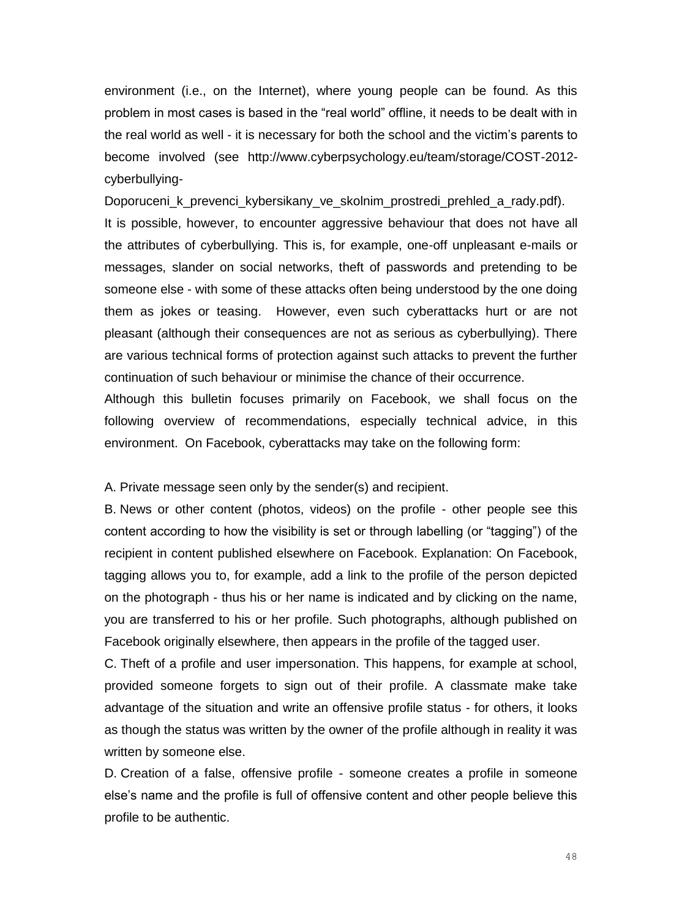environment (i.e., on the Internet), where young people can be found. As this problem in most cases is based in the "real world" offline, it needs to be dealt with in the real world as well - it is necessary for both the school and the victim's parents to become involved (see http://www.cyberpsychology.eu/team/storage/COST-2012-cyberbullying-Doporuceni_k_prevenci_kybersikany_ve_skolnim_prostredi_prehled_a_rady.pdf).

It is possible, however, to encounter aggressive behaviour that does not have all the attributes of cyberbullying. This is, for example, one-off unpleasant e-mails or messages, slander on social networks, theft of passwords and pretending to be someone else - with some of these attacks often being understood by the one doing them as jokes or teasing. However, even such cyberattacks hurt or are not pleasant (although their consequences are not as serious as cyberbullying). There are various technical forms of protection against such attacks to prevent the further continuation of such behaviour or minimise the chance of their occurrence.

Although this bulletin focuses primarily on Facebook, we shall focus on the following overview of recommendations, especially technical advice, in this environment. On Facebook, cyberattacks may take on the following form:

A. Private message seen only by the sender(s) and recipient.

B. News or other content (photos, videos) on the profile - other people see this content according to how the visibility is set or through labelling (or "tagging") of the recipient in content published elsewhere on Facebook. Explanation: On Facebook, tagging allows you to, for example, add a link to the profile of the person depicted on the photograph - thus his or her name is indicated and by clicking on the name, you are transferred to his or her profile. Such photographs, although published on Facebook originally elsewhere, then appears in the profile of the tagged user.

C. Theft of a profile and user impersonation. This happens, for example at school, provided someone forgets to sign out of their profile. A classmate make take advantage of the situation and write an offensive profile status - for others, it looks as though the status was written by the owner of the profile although in reality it was written by someone else.

D. Creation of a false, offensive profile - someone creates a profile in someone else's name and the profile is full of offensive content and other people believe this profile to be authentic.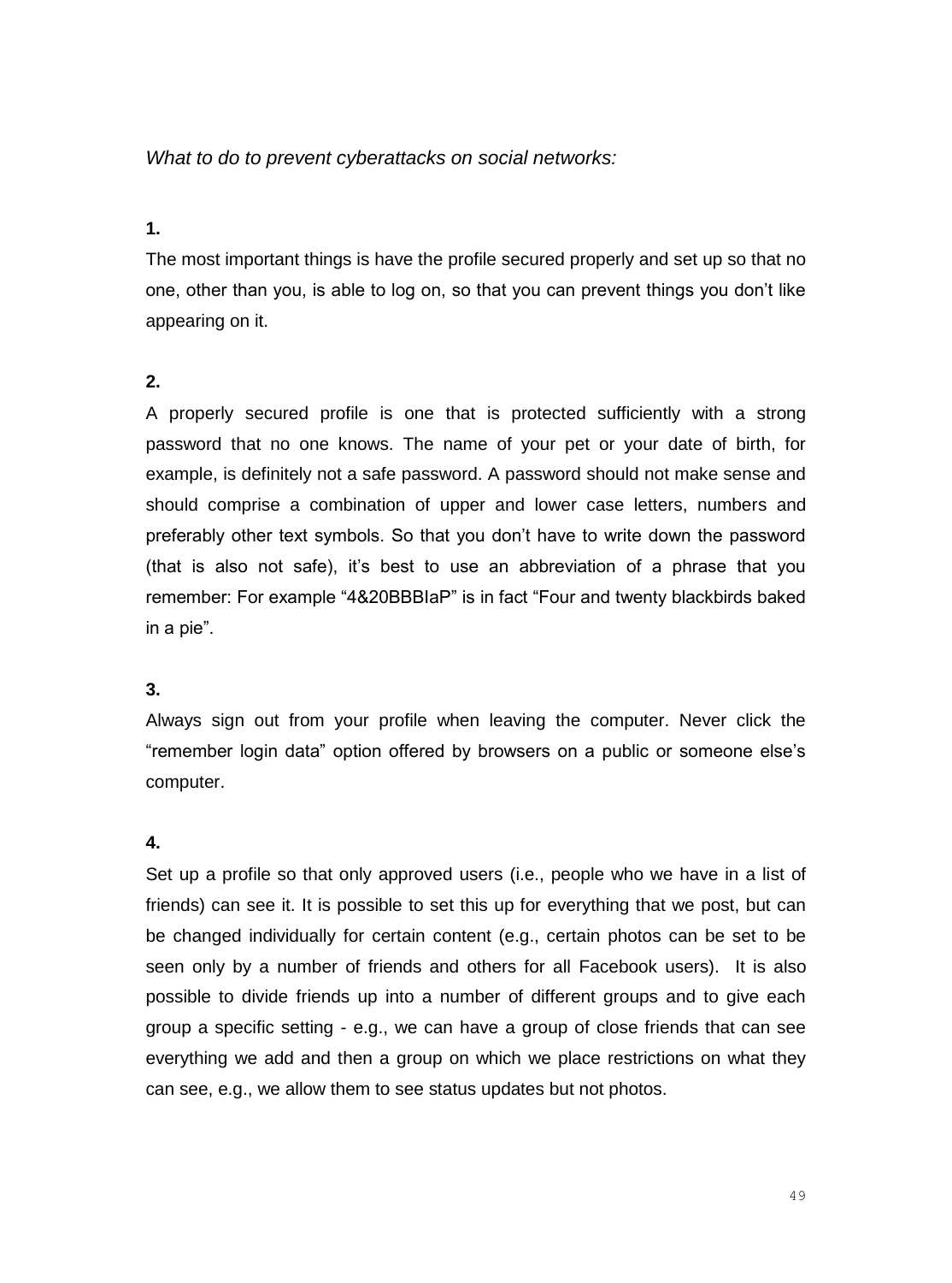*What to do to prevent cyberattacks on social networks:*

**1.**

The most important things is have the profile secured properly and set up so that no one, other than you, is able to log on, so that you can prevent things you don't like appearing on it.

**2.**

A properly secured profile is one that is protected sufficiently with a strong password that no one knows. The name of your pet or your date of birth, for example, is definitely not a safe password. A password should not make sense and should comprise a combination of upper and lower case letters, numbers and preferably other text symbols. So that you don't have to write down the password (that is also not safe), it's best to use an abbreviation of a phrase that you remember: For example "4&20BBBIaP" is in fact "Four and twenty blackbirds baked in a pie".

**3.**

Always sign out from your profile when leaving the computer. Never click the "remember login data" option offered by browsers on a public or someone else's computer.

**4.**

Set up a profile so that only approved users (i.e., people who we have in a list of friends) can see it. It is possible to set this up for everything that we post, but can be changed individually for certain content (e.g., certain photos can be set to be seen only by a number of friends and others for all Facebook users). It is also possible to divide friends up into a number of different groups and to give each group a specific setting - e.g., we can have a group of close friends that can see everything we add and then a group on which we place restrictions on what they can see, e.g., we allow them to see status updates but not photos.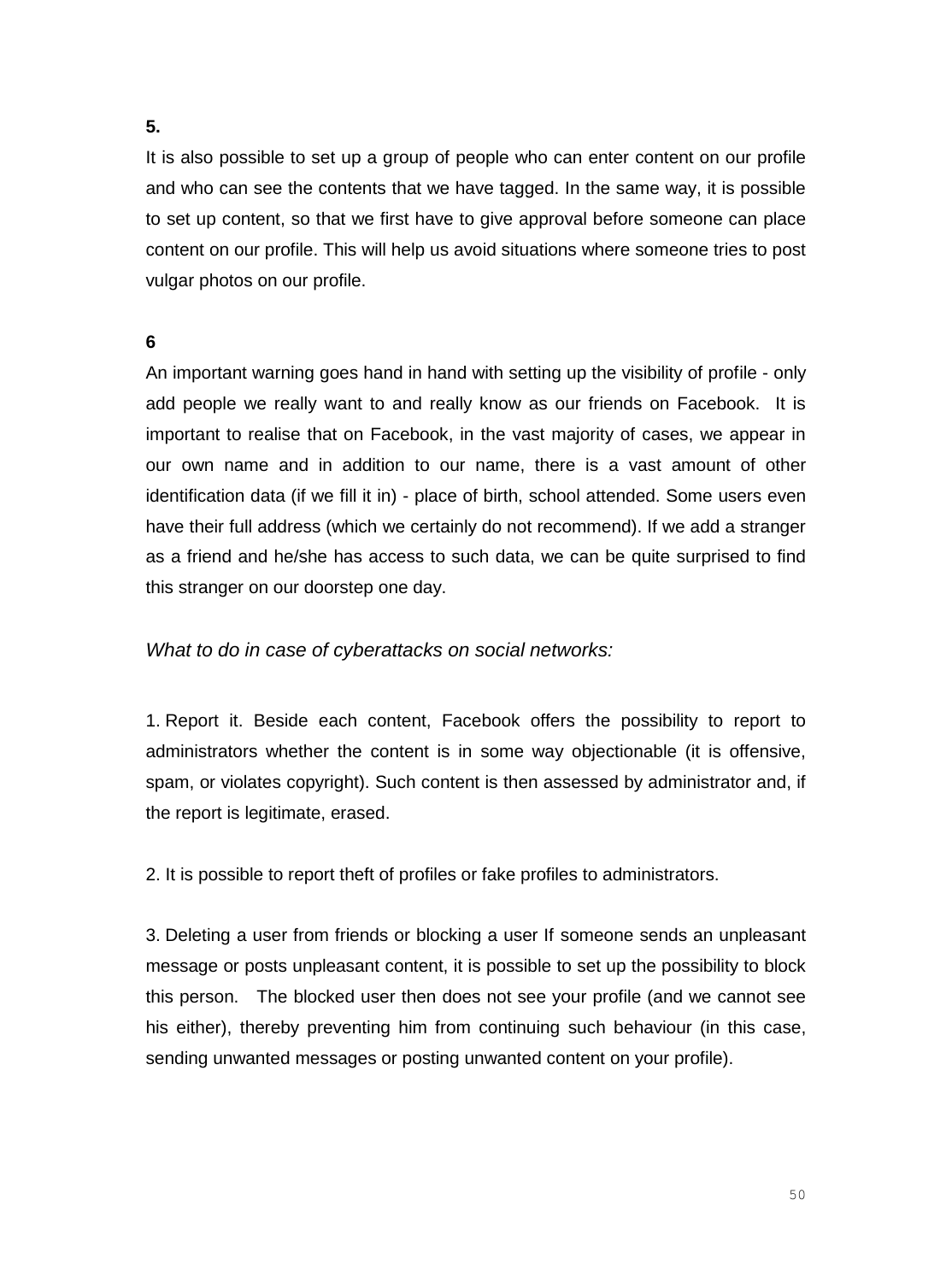**5.**

It is also possible to set up a group of people who can enter content on our profile and who can see the contents that we have tagged. In the same way, it is possible to set up content, so that we first have to give approval before someone can place content on our profile. This will help us avoid situations where someone tries to post vulgar photos on our profile.

**6**

An important warning goes hand in hand with setting up the visibility of profile - only add people we really want to and really know as our friends on Facebook. It is important to realise that on Facebook, in the vast majority of cases, we appear in our own name and in addition to our name, there is a vast amount of other identification data (if we fill it in) - place of birth, school attended. Some users even have their full address (which we certainly do not recommend). If we add a stranger as a friend and he/she has access to such data, we can be quite surprised to find this stranger on our doorstep one day.

*What to do in case of cyberattacks on social networks:*

1. Report it. Beside each content, Facebook offers the possibility to report to administrators whether the content is in some way objectionable (it is offensive, spam, or violates copyright). Such content is then assessed by administrator and, if the report is legitimate, erased.

2. It is possible to report theft of profiles or fake profiles to administrators.

3. Deleting a user from friends or blocking a user If someone sends an unpleasant message or posts unpleasant content, it is possible to set up the possibility to block this person. The blocked user then does not see your profile (and we cannot see his either), thereby preventing him from continuing such behaviour (in this case, sending unwanted messages or posting unwanted content on your profile).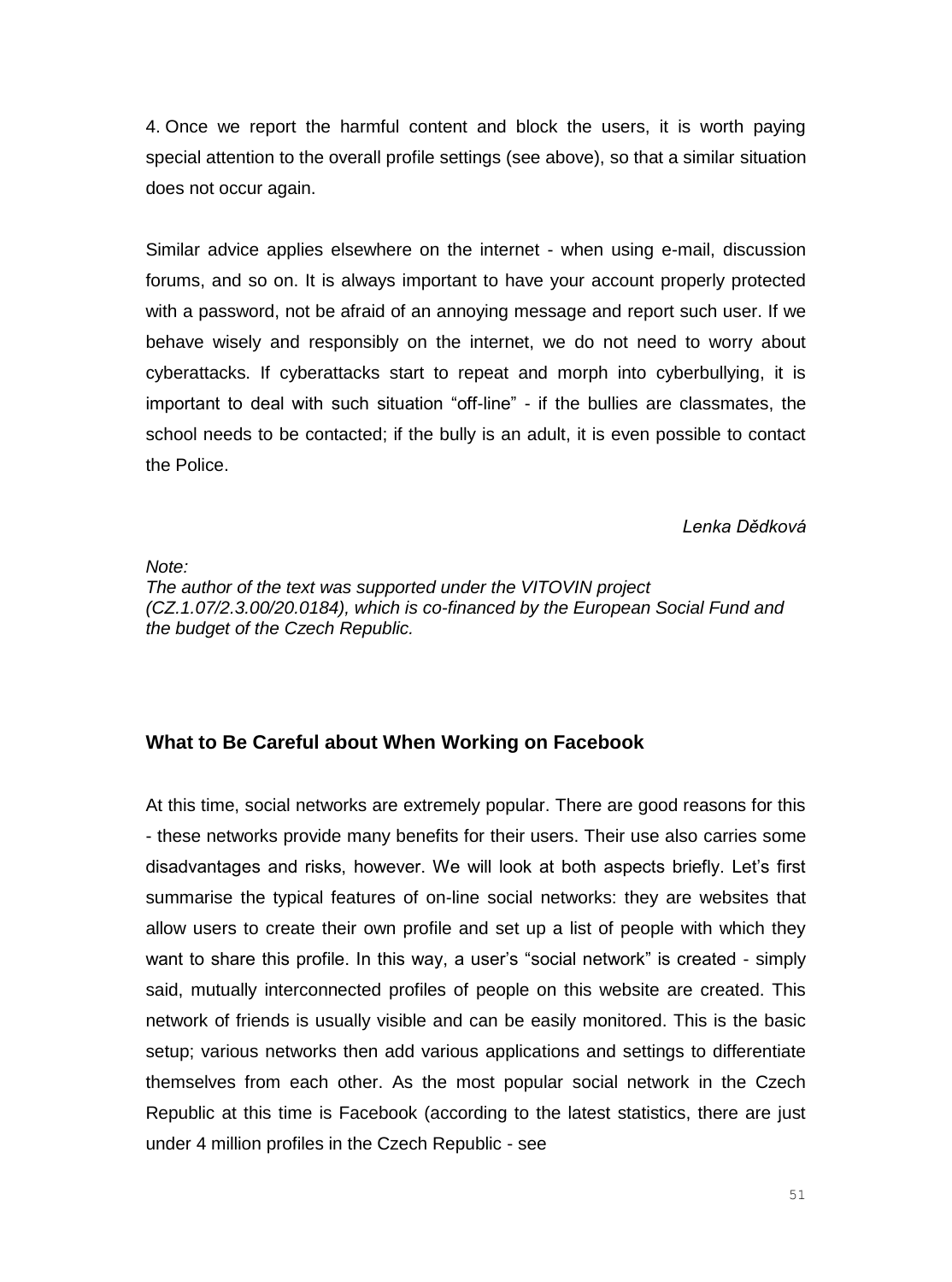4. Once we report the harmful content and block the users, it is worth paying special attention to the overall profile settings (see above), so that a similar situation does not occur again.

Similar advice applies elsewhere on the internet - when using e-mail, discussion forums, and so on. It is always important to have your account properly protected with a password, not be afraid of an annoying message and report such user. If we behave wisely and responsibly on the internet, we do not need to worry about cyberattacks. If cyberattacks start to repeat and morph into cyberbullying, it is important to deal with such situation "off-line" - if the bullies are classmates, the school needs to be contacted; if the bully is an adult, it is even possible to contact the Police.

*Lenka Dědková*

*Note:*
*The author of the text was supported under the VITOVIN project (CZ.1.07/2.3.00/20.0184), which is co-financed by the European Social Fund and the budget of the Czech Republic.*

## What to Be Careful about When Working on Facebook

At this time, social networks are extremely popular. There are good reasons for this - these networks provide many benefits for their users. Their use also carries some disadvantages and risks, however. We will look at both aspects briefly. Let's first summarise the typical features of on-line social networks: they are websites that allow users to create their own profile and set up a list of people with which they want to share this profile. In this way, a user's "social network" is created - simply said, mutually interconnected profiles of people on this website are created. This network of friends is usually visible and can be easily monitored. This is the basic setup; various networks then add various applications and settings to differentiate themselves from each other. As the most popular social network in the Czech Republic at this time is Facebook (according to the latest statistics, there are just under 4 million profiles in the Czech Republic - see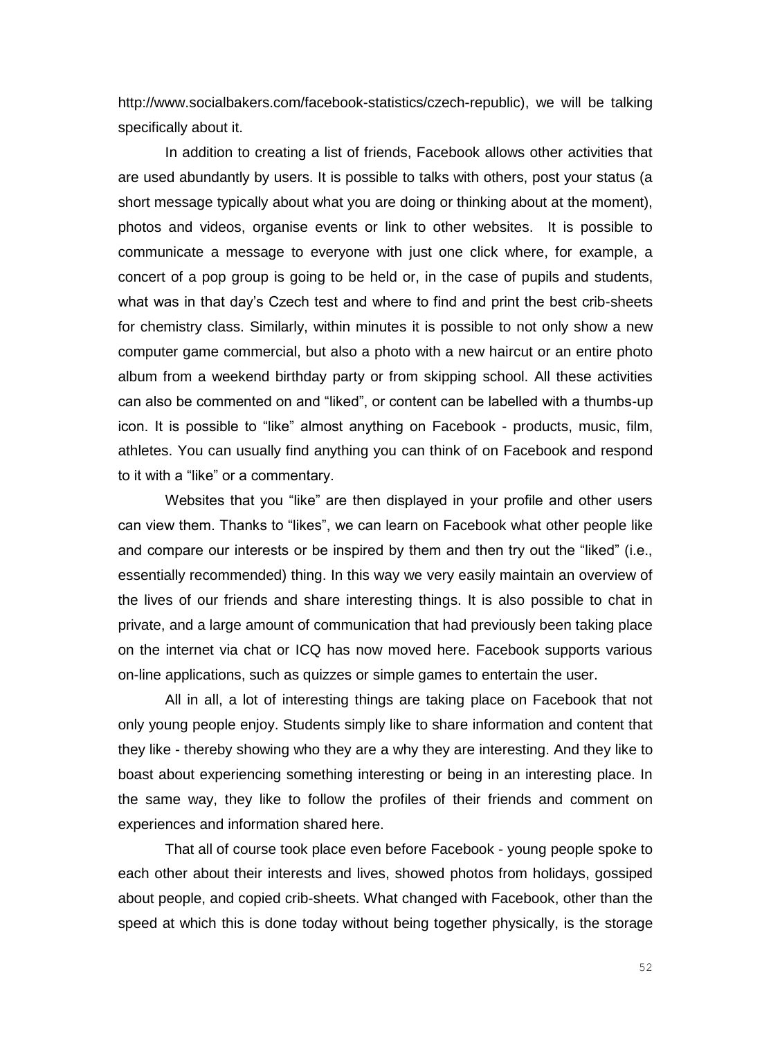http://www.socialbakers.com/facebook-statistics/czech-republic), we will be talking specifically about it.

In addition to creating a list of friends, Facebook allows other activities that are used abundantly by users. It is possible to talks with others, post your status (a short message typically about what you are doing or thinking about at the moment), photos and videos, organise events or link to other websites. It is possible to communicate a message to everyone with just one click where, for example, a concert of a pop group is going to be held or, in the case of pupils and students, what was in that day's Czech test and where to find and print the best crib-sheets for chemistry class. Similarly, within minutes it is possible to not only show a new computer game commercial, but also a photo with a new haircut or an entire photo album from a weekend birthday party or from skipping school. All these activities can also be commented on and "liked", or content can be labelled with a thumbs-up icon. It is possible to "like" almost anything on Facebook - products, music, film, athletes. You can usually find anything you can think of on Facebook and respond to it with a "like" or a commentary.

Websites that you "like" are then displayed in your profile and other users can view them. Thanks to "likes", we can learn on Facebook what other people like and compare our interests or be inspired by them and then try out the "liked" (i.e., essentially recommended) thing. In this way we very easily maintain an overview of the lives of our friends and share interesting things. It is also possible to chat in private, and a large amount of communication that had previously been taking place on the internet via chat or ICQ has now moved here. Facebook supports various on-line applications, such as quizzes or simple games to entertain the user.

All in all, a lot of interesting things are taking place on Facebook that not only young people enjoy. Students simply like to share information and content that they like - thereby showing who they are a why they are interesting. And they like to boast about experiencing something interesting or being in an interesting place. In the same way, they like to follow the profiles of their friends and comment on experiences and information shared here.

That all of course took place even before Facebook - young people spoke to each other about their interests and lives, showed photos from holidays, gossiped about people, and copied crib-sheets. What changed with Facebook, other than the speed at which this is done today without being together physically, is the storage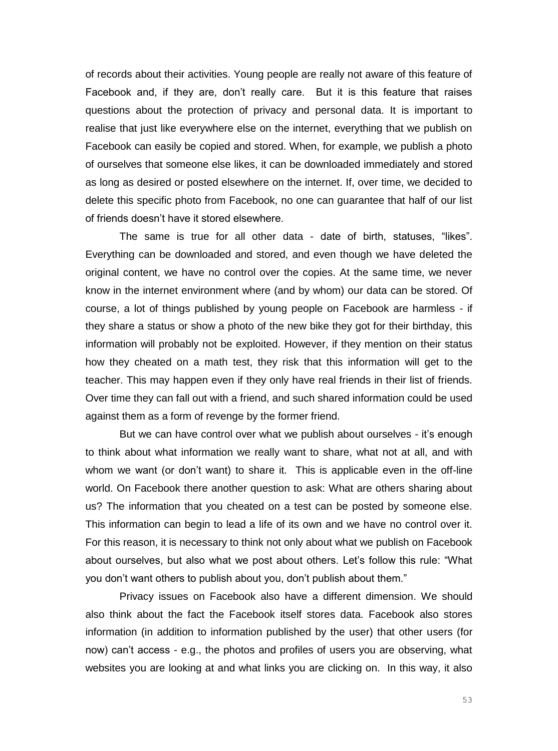of records about their activities. Young people are really not aware of this feature of Facebook and, if they are, don't really care. But it is this feature that raises questions about the protection of privacy and personal data. It is important to realise that just like everywhere else on the internet, everything that we publish on Facebook can easily be copied and stored. When, for example, we publish a photo of ourselves that someone else likes, it can be downloaded immediately and stored as long as desired or posted elsewhere on the internet. If, over time, we decided to delete this specific photo from Facebook, no one can guarantee that half of our list of friends doesn't have it stored elsewhere.

The same is true for all other data - date of birth, statuses, "likes". Everything can be downloaded and stored, and even though we have deleted the original content, we have no control over the copies. At the same time, we never know in the internet environment where (and by whom) our data can be stored. Of course, a lot of things published by young people on Facebook are harmless - if they share a status or show a photo of the new bike they got for their birthday, this information will probably not be exploited. However, if they mention on their status how they cheated on a math test, they risk that this information will get to the teacher. This may happen even if they only have real friends in their list of friends. Over time they can fall out with a friend, and such shared information could be used against them as a form of revenge by the former friend.

But we can have control over what we publish about ourselves - it's enough to think about what information we really want to share, what not at all, and with whom we want (or don't want) to share it. This is applicable even in the off-line world. On Facebook there another question to ask: What are others sharing about us? The information that you cheated on a test can be posted by someone else. This information can begin to lead a life of its own and we have no control over it. For this reason, it is necessary to think not only about what we publish on Facebook about ourselves, but also what we post about others. Let's follow this rule: "What you don't want others to publish about you, don't publish about them."

Privacy issues on Facebook also have a different dimension. We should also think about the fact the Facebook itself stores data. Facebook also stores information (in addition to information published by the user) that other users (for now) can't access - e.g., the photos and profiles of users you are observing, what websites you are looking at and what links you are clicking on. In this way, it also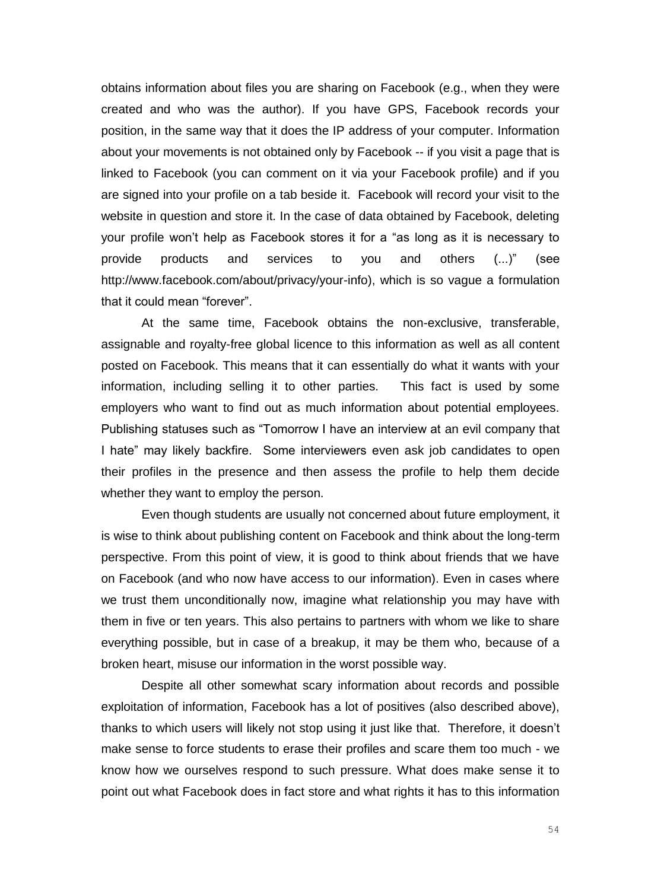obtains information about files you are sharing on Facebook (e.g., when they were created and who was the author). If you have GPS, Facebook records your position, in the same way that it does the IP address of your computer. Information about your movements is not obtained only by Facebook -- if you visit a page that is linked to Facebook (you can comment on it via your Facebook profile) and if you are signed into your profile on a tab beside it. Facebook will record your visit to the website in question and store it. In the case of data obtained by Facebook, deleting your profile won't help as Facebook stores it for a "as long as it is necessary to provide products and services to you and others (...)" (see http://www.facebook.com/about/privacy/your-info), which is so vague a formulation that it could mean "forever".

At the same time, Facebook obtains the non-exclusive, transferable, assignable and royalty-free global licence to this information as well as all content posted on Facebook. This means that it can essentially do what it wants with your information, including selling it to other parties. This fact is used by some employers who want to find out as much information about potential employees. Publishing statuses such as "Tomorrow I have an interview at an evil company that I hate" may likely backfire. Some interviewers even ask job candidates to open their profiles in the presence and then assess the profile to help them decide whether they want to employ the person.

Even though students are usually not concerned about future employment, it is wise to think about publishing content on Facebook and think about the long-term perspective. From this point of view, it is good to think about friends that we have on Facebook (and who now have access to our information). Even in cases where we trust them unconditionally now, imagine what relationship you may have with them in five or ten years. This also pertains to partners with whom we like to share everything possible, but in case of a breakup, it may be them who, because of a broken heart, misuse our information in the worst possible way.

Despite all other somewhat scary information about records and possible exploitation of information, Facebook has a lot of positives (also described above), thanks to which users will likely not stop using it just like that. Therefore, it doesn't make sense to force students to erase their profiles and scare them too much - we know how we ourselves respond to such pressure. What does make sense it to point out what Facebook does in fact store and what rights it has to this information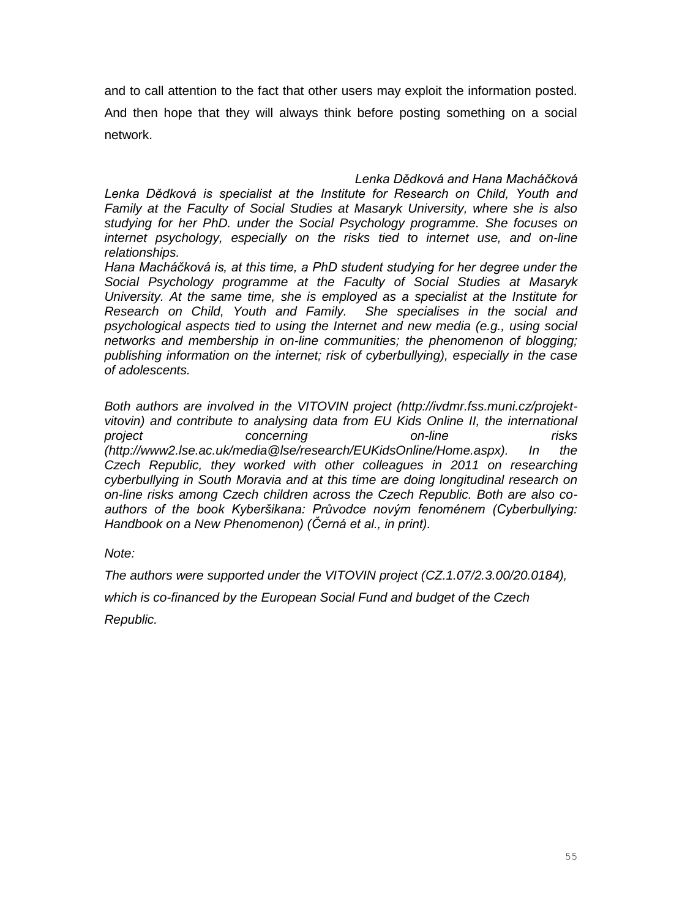and to call attention to the fact that other users may exploit the information posted. And then hope that they will always think before posting something on a social network.

*Lenka Dědková and Hana Macháčková*

*Lenka Dědková is specialist at the Institute for Research on Child, Youth and Family at the Faculty of Social Studies at Masaryk University, where she is also studying for her PhD. under the Social Psychology programme. She focuses on internet psychology, especially on the risks tied to internet use, and on-line relationships.*

*Hana Macháčková is, at this time, a PhD student studying for her degree under the Social Psychology programme at the Faculty of Social Studies at Masaryk University. At the same time, she is employed as a specialist at the Institute for Research on Child, Youth and Family. She specialises in the social and psychological aspects tied to using the Internet and new media (e.g., using social networks and membership in on-line communities; the phenomenon of blogging; publishing information on the internet; risk of cyberbullying), especially in the case of adolescents.*

*Both authors are involved in the VITOVIN project (http://ivdmr.fss.muni.cz/projekt-vitovin) and contribute to analysing data from EU Kids Online II, the international project concerning on-line risks (http://www2.lse.ac.uk/media@lse/research/EUKidsOnline/Home.aspx). In the Czech Republic, they worked with other colleagues in 2011 on researching cyberbullying in South Moravia and at this time are doing longitudinal research on on-line risks among Czech children across the Czech Republic. Both are also co-authors of the book Kyberšikana: Průvodce novým fenoménem (Cyberbullying: Handbook on a New Phenomenon) (Černá et al., in print).*

*Note:*

*The authors were supported under the VITOVIN project (CZ.1.07/2.3.00/20.0184), which is co-financed by the European Social Fund and budget of the Czech Republic.*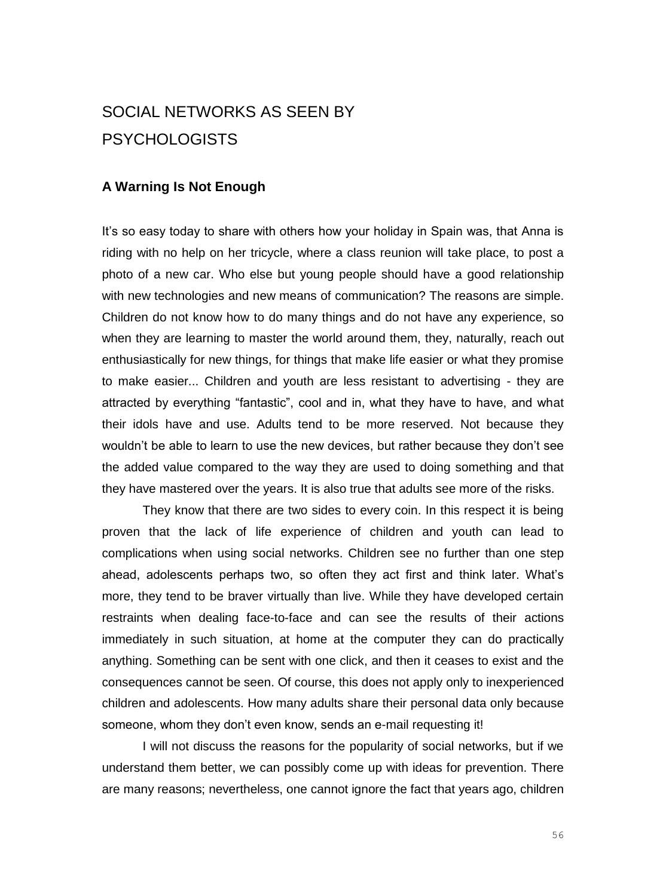# SOCIAL NETWORKS AS SEEN BY PSYCHOLOGISTS

## A Warning Is Not Enough

It's so easy today to share with others how your holiday in Spain was, that Anna is riding with no help on her tricycle, where a class reunion will take place, to post a photo of a new car. Who else but young people should have a good relationship with new technologies and new means of communication? The reasons are simple. Children do not know how to do many things and do not have any experience, so when they are learning to master the world around them, they, naturally, reach out enthusiastically for new things, for things that make life easier or what they promise to make easier... Children and youth are less resistant to advertising - they are attracted by everything "fantastic", cool and in, what they have to have, and what their idols have and use. Adults tend to be more reserved. Not because they wouldn't be able to learn to use the new devices, but rather because they don't see the added value compared to the way they are used to doing something and that they have mastered over the years. It is also true that adults see more of the risks.

They know that there are two sides to every coin. In this respect it is being proven that the lack of life experience of children and youth can lead to complications when using social networks. Children see no further than one step ahead, adolescents perhaps two, so often they act first and think later. What's more, they tend to be braver virtually than live. While they have developed certain restraints when dealing face-to-face and can see the results of their actions immediately in such situation, at home at the computer they can do practically anything. Something can be sent with one click, and then it ceases to exist and the consequences cannot be seen. Of course, this does not apply only to inexperienced children and adolescents. How many adults share their personal data only because someone, whom they don't even know, sends an e-mail requesting it!

I will not discuss the reasons for the popularity of social networks, but if we understand them better, we can possibly come up with ideas for prevention. There are many reasons; nevertheless, one cannot ignore the fact that years ago, children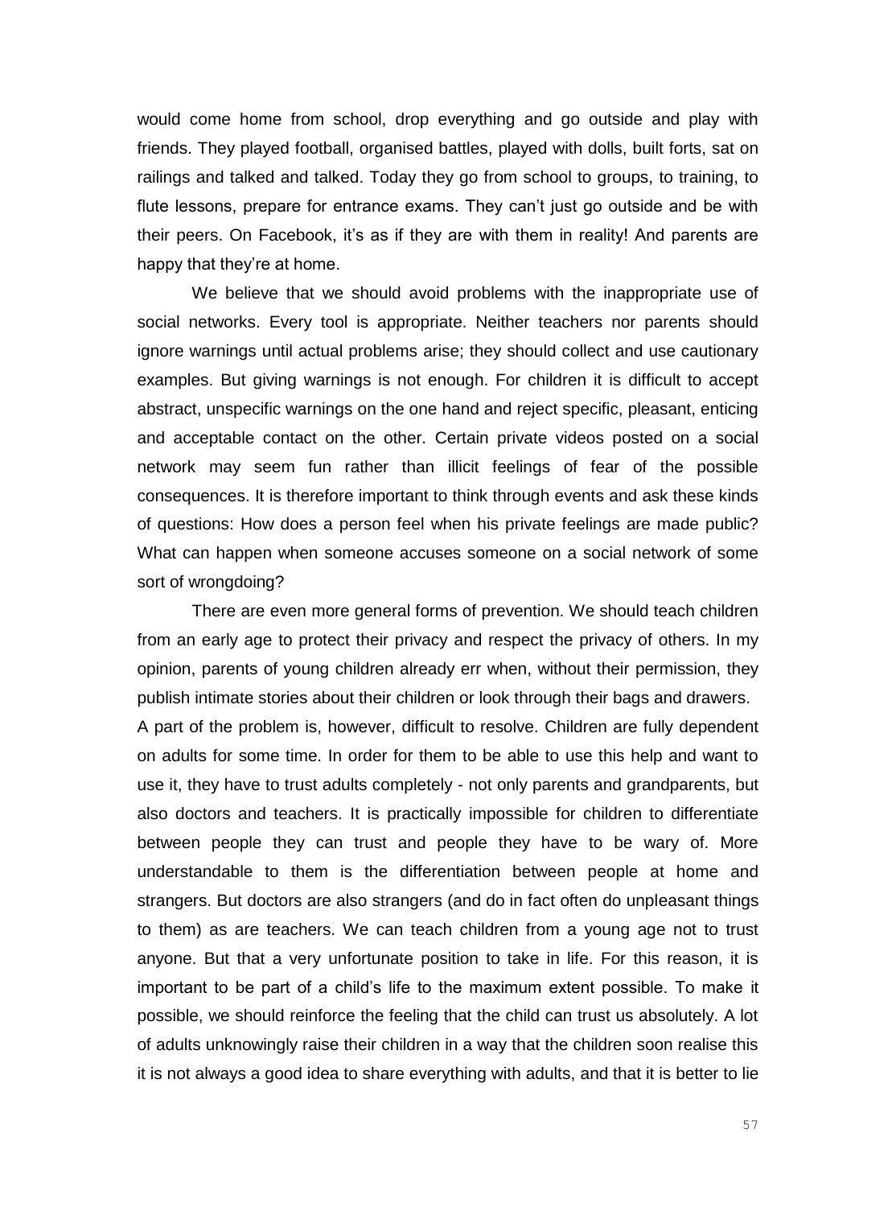would come home from school, drop everything and go outside and play with friends. They played football, organised battles, played with dolls, built forts, sat on railings and talked and talked. Today they go from school to groups, to training, to flute lessons, prepare for entrance exams. They can't just go outside and be with their peers. On Facebook, it's as if they are with them in reality! And parents are happy that they're at home.

We believe that we should avoid problems with the inappropriate use of social networks. Every tool is appropriate. Neither teachers nor parents should ignore warnings until actual problems arise; they should collect and use cautionary examples. But giving warnings is not enough. For children it is difficult to accept abstract, unspecific warnings on the one hand and reject specific, pleasant, enticing and acceptable contact on the other. Certain private videos posted on a social network may seem fun rather than illicit feelings of fear of the possible consequences. It is therefore important to think through events and ask these kinds of questions: How does a person feel when his private feelings are made public? What can happen when someone accuses someone on a social network of some sort of wrongdoing?

There are even more general forms of prevention. We should teach children from an early age to protect their privacy and respect the privacy of others. In my opinion, parents of young children already err when, without their permission, they publish intimate stories about their children or look through their bags and drawers.

A part of the problem is, however, difficult to resolve. Children are fully dependent on adults for some time. In order for them to be able to use this help and want to use it, they have to trust adults completely - not only parents and grandparents, but also doctors and teachers. It is practically impossible for children to differentiate between people they can trust and people they have to be wary of. More understandable to them is the differentiation between people at home and strangers. But doctors are also strangers (and do in fact often do unpleasant things to them) as are teachers. We can teach children from a young age not to trust anyone. But that a very unfortunate position to take in life. For this reason, it is important to be part of a child's life to the maximum extent possible. To make it possible, we should reinforce the feeling that the child can trust us absolutely. A lot of adults unknowingly raise their children in a way that the children soon realise this it is not always a good idea to share everything with adults, and that it is better to lie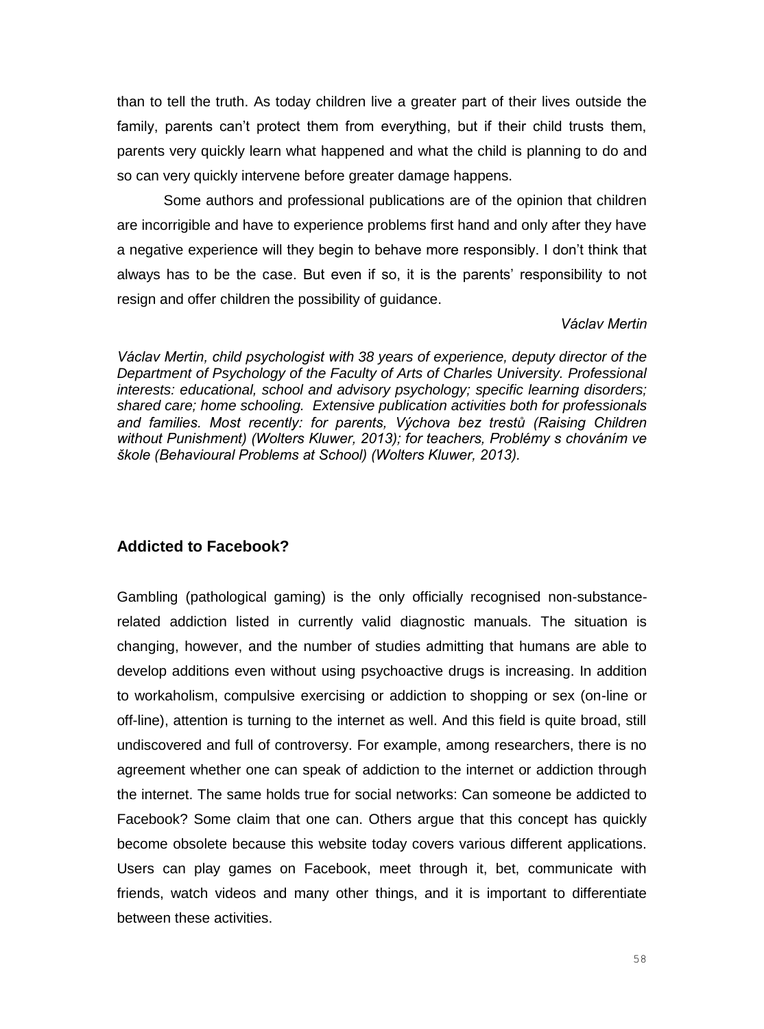than to tell the truth. As today children live a greater part of their lives outside the family, parents can't protect them from everything, but if their child trusts them, parents very quickly learn what happened and what the child is planning to do and so can very quickly intervene before greater damage happens.

Some authors and professional publications are of the opinion that children are incorrigible and have to experience problems first hand and only after they have a negative experience will they begin to behave more responsibly. I don't think that always has to be the case. But even if so, it is the parents' responsibility to not resign and offer children the possibility of guidance.

*Václav Mertin*

*Václav Mertin, child psychologist with 38 years of experience, deputy director of the Department of Psychology of the Faculty of Arts of Charles University. Professional interests: educational, school and advisory psychology; specific learning disorders; shared care; home schooling. Extensive publication activities both for professionals and families. Most recently: for parents, Výchova bez trestů (Raising Children without Punishment) (Wolters Kluwer, 2013); for teachers, Problémy s chováním ve škole (Behavioural Problems at School) (Wolters Kluwer, 2013).*

## Addicted to Facebook?

Gambling (pathological gaming) is the only officially recognised non-substance-related addiction listed in currently valid diagnostic manuals. The situation is changing, however, and the number of studies admitting that humans are able to develop additions even without using psychoactive drugs is increasing. In addition to workaholism, compulsive exercising or addiction to shopping or sex (on-line or off-line), attention is turning to the internet as well. And this field is quite broad, still undiscovered and full of controversy. For example, among researchers, there is no agreement whether one can speak of addiction to the internet or addiction through the internet. The same holds true for social networks: Can someone be addicted to Facebook? Some claim that one can. Others argue that this concept has quickly become obsolete because this website today covers various different applications. Users can play games on Facebook, meet through it, bet, communicate with friends, watch videos and many other things, and it is important to differentiate between these activities.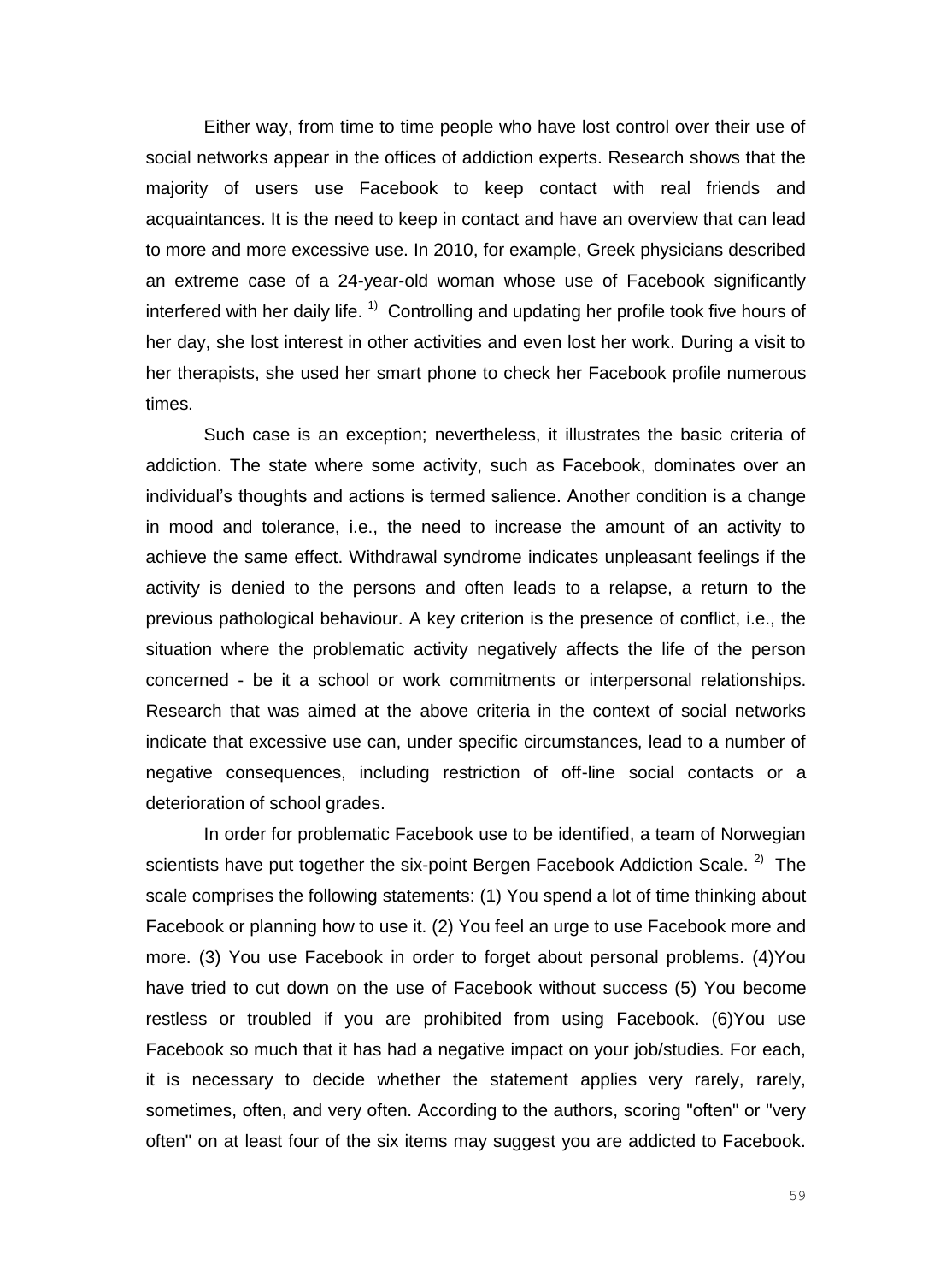Either way, from time to time people who have lost control over their use of social networks appear in the offices of addiction experts. Research shows that the majority of users use Facebook to keep contact with real friends and acquaintances. It is the need to keep in contact and have an overview that can lead to more and more excessive use. In 2010, for example, Greek physicians described an extreme case of a 24-year-old woman whose use of Facebook significantly interfered with her daily life. [1) ] Controlling and updating her profile took five hours of her day, she lost interest in other activities and even lost her work. During a visit to her therapists, she used her smart phone to check her Facebook profile numerous times.

Such case is an exception; nevertheless, it illustrates the basic criteria of addiction. The state where some activity, such as Facebook, dominates over an individual's thoughts and actions is termed salience. Another condition is a change in mood and tolerance, i.e., the need to increase the amount of an activity to achieve the same effect. Withdrawal syndrome indicates unpleasant feelings if the activity is denied to the persons and often leads to a relapse, a return to the previous pathological behaviour. A key criterion is the presence of conflict, i.e., the situation where the problematic activity negatively affects the life of the person concerned - be it a school or work commitments or interpersonal relationships. Research that was aimed at the above criteria in the context of social networks indicate that excessive use can, under specific circumstances, lead to a number of negative consequences, including restriction of off-line social contacts or a deterioration of school grades.

In order for problematic Facebook use to be identified, a team of Norwegian scientists have put together the six-point Bergen Facebook Addiction Scale. [2)] The scale comprises the following statements: (1) You spend a lot of time thinking about Facebook or planning how to use it. (2) You feel an urge to use Facebook more and more. (3) You use Facebook in order to forget about personal problems. (4)You have tried to cut down on the use of Facebook without success (5) You become restless or troubled if you are prohibited from using Facebook. (6)You use Facebook so much that it has had a negative impact on your job/studies. For each, it is necessary to decide whether the statement applies very rarely, rarely, sometimes, often, and very often. According to the authors, scoring "often" or "very often" on at least four of the six items may suggest you are addicted to Facebook.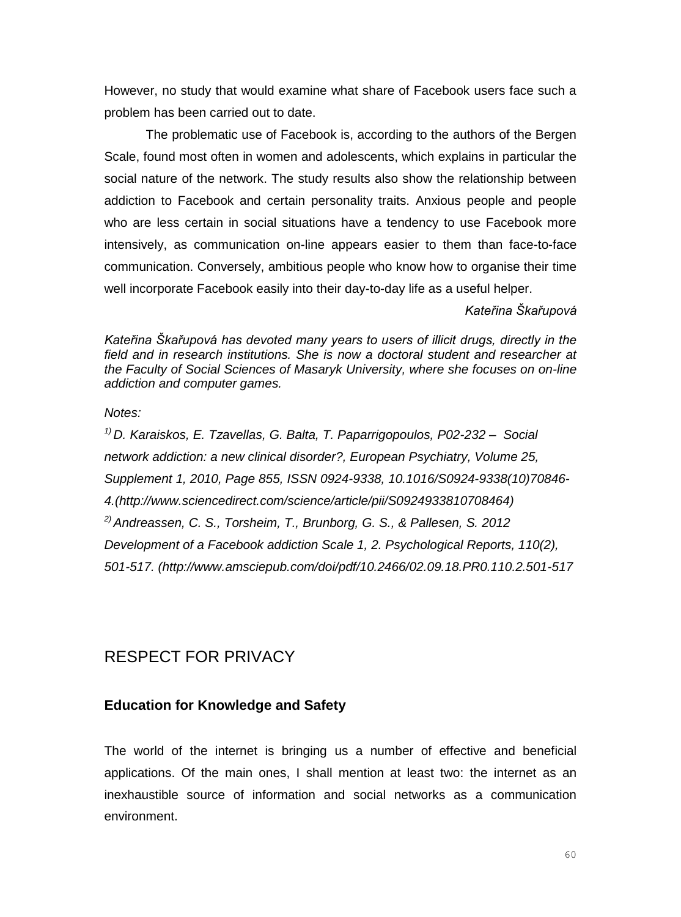However, no study that would examine what share of Facebook users face such a problem has been carried out to date.

The problematic use of Facebook is, according to the authors of the Bergen Scale, found most often in women and adolescents, which explains in particular the social nature of the network. The study results also show the relationship between addiction to Facebook and certain personality traits. Anxious people and people who are less certain in social situations have a tendency to use Facebook more intensively, as communication on-line appears easier to them than face-to-face communication. Conversely, ambitious people who know how to organise their time well incorporate Facebook easily into their day-to-day life as a useful helper.

*Kateřina Škařupová*

*Kateřina Škařupová has devoted many years to users of illicit drugs, directly in the field and in research institutions. She is now a doctoral student and researcher at the Faculty of Social Sciences of Masaryk University, where she focuses on on-line addiction and computer games.*

*Notes:*

*[1)] D. Karaiskos, E. Tzavellas, G. Balta, T. Paparrigopoulos, P02-232 – Social network addiction: a new clinical disorder?, European Psychiatry, Volume 25, Supplement 1, 2010, Page 855, ISSN 0924-9338, 10.1016/S0924-9338(10)70846-4.(http://www.sciencedirect.com/science/article/pii/S0924933810708464)*

*[2)] Andreassen, C. S., Torsheim, T., Brunborg, G. S., & Pallesen, S. 2012 Development of a Facebook addiction Scale 1, 2. Psychological Reports, 110(2), 501-517. (http://www.amsciepub.com/doi/pdf/10.2466/02.09.18.PR0.110.2.501-517*

## RESPECT FOR PRIVACY

### Education for Knowledge and Safety

The world of the internet is bringing us a number of effective and beneficial applications. Of the main ones, I shall mention at least two: the internet as an inexhaustible source of information and social networks as a communication environment.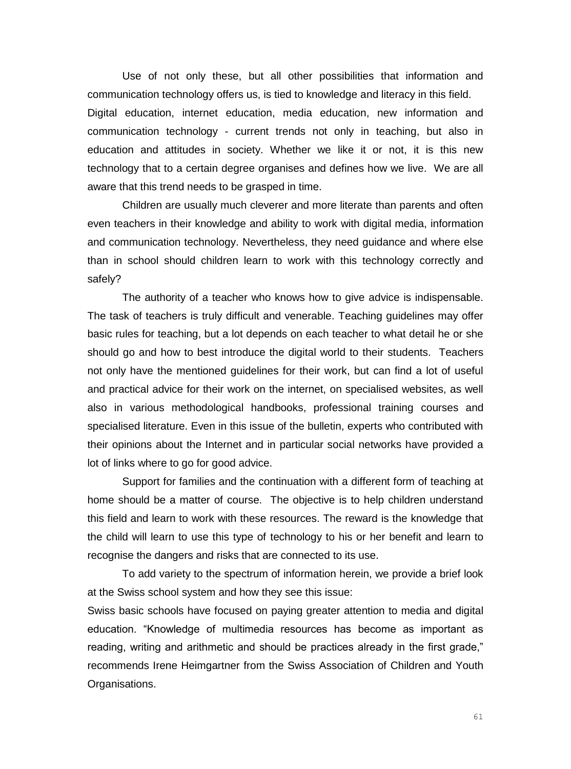Use of not only these, but all other possibilities that information and communication technology offers us, is tied to knowledge and literacy in this field. Digital education, internet education, media education, new information and communication technology - current trends not only in teaching, but also in education and attitudes in society. Whether we like it or not, it is this new technology that to a certain degree organises and defines how we live. We are all aware that this trend needs to be grasped in time.

Children are usually much cleverer and more literate than parents and often even teachers in their knowledge and ability to work with digital media, information and communication technology. Nevertheless, they need guidance and where else than in school should children learn to work with this technology correctly and safely?

The authority of a teacher who knows how to give advice is indispensable. The task of teachers is truly difficult and venerable. Teaching guidelines may offer basic rules for teaching, but a lot depends on each teacher to what detail he or she should go and how to best introduce the digital world to their students. Teachers not only have the mentioned guidelines for their work, but can find a lot of useful and practical advice for their work on the internet, on specialised websites, as well also in various methodological handbooks, professional training courses and specialised literature. Even in this issue of the bulletin, experts who contributed with their opinions about the Internet and in particular social networks have provided a lot of links where to go for good advice.

Support for families and the continuation with a different form of teaching at home should be a matter of course. The objective is to help children understand this field and learn to work with these resources. The reward is the knowledge that the child will learn to use this type of technology to his or her benefit and learn to recognise the dangers and risks that are connected to its use.

To add variety to the spectrum of information herein, we provide a brief look at the Swiss school system and how they see this issue:

Swiss basic schools have focused on paying greater attention to media and digital education. "Knowledge of multimedia resources has become as important as reading, writing and arithmetic and should be practices already in the first grade," recommends Irene Heimgartner from the Swiss Association of Children and Youth Organisations.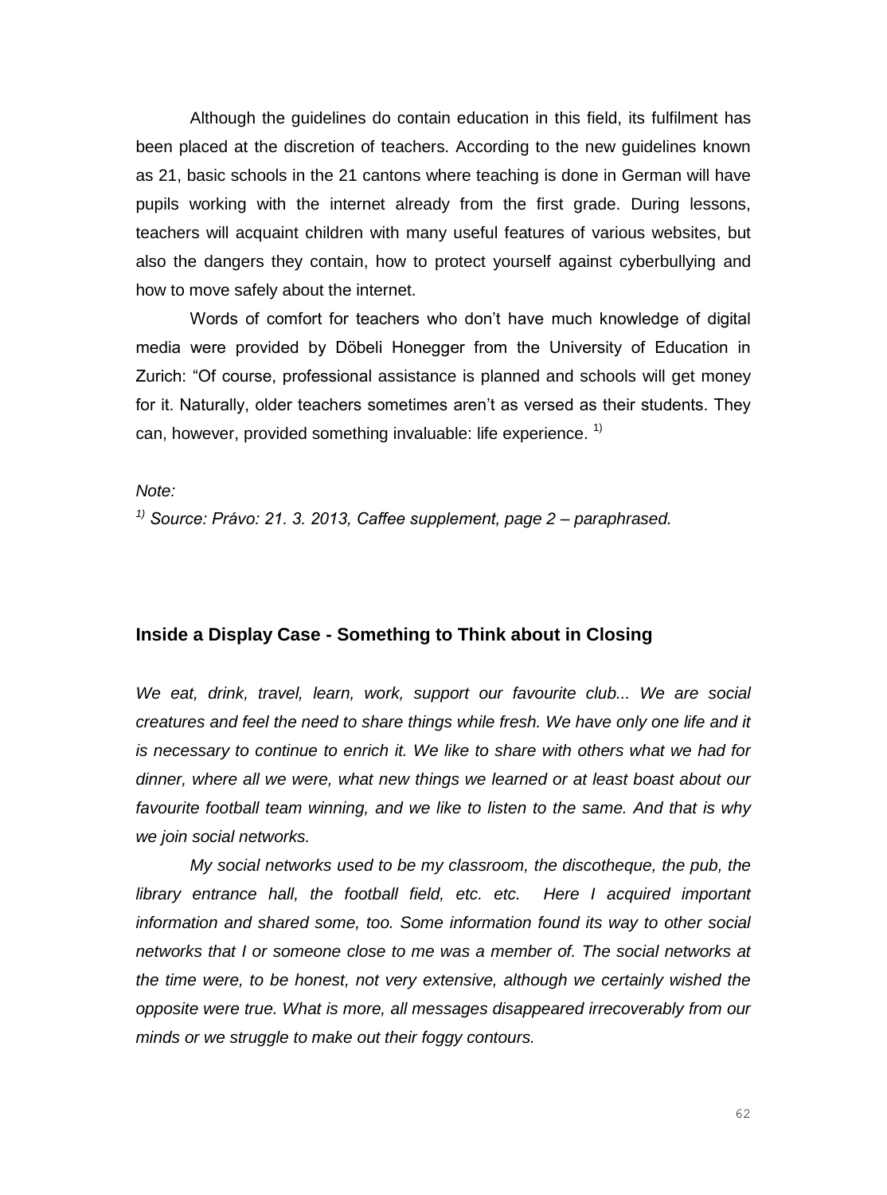Although the guidelines do contain education in this field, its fulfilment has been placed at the discretion of teachers. According to the new guidelines known as 21, basic schools in the 21 cantons where teaching is done in German will have pupils working with the internet already from the first grade. During lessons, teachers will acquaint children with many useful features of various websites, but also the dangers they contain, how to protect yourself against cyberbullying and how to move safely about the internet.

Words of comfort for teachers who don't have much knowledge of digital media were provided by Döbeli Honegger from the University of Education in Zurich: "Of course, professional assistance is planned and schools will get money for it. Naturally, older teachers sometimes aren't as versed as their students. They can, however, provided something invaluable: life experience. [1)]

*Note:*

*[1)] Source: Právo: 21. 3. 2013, Caffee supplement, page 2 – paraphrased.*

### Inside a Display Case - Something to Think about in Closing

*We eat, drink, travel, learn, work, support our favourite club... We are social creatures and feel the need to share things while fresh. We have only one life and it is necessary to continue to enrich it. We like to share with others what we had for dinner, where all we were, what new things we learned or at least boast about our favourite football team winning, and we like to listen to the same. And that is why we join social networks.*

*My social networks used to be my classroom, the discotheque, the pub, the library entrance hall, the football field, etc. etc. Here I acquired important information and shared some, too. Some information found its way to other social networks that I or someone close to me was a member of. The social networks at the time were, to be honest, not very extensive, although we certainly wished the opposite were true. What is more, all messages disappeared irrecoverably from our minds or we struggle to make out their foggy contours.*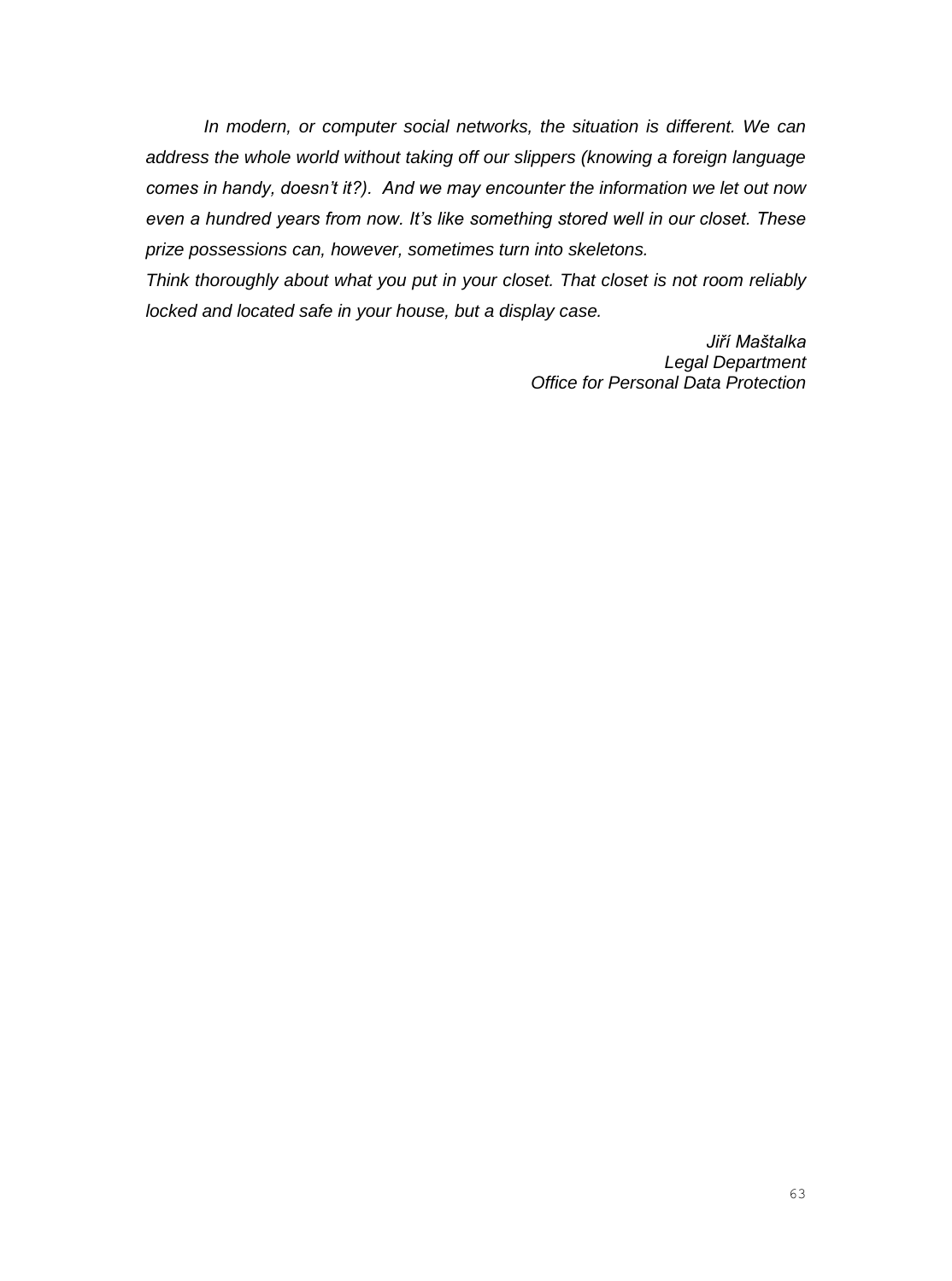*In modern, or computer social networks, the situation is different. We can address the whole world without taking off our slippers (knowing a foreign language comes in handy, doesn't it?). And we may encounter the information we let out now even a hundred years from now. It's like something stored well in our closet. These prize possessions can, however, sometimes turn into skeletons.*

*Think thoroughly about what you put in your closet. That closet is not room reliably locked and located safe in your house, but a display case.*

*Jiří Maštalka*
*Legal Department*
*Office for Personal Data Protection*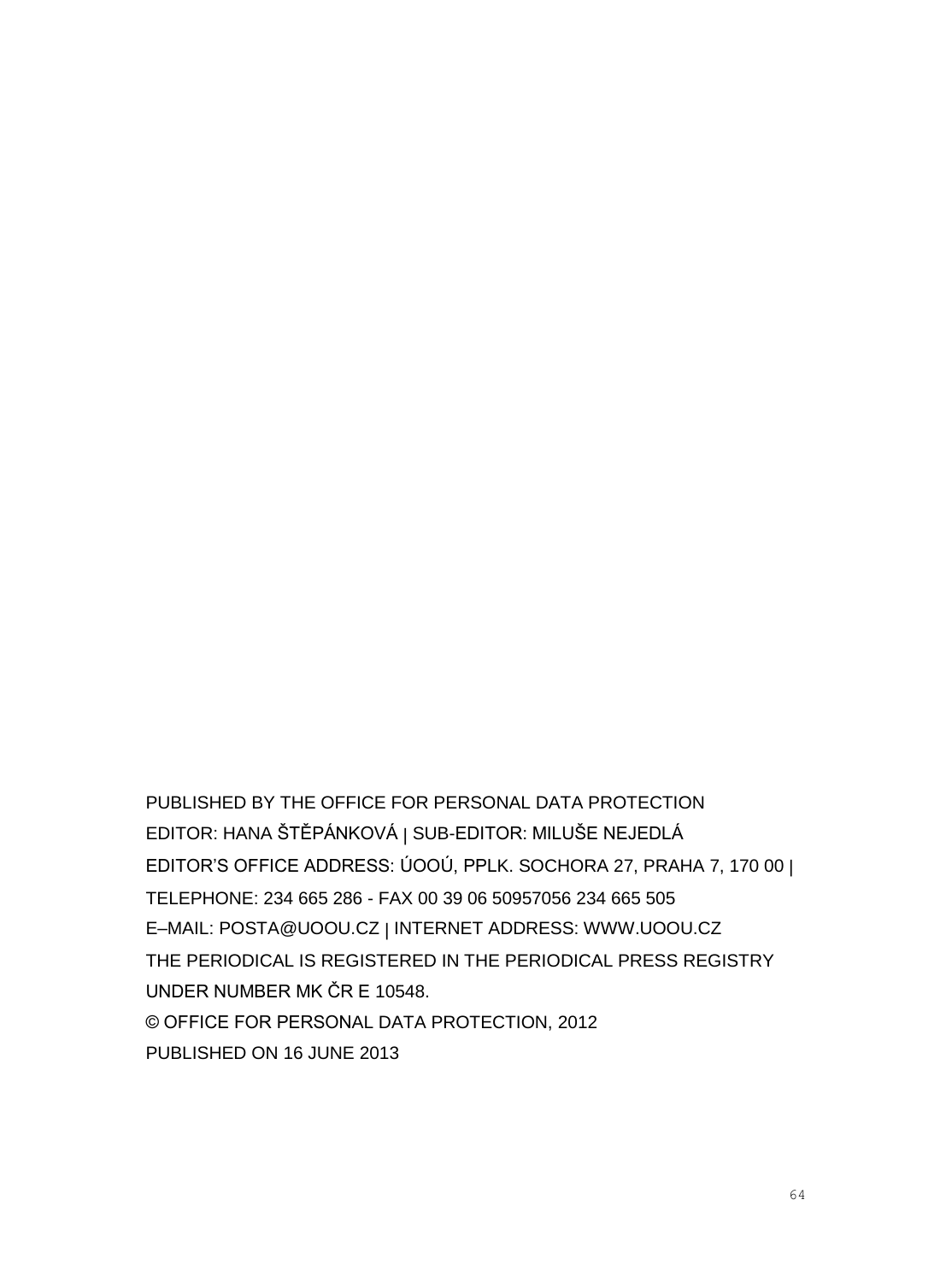PUBLISHED BY THE OFFICE FOR PERSONAL DATA PROTECTION

EDITOR: HANA ŠTĚPÁNKOVÁ | SUB-EDITOR: MILUŠE NEJEDLÁ

EDITOR'S OFFICE ADDRESS: ÚOOÚ, PPLK. SOCHORA 27, PRAHA 7, 170 00 |

TELEPHONE: 234 665 286 - FAX 00 39 06 50957056 234 665 505

E–MAIL: POSTA@UOOU.CZ | INTERNET ADDRESS: WWW.UOOU.CZ

THE PERIODICAL IS REGISTERED IN THE PERIODICAL PRESS REGISTRY UNDER NUMBER MK ČR E 10548.

© OFFICE FOR PERSONAL DATA PROTECTION, 2012

PUBLISHED ON 16 JUNE 2013